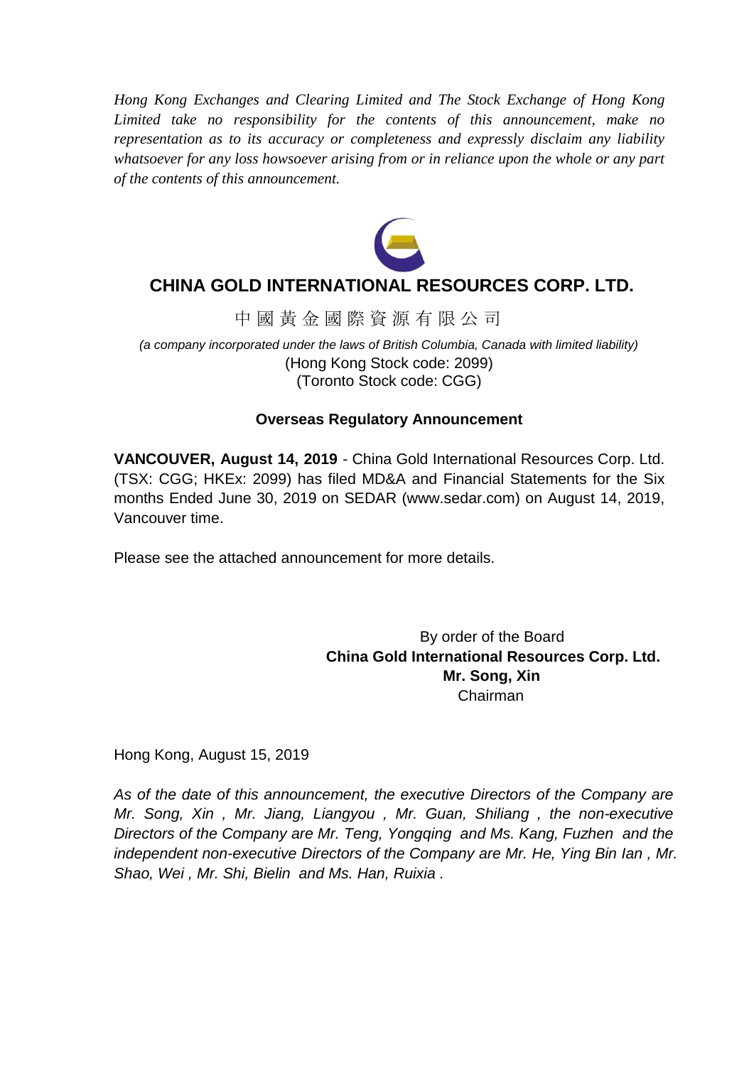*Hong Kong Exchanges and Clearing Limited and The Stock Exchange of Hong Kong Limited take no responsibility for the contents of this announcement, make no representation as to its accuracy or completeness and expressly disclaim any liability whatsoever for any loss howsoever arising from or in reliance upon the whole or any part of the contents of this announcement.*

# CHINA GOLD INTERNATIONAL RESOURCES CORP. LTD.

中 國 黃 金 國 際 資 源 有 限 公 司

*(a company incorporated under the laws of British Columbia, Canada with limited liability)*
(Hong Kong Stock code: 2099)
(Toronto Stock code: CGG)

## Overseas Regulatory Announcement

**VANCOUVER, August 14, 2019** - China Gold International Resources Corp. Ltd. (TSX: CGG; HKEx: 2099) has filed MD&A and Financial Statements for the Six months Ended June 30, 2019 on SEDAR (www.sedar.com) on August 14, 2019, Vancouver time.

Please see the attached announcement for more details.

By order of the Board
**China Gold International Resources Corp. Ltd.**
**Mr. Song, Xin**
Chairman

Hong Kong, August 15, 2019

*As of the date of this announcement, the executive Directors of the Company are Mr. Song, Xin , Mr. Jiang, Liangyou , Mr. Guan, Shiliang , the non-executive Directors of the Company are Mr. Teng, Yongqing and Ms. Kang, Fuzhen and the independent non-executive Directors of the Company are Mr. He, Ying Bin Ian , Mr. Shao, Wei , Mr. Shi, Bielin and Ms. Han, Ruixia .*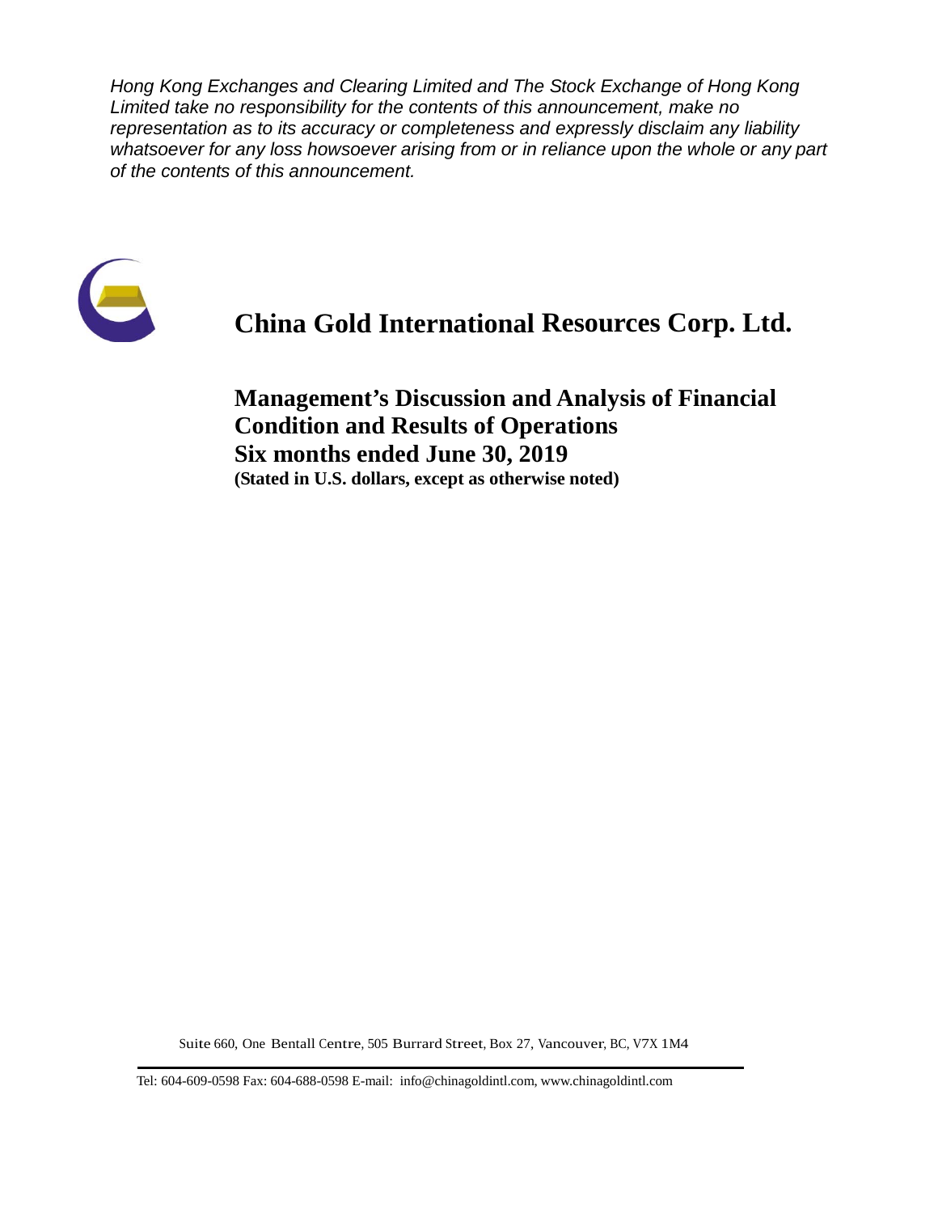*Hong Kong Exchanges and Clearing Limited and The Stock Exchange of Hong Kong Limited take no responsibility for the contents of this announcement, make no representation as to its accuracy or completeness and expressly disclaim any liability whatsoever for any loss howsoever arising from or in reliance upon the whole or any part of the contents of this announcement.*

# China Gold International Resources Corp. Ltd.

## Management's Discussion and Analysis of Financial Condition and Results of Operations
## Six months ended June 30, 2019

**(Stated in U.S. dollars, except as otherwise noted)**

Suite 660, One Bentall Centre, 505 Burrard Street, Box 27, Vancouver, BC, V7X 1M4

Tel: 604-609-0598 Fax: 604-688-0598 E-mail: info@chinagoldintl.com, www.chinagoldintl.com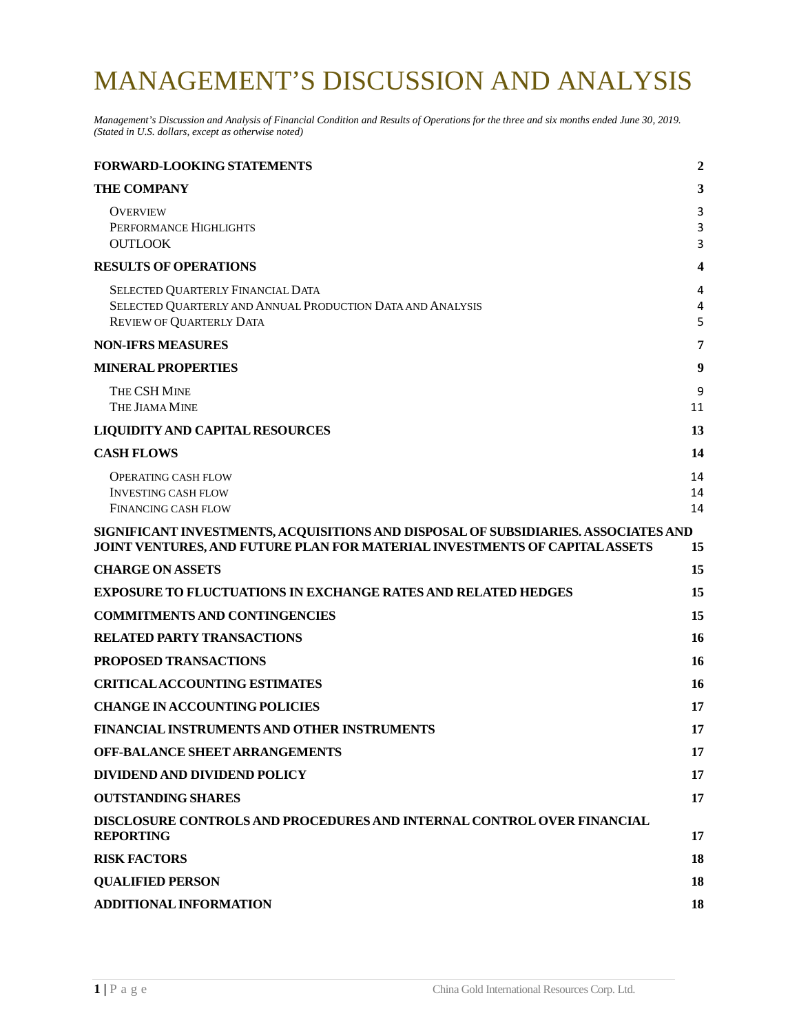# MANAGEMENT'S DISCUSSION AND ANALYSIS

*Management's Discussion and Analysis of Financial Condition and Results of Operations for the three and six months ended June 30, 2019. (Stated in U.S. dollars, except as otherwise noted)*

| | |
|---|---|
| **FORWARD-LOOKING STATEMENTS** | **2** |
| **THE COMPANY** | **3** |
| Overview | 3 |
| Performance Highlights | 3 |
| OUTLOOK | 3 |
| **RESULTS OF OPERATIONS** | **4** |
| Selected Quarterly Financial Data | 4 |
| Selected Quarterly and Annual Production Data and Analysis | 4 |
| Review of Quarterly Data | 5 |
| **NON-IFRS MEASURES** | **7** |
| **MINERAL PROPERTIES** | **9** |
| The CSH Mine | 9 |
| The Jiama Mine | 11 |
| **LIQUIDITY AND CAPITAL RESOURCES** | **13** |
| **CASH FLOWS** | **14** |
| Operating cash flow | 14 |
| Investing cash flow | 14 |
| Financing cash flow | 14 |
| **SIGNIFICANT INVESTMENTS, ACQUISITIONS AND DISPOSAL OF SUBSIDIARIES. ASSOCIATES AND JOINT VENTURES, AND FUTURE PLAN FOR MATERIAL INVESTMENTS OF CAPITAL ASSETS** | **15** |
| **CHARGE ON ASSETS** | **15** |
| **EXPOSURE TO FLUCTUATIONS IN EXCHANGE RATES AND RELATED HEDGES** | **15** |
| **COMMITMENTS AND CONTINGENCIES** | **15** |
| **RELATED PARTY TRANSACTIONS** | **16** |
| **PROPOSED TRANSACTIONS** | **16** |
| **CRITICAL ACCOUNTING ESTIMATES** | **16** |
| **CHANGE IN ACCOUNTING POLICIES** | **17** |
| **FINANCIAL INSTRUMENTS AND OTHER INSTRUMENTS** | **17** |
| **OFF-BALANCE SHEET ARRANGEMENTS** | **17** |
| **DIVIDEND AND DIVIDEND POLICY** | **17** |
| **OUTSTANDING SHARES** | **17** |
| **DISCLOSURE CONTROLS AND PROCEDURES AND INTERNAL CONTROL OVER FINANCIAL REPORTING** | **17** |
| **RISK FACTORS** | **18** |
| **QUALIFIED PERSON** | **18** |
| **ADDITIONAL INFORMATION** | **18** |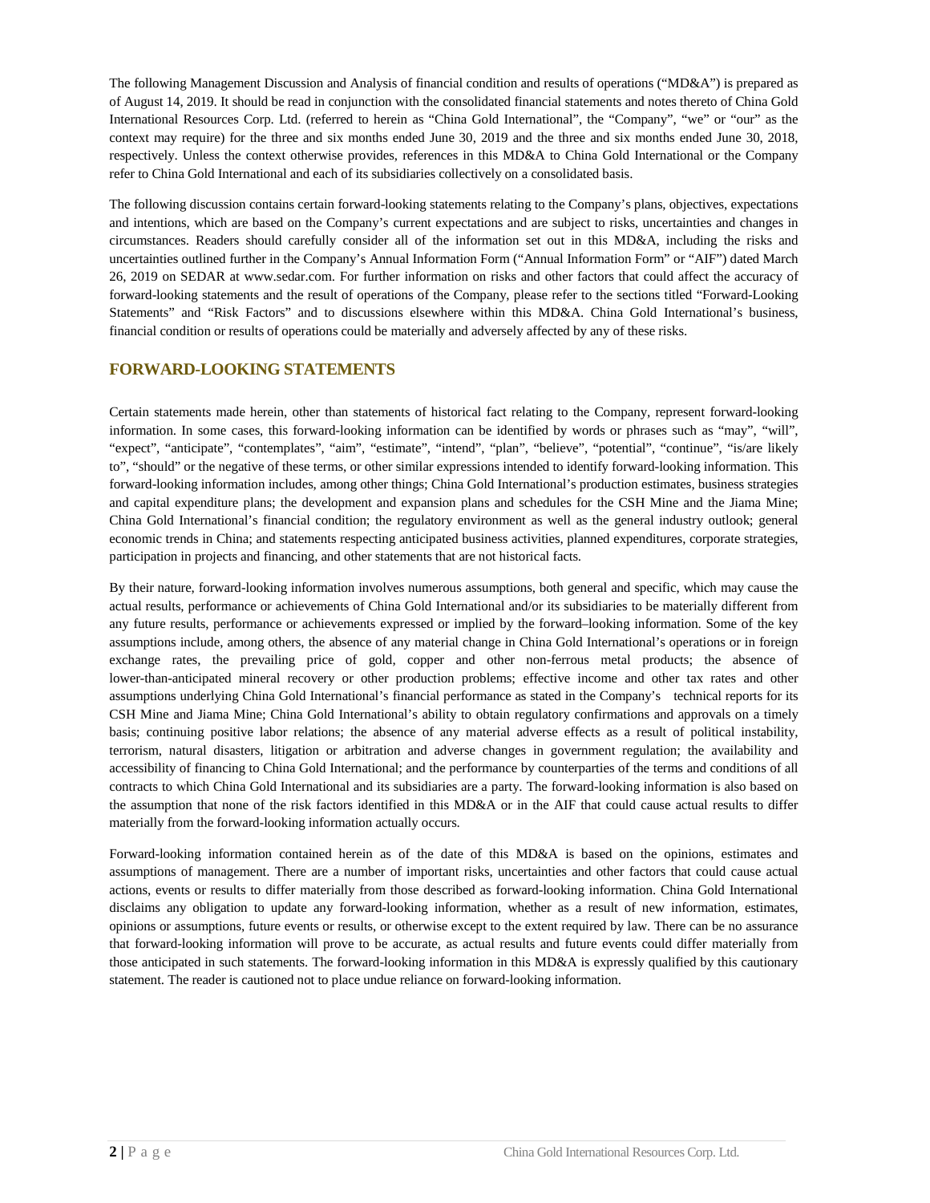The following Management Discussion and Analysis of financial condition and results of operations ("MD&A") is prepared as of August 14, 2019. It should be read in conjunction with the consolidated financial statements and notes thereto of China Gold International Resources Corp. Ltd. (referred to herein as "China Gold International", the "Company", "we" or "our" as the context may require) for the three and six months ended June 30, 2019 and the three and six months ended June 30, 2018, respectively. Unless the context otherwise provides, references in this MD&A to China Gold International or the Company refer to China Gold International and each of its subsidiaries collectively on a consolidated basis.

The following discussion contains certain forward-looking statements relating to the Company's plans, objectives, expectations and intentions, which are based on the Company's current expectations and are subject to risks, uncertainties and changes in circumstances. Readers should carefully consider all of the information set out in this MD&A, including the risks and uncertainties outlined further in the Company's Annual Information Form ("Annual Information Form" or "AIF") dated March 26, 2019 on SEDAR at www.sedar.com. For further information on risks and other factors that could affect the accuracy of forward-looking statements and the result of operations of the Company, please refer to the sections titled "Forward-Looking Statements" and "Risk Factors" and to discussions elsewhere within this MD&A. China Gold International's business, financial condition or results of operations could be materially and adversely affected by any of these risks.

## FORWARD-LOOKING STATEMENTS

Certain statements made herein, other than statements of historical fact relating to the Company, represent forward-looking information. In some cases, this forward-looking information can be identified by words or phrases such as "may", "will", "expect", "anticipate", "contemplates", "aim", "estimate", "intend", "plan", "believe", "potential", "continue", "is/are likely to", "should" or the negative of these terms, or other similar expressions intended to identify forward-looking information. This forward-looking information includes, among other things; China Gold International's production estimates, business strategies and capital expenditure plans; the development and expansion plans and schedules for the CSH Mine and the Jiama Mine; China Gold International's financial condition; the regulatory environment as well as the general industry outlook; general economic trends in China; and statements respecting anticipated business activities, planned expenditures, corporate strategies, participation in projects and financing, and other statements that are not historical facts.

By their nature, forward-looking information involves numerous assumptions, both general and specific, which may cause the actual results, performance or achievements of China Gold International and/or its subsidiaries to be materially different from any future results, performance or achievements expressed or implied by the forward–looking information. Some of the key assumptions include, among others, the absence of any material change in China Gold International's operations or in foreign exchange rates, the prevailing price of gold, copper and other non-ferrous metal products; the absence of lower-than-anticipated mineral recovery or other production problems; effective income and other tax rates and other assumptions underlying China Gold International's financial performance as stated in the Company's technical reports for its CSH Mine and Jiama Mine; China Gold International's ability to obtain regulatory confirmations and approvals on a timely basis; continuing positive labor relations; the absence of any material adverse effects as a result of political instability, terrorism, natural disasters, litigation or arbitration and adverse changes in government regulation; the availability and accessibility of financing to China Gold International; and the performance by counterparties of the terms and conditions of all contracts to which China Gold International and its subsidiaries are a party. The forward-looking information is also based on the assumption that none of the risk factors identified in this MD&A or in the AIF that could cause actual results to differ materially from the forward-looking information actually occurs.

Forward-looking information contained herein as of the date of this MD&A is based on the opinions, estimates and assumptions of management. There are a number of important risks, uncertainties and other factors that could cause actual actions, events or results to differ materially from those described as forward-looking information. China Gold International disclaims any obligation to update any forward-looking information, whether as a result of new information, estimates, opinions or assumptions, future events or results, or otherwise except to the extent required by law. There can be no assurance that forward-looking information will prove to be accurate, as actual results and future events could differ materially from those anticipated in such statements. The forward-looking information in this MD&A is expressly qualified by this cautionary statement. The reader is cautioned not to place undue reliance on forward-looking information.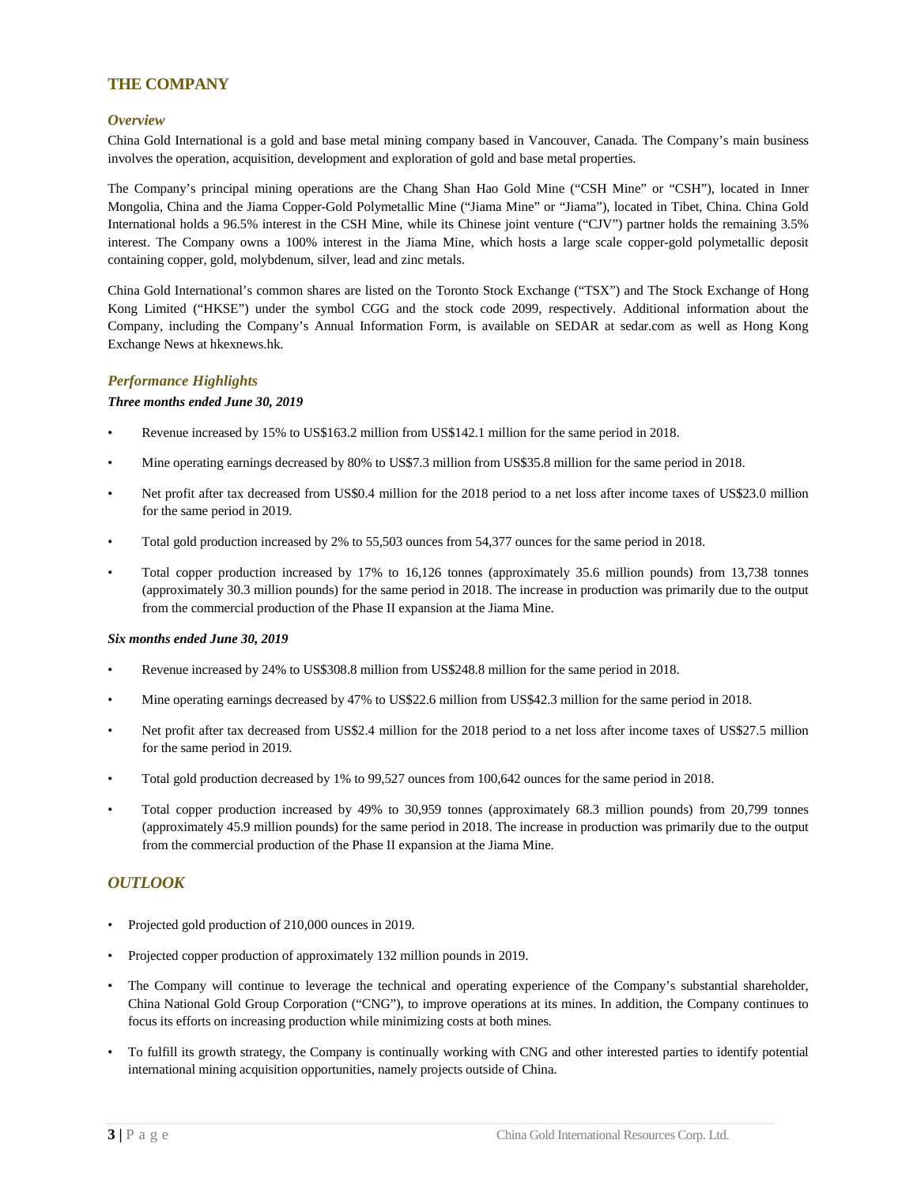## THE COMPANY

### *Overview*

China Gold International is a gold and base metal mining company based in Vancouver, Canada. The Company's main business involves the operation, acquisition, development and exploration of gold and base metal properties.

The Company's principal mining operations are the Chang Shan Hao Gold Mine ("CSH Mine" or "CSH"), located in Inner Mongolia, China and the Jiama Copper-Gold Polymetallic Mine ("Jiama Mine" or "Jiama"), located in Tibet, China. China Gold International holds a 96.5% interest in the CSH Mine, while its Chinese joint venture ("CJV") partner holds the remaining 3.5% interest. The Company owns a 100% interest in the Jiama Mine, which hosts a large scale copper-gold polymetallic deposit containing copper, gold, molybdenum, silver, lead and zinc metals.

China Gold International's common shares are listed on the Toronto Stock Exchange ("TSX") and The Stock Exchange of Hong Kong Limited ("HKSE") under the symbol CGG and the stock code 2099, respectively. Additional information about the Company, including the Company's Annual Information Form, is available on SEDAR at sedar.com as well as Hong Kong Exchange News at hkexnews.hk.

### *Performance Highlights*

***Three months ended June 30, 2019***

- Revenue increased by 15% to US$163.2 million from US$142.1 million for the same period in 2018.
- Mine operating earnings decreased by 80% to US$7.3 million from US$35.8 million for the same period in 2018.
- Net profit after tax decreased from US$0.4 million for the 2018 period to a net loss after income taxes of US$23.0 million for the same period in 2019.
- Total gold production increased by 2% to 55,503 ounces from 54,377 ounces for the same period in 2018.
- Total copper production increased by 17% to 16,126 tonnes (approximately 35.6 million pounds) from 13,738 tonnes (approximately 30.3 million pounds) for the same period in 2018. The increase in production was primarily due to the output from the commercial production of the Phase II expansion at the Jiama Mine.

***Six months ended June 30, 2019***

- Revenue increased by 24% to US$308.8 million from US$248.8 million for the same period in 2018.
- Mine operating earnings decreased by 47% to US$22.6 million from US$42.3 million for the same period in 2018.
- Net profit after tax decreased from US$2.4 million for the 2018 period to a net loss after income taxes of US$27.5 million for the same period in 2019.
- Total gold production decreased by 1% to 99,527 ounces from 100,642 ounces for the same period in 2018.
- Total copper production increased by 49% to 30,959 tonnes (approximately 68.3 million pounds) from 20,799 tonnes (approximately 45.9 million pounds) for the same period in 2018. The increase in production was primarily due to the output from the commercial production of the Phase II expansion at the Jiama Mine.

## *OUTLOOK*

- Projected gold production of 210,000 ounces in 2019.
- Projected copper production of approximately 132 million pounds in 2019.
- The Company will continue to leverage the technical and operating experience of the Company's substantial shareholder, China National Gold Group Corporation ("CNG"), to improve operations at its mines. In addition, the Company continues to focus its efforts on increasing production while minimizing costs at both mines.
- To fulfill its growth strategy, the Company is continually working with CNG and other interested parties to identify potential international mining acquisition opportunities, namely projects outside of China.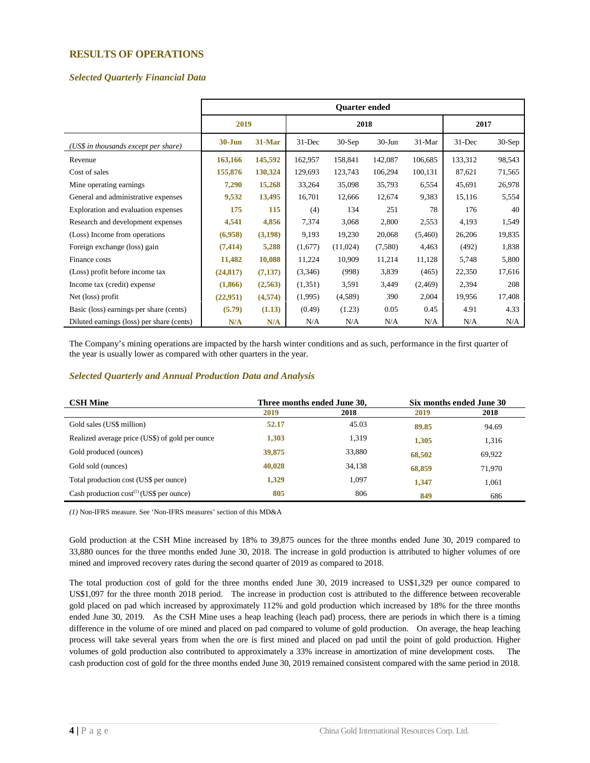## RESULTS OF OPERATIONS

### *Selected Quarterly Financial Data*

| | Quarter ended | | | | | | | |
|---|---|---|---|---|---|---|---|---|
| | 2019 | | 2018 | | | | 2017 | |
| *(US$ in thousands except per share)* | **30-Jun** | **31-Mar** | 31-Dec | 30-Sep | 30-Jun | 31-Mar | 31-Dec | 30-Sep |
| Revenue | **163,166** | **145,592** | 162,957 | 158,841 | 142,087 | 106,685 | 133,312 | 98,543 |
| Cost of sales | **155,876** | **130,324** | 129,693 | 123,743 | 106,294 | 100,131 | 87,621 | 71,565 |
| Mine operating earnings | **7,290** | **15,268** | 33,264 | 35,098 | 35,793 | 6,554 | 45,691 | 26,978 |
| General and administrative expenses | **9,532** | **13,495** | 16,701 | 12,666 | 12,674 | 9,383 | 15,116 | 5,554 |
| Exploration and evaluation expenses | **175** | **115** | (4) | 134 | 251 | 78 | 176 | 40 |
| Research and development expenses | **4,541** | **4,856** | 7,374 | 3,068 | 2,800 | 2,553 | 4,193 | 1,549 |
| (Loss) Income from operations | **(6,958)** | **(3,198)** | 9,193 | 19,230 | 20,068 | (5,460) | 26,206 | 19,835 |
| Foreign exchange (loss) gain | **(7,414)** | **5,288** | (1,677) | (11,024) | (7,580) | 4,463 | (492) | 1,838 |
| Finance costs | **11,482** | **10,088** | 11,224 | 10,909 | 11,214 | 11,128 | 5,748 | 5,800 |
| (Loss) profit before income tax | **(24,817)** | **(7,137)** | (3,346) | (998) | 3,839 | (465) | 22,350 | 17,616 |
| Income tax (credit) expense | **(1,866)** | **(2,563)** | (1,351) | 3,591 | 3,449 | (2,469) | 2,394 | 208 |
| Net (loss) profit | **(22,951)** | **(4,574)** | (1,995) | (4,589) | 390 | 2,004 | 19,956 | 17,408 |
| Basic (loss) earnings per share (cents) | **(5.79)** | **(1.13)** | (0.49) | (1.23) | 0.05 | 0.45 | 4.91 | 4.33 |
| Diluted earnings (loss) per share (cents) | **N/A** | **N/A** | N/A | N/A | N/A | N/A | N/A | N/A |

The Company's mining operations are impacted by the harsh winter conditions and as such, performance in the first quarter of the year is usually lower as compared with other quarters in the year.

### *Selected Quarterly and Annual Production Data and Analysis*

| **CSH Mine** | **Three months ended June 30,** | | **Six months ended June 30** | |
|---|---|---|---|---|
| | **2019** | **2018** | **2019** | **2018** |
| Gold sales (US$ million) | **52.17** | 45.03 | **89.85** | 94.69 |
| Realized average price (US$) of gold per ounce | **1,303** | 1,319 | **1,305** | 1,316 |
| Gold produced (ounces) | **39,875** | 33,880 | **68,502** | 69,922 |
| Gold sold (ounces) | **40,028** | 34,138 | **68,859** | 71,970 |
| Total production cost (US$ per ounce) | **1,329** | 1,097 | **1,347** | 1,061 |
| Cash production cost[1] (US$ per ounce) | **805** | 806 | **849** | 686 |

*(1)* Non-IFRS measure. See 'Non-IFRS measures' section of this MD&A

Gold production at the CSH Mine increased by 18% to 39,875 ounces for the three months ended June 30, 2019 compared to 33,880 ounces for the three months ended June 30, 2018. The increase in gold production is attributed to higher volumes of ore mined and improved recovery rates during the second quarter of 2019 as compared to 2018.

The total production cost of gold for the three months ended June 30, 2019 increased to US$1,329 per ounce compared to US$1,097 for the three month 2018 period. The increase in production cost is attributed to the difference between recoverable gold placed on pad which increased by approximately 112% and gold production which increased by 18% for the three months ended June 30, 2019. As the CSH Mine uses a heap leaching (leach pad) process, there are periods in which there is a timing difference in the volume of ore mined and placed on pad compared to volume of gold production. On average, the heap leaching process will take several years from when the ore is first mined and placed on pad until the point of gold production. Higher volumes of gold production also contributed to approximately a 33% increase in amortization of mine development costs. The cash production cost of gold for the three months ended June 30, 2019 remained consistent compared with the same period in 2018.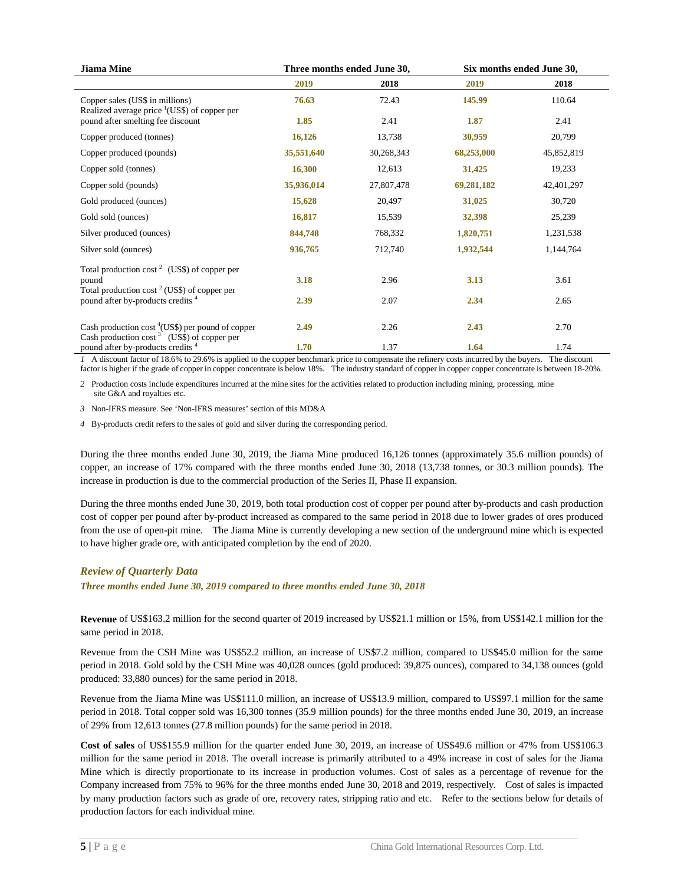| Jiama Mine | Three months ended June 30, | | Six months ended June 30, | |
|---|---|---|---|---|
| | **2019** | 2018 | **2019** | 2018 |
| Copper sales (US$ in millions) | **76.63** | 72.43 | **145.99** | 110.64 |
| Realized average price [1](US$) of copper per pound after smelting fee discount | **1.85** | 2.41 | **1.87** | 2.41 |
| Copper produced (tonnes) | **16,126** | 13,738 | **30,959** | 20,799 |
| Copper produced (pounds) | **35,551,640** | 30,268,343 | **68,253,000** | 45,852,819 |
| Copper sold (tonnes) | **16,300** | 12,613 | **31,425** | 19,233 |
| Copper sold (pounds) | **35,936,014** | 27,807,478 | **69,281,182** | 42,401,297 |
| Gold produced (ounces) | **15,628** | 20,497 | **31,025** | 30,720 |
| Gold sold (ounces) | **16,817** | 15,539 | **32,398** | 25,239 |
| Silver produced (ounces) | **844,748** | 768,332 | **1,820,751** | 1,231,538 |
| Silver sold (ounces) | **936,765** | 712,740 | **1,932,544** | 1,144,764 |
| Total production cost [2] (US$) of copper per pound | **3.18** | 2.96 | **3.13** | 3.61 |
| Total production cost [2] (US$) of copper per pound after by-products credits [4] | **2.39** | 2.07 | **2.34** | 2.65 |
| Cash production cost [4](US$) per pound of copper | **2.49** | 2.26 | **2.43** | 2.70 |
| Cash production cost [3] (US$) of copper per pound after by-products credits [4] | **1.70** | 1.37 | **1.64** | 1.74 |

*1* A discount factor of 18.6% to 29.6% is applied to the copper benchmark price to compensate the refinery costs incurred by the buyers. The discount factor is higher if the grade of copper in copper concentrate is below 18%. The industry standard of copper in copper copper concentrate is between 18-20%.

*2* Production costs include expenditures incurred at the mine sites for the activities related to production including mining, processing, mine site G&A and royalties etc.

*3* Non-IFRS measure. See 'Non-IFRS measures' section of this MD&A

*4* By-products credit refers to the sales of gold and silver during the corresponding period.

During the three months ended June 30, 2019, the Jiama Mine produced 16,126 tonnes (approximately 35.6 million pounds) of copper, an increase of 17% compared with the three months ended June 30, 2018 (13,738 tonnes, or 30.3 million pounds). The increase in production is due to the commercial production of the Series II, Phase II expansion.

During the three months ended June 30, 2019, both total production cost of copper per pound after by-products and cash production cost of copper per pound after by-product increased as compared to the same period in 2018 due to lower grades of ores produced from the use of open-pit mine. The Jiama Mine is currently developing a new section of the underground mine which is expected to have higher grade ore, with anticipated completion by the end of 2020.

### *Review of Quarterly Data*

***Three months ended June 30, 2019 compared to three months ended June 30, 2018***

**Revenue** of US$163.2 million for the second quarter of 2019 increased by US$21.1 million or 15%, from US$142.1 million for the same period in 2018.

Revenue from the CSH Mine was US$52.2 million, an increase of US$7.2 million, compared to US$45.0 million for the same period in 2018. Gold sold by the CSH Mine was 40,028 ounces (gold produced: 39,875 ounces), compared to 34,138 ounces (gold produced: 33,880 ounces) for the same period in 2018.

Revenue from the Jiama Mine was US$111.0 million, an increase of US$13.9 million, compared to US$97.1 million for the same period in 2018. Total copper sold was 16,300 tonnes (35.9 million pounds) for the three months ended June 30, 2019, an increase of 29% from 12,613 tonnes (27.8 million pounds) for the same period in 2018.

**Cost of sales** of US$155.9 million for the quarter ended June 30, 2019, an increase of US$49.6 million or 47% from US$106.3 million for the same period in 2018. The overall increase is primarily attributed to a 49% increase in cost of sales for the Jiama Mine which is directly proportionate to its increase in production volumes. Cost of sales as a percentage of revenue for the Company increased from 75% to 96% for the three months ended June 30, 2018 and 2019, respectively. Cost of sales is impacted by many production factors such as grade of ore, recovery rates, stripping ratio and etc. Refer to the sections below for details of production factors for each individual mine.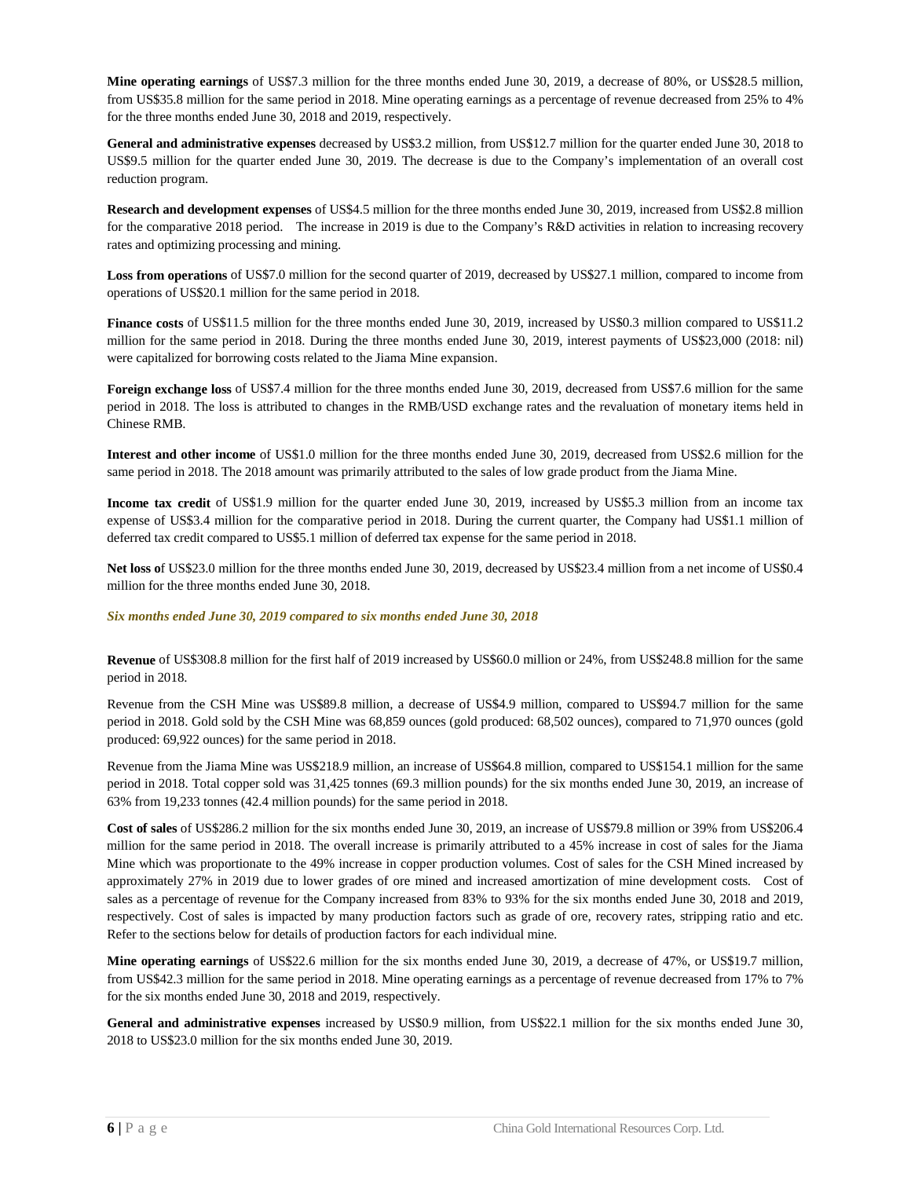**Mine operating earnings** of US$7.3 million for the three months ended June 30, 2019, a decrease of 80%, or US$28.5 million, from US$35.8 million for the same period in 2018. Mine operating earnings as a percentage of revenue decreased from 25% to 4% for the three months ended June 30, 2018 and 2019, respectively.

**General and administrative expenses** decreased by US$3.2 million, from US$12.7 million for the quarter ended June 30, 2018 to US$9.5 million for the quarter ended June 30, 2019. The decrease is due to the Company's implementation of an overall cost reduction program.

**Research and development expenses** of US$4.5 million for the three months ended June 30, 2019, increased from US$2.8 million for the comparative 2018 period. The increase in 2019 is due to the Company's R&D activities in relation to increasing recovery rates and optimizing processing and mining.

**Loss from operations** of US$7.0 million for the second quarter of 2019, decreased by US$27.1 million, compared to income from operations of US$20.1 million for the same period in 2018.

**Finance costs** of US$11.5 million for the three months ended June 30, 2019, increased by US$0.3 million compared to US$11.2 million for the same period in 2018. During the three months ended June 30, 2019, interest payments of US$23,000 (2018: nil) were capitalized for borrowing costs related to the Jiama Mine expansion.

**Foreign exchange loss** of US$7.4 million for the three months ended June 30, 2019, decreased from US$7.6 million for the same period in 2018. The loss is attributed to changes in the RMB/USD exchange rates and the revaluation of monetary items held in Chinese RMB.

**Interest and other income** of US$1.0 million for the three months ended June 30, 2019, decreased from US$2.6 million for the same period in 2018. The 2018 amount was primarily attributed to the sales of low grade product from the Jiama Mine.

**Income tax credit** of US$1.9 million for the quarter ended June 30, 2019, increased by US$5.3 million from an income tax expense of US$3.4 million for the comparative period in 2018. During the current quarter, the Company had US$1.1 million of deferred tax credit compared to US$5.1 million of deferred tax expense for the same period in 2018.

**Net loss of** US$23.0 million for the three months ended June 30, 2019, decreased by US$23.4 million from a net income of US$0.4 million for the three months ended June 30, 2018.

***Six months ended June 30, 2019 compared to six months ended June 30, 2018***

**Revenue** of US$308.8 million for the first half of 2019 increased by US$60.0 million or 24%, from US$248.8 million for the same period in 2018.

Revenue from the CSH Mine was US$89.8 million, a decrease of US$4.9 million, compared to US$94.7 million for the same period in 2018. Gold sold by the CSH Mine was 68,859 ounces (gold produced: 68,502 ounces), compared to 71,970 ounces (gold produced: 69,922 ounces) for the same period in 2018.

Revenue from the Jiama Mine was US$218.9 million, an increase of US$64.8 million, compared to US$154.1 million for the same period in 2018. Total copper sold was 31,425 tonnes (69.3 million pounds) for the six months ended June 30, 2019, an increase of 63% from 19,233 tonnes (42.4 million pounds) for the same period in 2018.

**Cost of sales** of US$286.2 million for the six months ended June 30, 2019, an increase of US$79.8 million or 39% from US$206.4 million for the same period in 2018. The overall increase is primarily attributed to a 45% increase in cost of sales for the Jiama Mine which was proportionate to the 49% increase in copper production volumes. Cost of sales for the CSH Mined increased by approximately 27% in 2019 due to lower grades of ore mined and increased amortization of mine development costs. Cost of sales as a percentage of revenue for the Company increased from 83% to 93% for the six months ended June 30, 2018 and 2019, respectively. Cost of sales is impacted by many production factors such as grade of ore, recovery rates, stripping ratio and etc. Refer to the sections below for details of production factors for each individual mine.

**Mine operating earnings** of US$22.6 million for the six months ended June 30, 2019, a decrease of 47%, or US$19.7 million, from US$42.3 million for the same period in 2018. Mine operating earnings as a percentage of revenue decreased from 17% to 7% for the six months ended June 30, 2018 and 2019, respectively.

**General and administrative expenses** increased by US$0.9 million, from US$22.1 million for the six months ended June 30, 2018 to US$23.0 million for the six months ended June 30, 2019.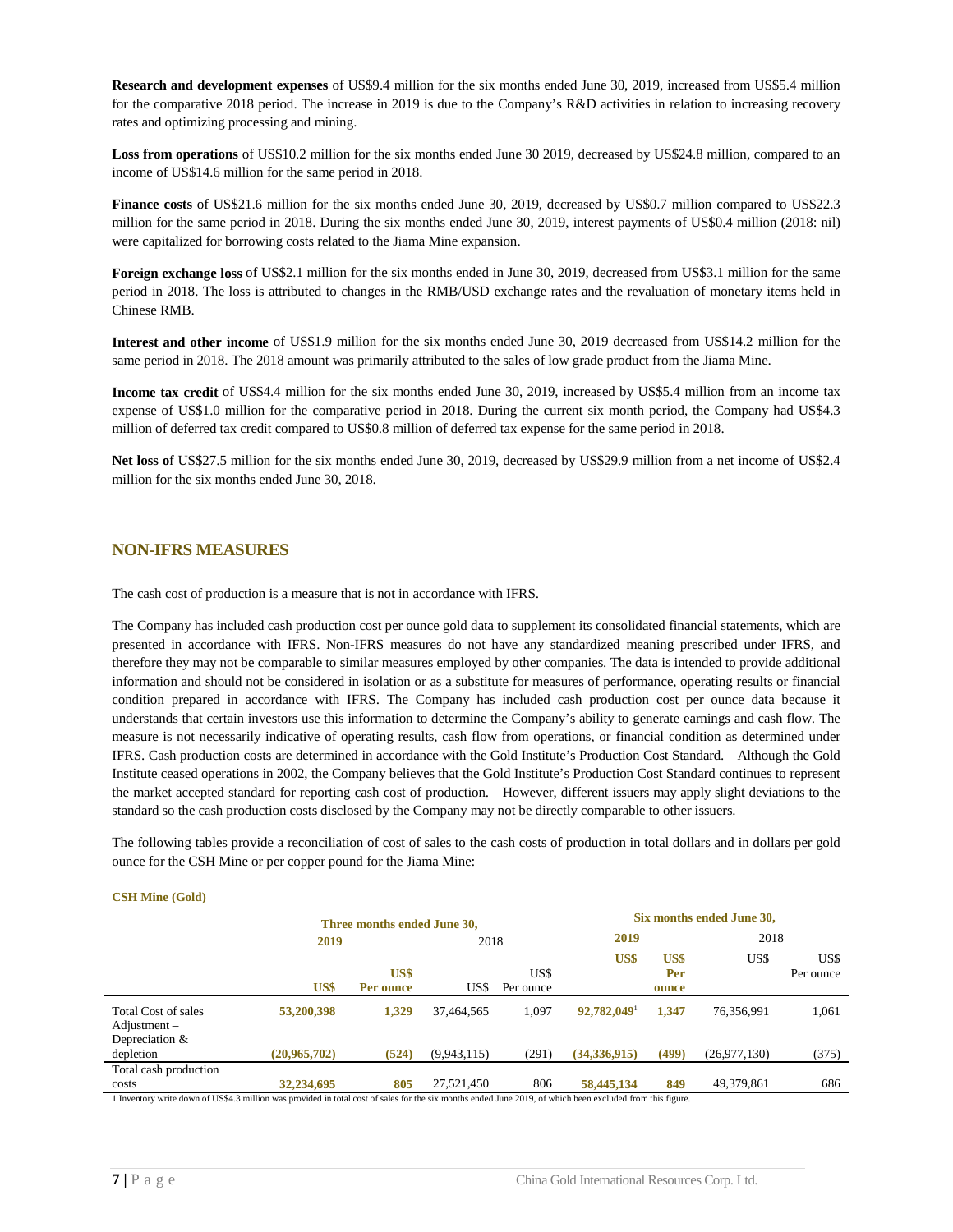**Research and development expenses** of US$9.4 million for the six months ended June 30, 2019, increased from US$5.4 million for the comparative 2018 period. The increase in 2019 is due to the Company's R&D activities in relation to increasing recovery rates and optimizing processing and mining.

**Loss from operations** of US$10.2 million for the six months ended June 30 2019, decreased by US$24.8 million, compared to an income of US$14.6 million for the same period in 2018.

**Finance costs** of US$21.6 million for the six months ended June 30, 2019, decreased by US$0.7 million compared to US$22.3 million for the same period in 2018. During the six months ended June 30, 2019, interest payments of US$0.4 million (2018: nil) were capitalized for borrowing costs related to the Jiama Mine expansion.

**Foreign exchange loss** of US$2.1 million for the six months ended in June 30, 2019, decreased from US$3.1 million for the same period in 2018. The loss is attributed to changes in the RMB/USD exchange rates and the revaluation of monetary items held in Chinese RMB.

**Interest and other income** of US$1.9 million for the six months ended June 30, 2019 decreased from US$14.2 million for the same period in 2018. The 2018 amount was primarily attributed to the sales of low grade product from the Jiama Mine.

**Income tax credit** of US$4.4 million for the six months ended June 30, 2019, increased by US$5.4 million from an income tax expense of US$1.0 million for the comparative period in 2018. During the current six month period, the Company had US$4.3 million of deferred tax credit compared to US$0.8 million of deferred tax expense for the same period in 2018.

**Net loss o**f US$27.5 million for the six months ended June 30, 2019, decreased by US$29.9 million from a net income of US$2.4 million for the six months ended June 30, 2018.

## NON-IFRS MEASURES

The cash cost of production is a measure that is not in accordance with IFRS.

The Company has included cash production cost per ounce gold data to supplement its consolidated financial statements, which are presented in accordance with IFRS. Non-IFRS measures do not have any standardized meaning prescribed under IFRS, and therefore they may not be comparable to similar measures employed by other companies. The data is intended to provide additional information and should not be considered in isolation or as a substitute for measures of performance, operating results or financial condition prepared in accordance with IFRS. The Company has included cash production cost per ounce data because it understands that certain investors use this information to determine the Company's ability to generate earnings and cash flow. The measure is not necessarily indicative of operating results, cash flow from operations, or financial condition as determined under IFRS. Cash production costs are determined in accordance with the Gold Institute's Production Cost Standard. Although the Gold Institute ceased operations in 2002, the Company believes that the Gold Institute's Production Cost Standard continues to represent the market accepted standard for reporting cash cost of production. However, different issuers may apply slight deviations to the standard so the cash production costs disclosed by the Company may not be directly comparable to other issuers.

The following tables provide a reconciliation of cost of sales to the cash costs of production in total dollars and in dollars per gold ounce for the CSH Mine or per copper pound for the Jiama Mine:

**CSH Mine (Gold)**

| | Three months ended June 30, | | | | Six months ended June 30, | | | |
|---|---|---|---|---|---|---|---|---|
| | **2019** | | 2018 | | **2019** | | 2018 | |
| | **US$** | **US$ Per ounce** | US$ | US$ Per ounce | **US$** | **US$ Per ounce** | US$ | US$ Per ounce |
| Total Cost of sales | **53,200,398** | **1,329** | 37,464,565 | 1,097 | **92,782,049**[1] | **1,347** | 76,356,991 | 1,061 |
| Adjustment – Depreciation & depletion | **(20,965,702)** | **(524)** | (9,943,115) | (291) | **(34,336,915)** | **(499)** | (26,977,130) | (375) |
| Total cash production costs | **32,234,695** | **805** | 27,521,450 | 806 | **58,445,134** | **849** | 49,379,861 | 686 |

1 Inventory write down of US$4.3 million was provided in total cost of sales for the six months ended June 2019, of which been excluded from this figure.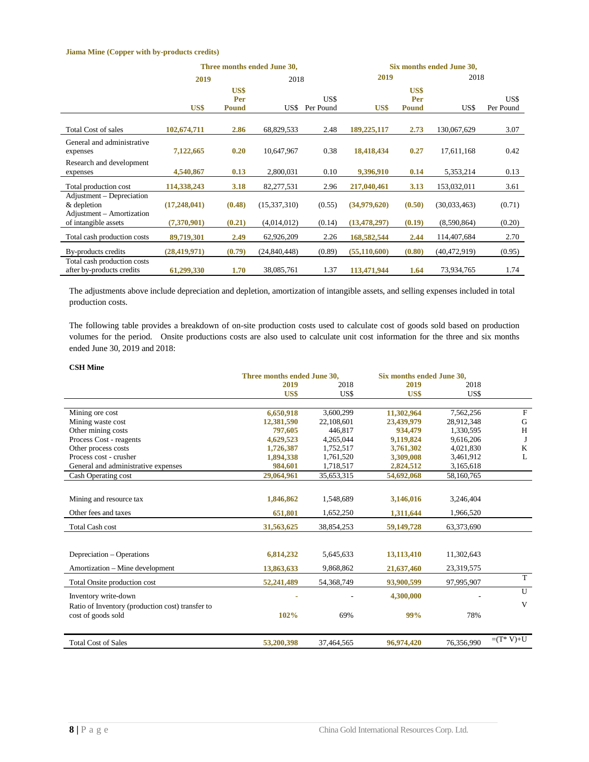**Jiama Mine (Copper with by-products credits)**

| | Three months ended June 30, | | | | Six months ended June 30, | | | |
|---|---|---|---|---|---|---|---|---|
| | 2019 | | 2018 | | 2019 | | 2018 | |
| | US$ | US$ Per Pound | US$ | US$ Per Pound | US$ | US$ Per Pound | US$ | US$ Per Pound |
| Total Cost of sales | 102,674,711 | 2.86 | 68,829,533 | 2.48 | 189,225,117 | 2.73 | 130,067,629 | 3.07 |
| General and administrative expenses | 7,122,665 | 0.20 | 10,647,967 | 0.38 | 18,418,434 | 0.27 | 17,611,168 | 0.42 |
| Research and development expenses | 4,540,867 | 0.13 | 2,800,031 | 0.10 | 9,396,910 | 0.14 | 5,353,214 | 0.13 |
| Total production cost | 114,338,243 | 3.18 | 82,277,531 | 2.96 | 217,040,461 | 3.13 | 153,032,011 | 3.61 |
| Adjustment – Depreciation & depletion | (17,248,041) | (0.48) | (15,337,310) | (0.55) | (34,979,620) | (0.50) | (30,033,463) | (0.71) |
| Adjustment – Amortization of intangible assets | (7,370,901) | (0.21) | (4,014,012) | (0.14) | (13,478,297) | (0.19) | (8,590,864) | (0.20) |
| Total cash production costs | 89,719,301 | 2.49 | 62,926,209 | 2.26 | 168,582,544 | 2.44 | 114,407,684 | 2.70 |
| By-products credits | (28,419,971) | (0.79) | (24,840,448) | (0.89) | (55,110,600) | (0.80) | (40,472,919) | (0.95) |
| Total cash production costs after by-products credits | 61,299,330 | 1.70 | 38,085,761 | 1.37 | 113,471,944 | 1.64 | 73,934,765 | 1.74 |

The adjustments above include depreciation and depletion, amortization of intangible assets, and selling expenses included in total production costs.

The following table provides a breakdown of on-site production costs used to calculate cost of goods sold based on production volumes for the period. Onsite productions costs are also used to calculate unit cost information for the three and six months ended June 30, 2019 and 2018:

**CSH Mine**

| | Three months ended June 30, | | Six months ended June 30, | | |
|---|---|---|---|---|---|
| | 2019 | 2018 | 2019 | 2018 | |
| | US$ | US$ | US$ | US$ | |
| Mining ore cost | 6,650,918 | 3,600,299 | 11,302,964 | 7,562,256 | F |
| Mining waste cost | 12,381,590 | 22,108,601 | 23,439,979 | 28,912,348 | G |
| Other mining costs | 797,605 | 446,817 | 934,479 | 1,330,595 | H |
| Process Cost - reagents | 4,629,523 | 4,265,044 | 9,119,824 | 9,616,206 | J |
| Other process costs | 1,726,387 | 1,752,517 | 3,761,302 | 4,021,830 | K |
| Process cost - crusher | 1,894,338 | 1,761,520 | 3,309,008 | 3,461,912 | L |
| General and administrative expenses | 984,601 | 1,718,517 | 2,824,512 | 3,165,618 | |
| Cash Operating cost | 29,064,961 | 35,653,315 | 54,692,068 | 58,160,765 | |
| Mining and resource tax | 1,846,862 | 1,548,689 | 3,146,016 | 3,246,404 | |
| Other fees and taxes | 651,801 | 1,652,250 | 1,311,644 | 1,966,520 | |
| Total Cash cost | 31,563,625 | 38,854,253 | 59,149,728 | 63,373,690 | |
| Depreciation – Operations | 6,814,232 | 5,645,633 | 13,113,410 | 11,302,643 | |
| Amortization – Mine development | 13,863,633 | 9,868,862 | 21,637,460 | 23,319,575 | |
| Total Onsite production cost | 52,241,489 | 54,368,749 | 93,900,599 | 97,995,907 | T |
| Inventory write-down | - | - | 4,300,000 | - | U |
| Ratio of Inventory (production cost) transfer to cost of goods sold | 102% | 69% | 99% | 78% | V |
| Total Cost of Sales | 53,200,398 | 37,464,565 | 96,974,420 | 76,356,990 | =(T* V)+U |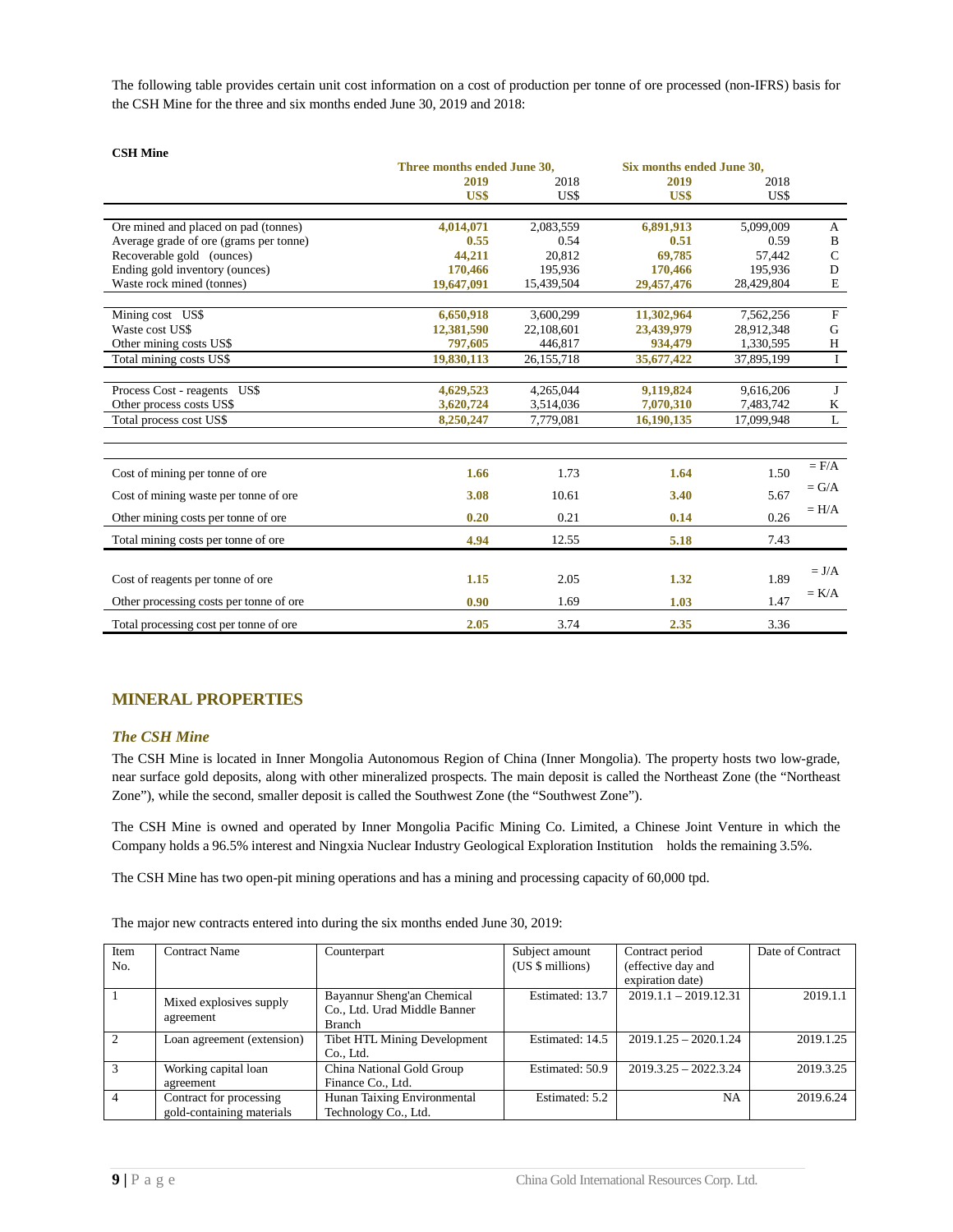The following table provides certain unit cost information on a cost of production per tonne of ore processed (non-IFRS) basis for the CSH Mine for the three and six months ended June 30, 2019 and 2018:

**CSH Mine**

| | Three months ended June 30, | | Six months ended June 30, | | |
|---|---|---|---|---|---|
| | **2019** | 2018 | **2019** | 2018 | |
| | **US$** | US$ | **US$** | US$ | |
| Ore mined and placed on pad (tonnes) | **4,014,071** | 2,083,559 | **6,891,913** | 5,099,009 | A |
| Average grade of ore (grams per tonne) | **0.55** | 0.54 | **0.51** | 0.59 | B |
| Recoverable gold (ounces) | **44,211** | 20,812 | **69,785** | 57,442 | C |
| Ending gold inventory (ounces) | **170,466** | 195,936 | **170,466** | 195,936 | D |
| Waste rock mined (tonnes) | **19,647,091** | 15,439,504 | **29,457,476** | 28,429,804 | E |
| Mining cost US$ | **6,650,918** | 3,600,299 | **11,302,964** | 7,562,256 | F |
| Waste cost US$ | **12,381,590** | 22,108,601 | **23,439,979** | 28,912,348 | G |
| Other mining costs US$ | **797,605** | 446,817 | **934,479** | 1,330,595 | H |
| Total mining costs US$ | **19,830,113** | 26,155,718 | **35,677,422** | 37,895,199 | I |
| Process Cost - reagents US$ | **4,629,523** | 4,265,044 | **9,119,824** | 9,616,206 | J |
| Other process costs US$ | **3,620,724** | 3,514,036 | **7,070,310** | 7,483,742 | K |
| Total process cost US$ | **8,250,247** | 7,779,081 | **16,190,135** | 17,099,948 | L |
| Cost of mining per tonne of ore | **1.66** | 1.73 | **1.64** | 1.50 | = F/A |
| Cost of mining waste per tonne of ore | **3.08** | 10.61 | **3.40** | 5.67 | = G/A |
| Other mining costs per tonne of ore | **0.20** | 0.21 | **0.14** | 0.26 | = H/A |
| Total mining costs per tonne of ore | **4.94** | 12.55 | **5.18** | 7.43 | |
| Cost of reagents per tonne of ore | **1.15** | 2.05 | **1.32** | 1.89 | = J/A |
| Other processing costs per tonne of ore | **0.90** | 1.69 | **1.03** | 1.47 | = K/A |
| Total processing cost per tonne of ore | **2.05** | 3.74 | **2.35** | 3.36 | |

## MINERAL PROPERTIES

### *The CSH Mine*

The CSH Mine is located in Inner Mongolia Autonomous Region of China (Inner Mongolia). The property hosts two low-grade, near surface gold deposits, along with other mineralized prospects. The main deposit is called the Northeast Zone (the "Northeast Zone"), while the second, smaller deposit is called the Southwest Zone (the "Southwest Zone").

The CSH Mine is owned and operated by Inner Mongolia Pacific Mining Co. Limited, a Chinese Joint Venture in which the Company holds a 96.5% interest and Ningxia Nuclear Industry Geological Exploration Institution holds the remaining 3.5%.

The CSH Mine has two open-pit mining operations and has a mining and processing capacity of 60,000 tpd.

The major new contracts entered into during the six months ended June 30, 2019:

| Item No. | Contract Name | Counterpart | Subject amount (US $ millions) | Contract period (effective day and expiration date) | Date of Contract |
|---|---|---|---|---|---|
| 1 | Mixed explosives supply agreement | Bayannur Sheng'an Chemical Co., Ltd. Urad Middle Banner Branch | Estimated: 13.7 | 2019.1.1 – 2019.12.31 | 2019.1.1 |
| 2 | Loan agreement (extension) | Tibet HTL Mining Development Co., Ltd. | Estimated: 14.5 | 2019.1.25 – 2020.1.24 | 2019.1.25 |
| 3 | Working capital loan agreement | China National Gold Group Finance Co., Ltd. | Estimated: 50.9 | 2019.3.25 – 2022.3.24 | 2019.3.25 |
| 4 | Contract for processing gold-containing materials | Hunan Taixing Environmental Technology Co., Ltd. | Estimated: 5.2 | NA | 2019.6.24 |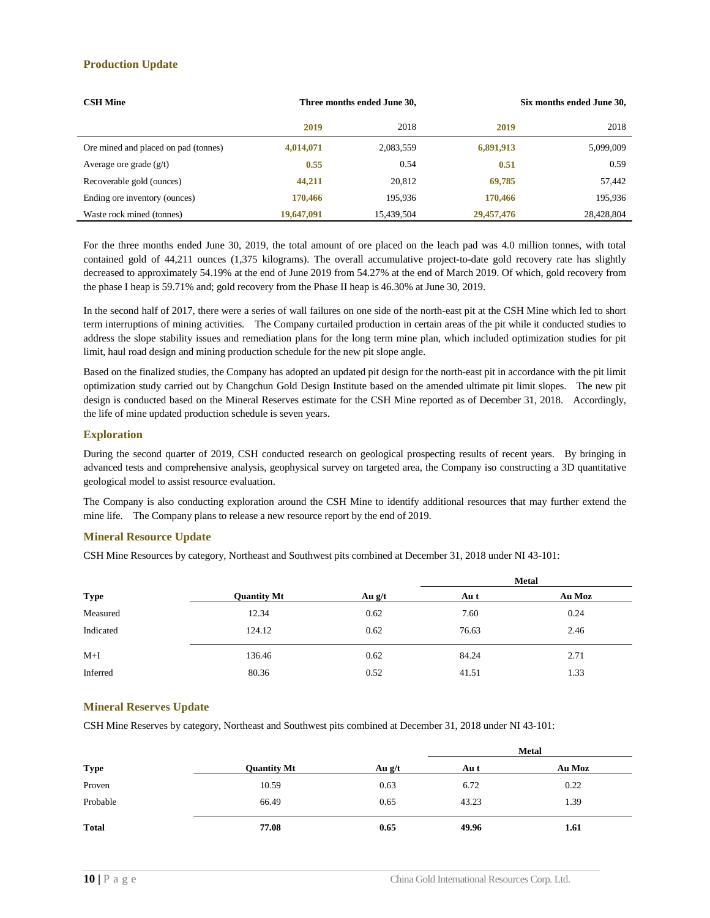## Production Update

| CSH Mine | Three months ended June 30, | | Six months ended June 30, | |
|---|---|---|---|---|
| | **2019** | 2018 | **2019** | 2018 |
| Ore mined and placed on pad (tonnes) | **4,014,071** | 2,083,559 | **6,891,913** | 5,099,009 |
| Average ore grade (g/t) | **0.55** | 0.54 | **0.51** | 0.59 |
| Recoverable gold (ounces) | **44,211** | 20,812 | **69,785** | 57,442 |
| Ending ore inventory (ounces) | **170,466** | 195,936 | **170,466** | 195,936 |
| Waste rock mined (tonnes) | **19,647,091** | 15,439,504 | **29,457,476** | 28,428,804 |

For the three months ended June 30, 2019, the total amount of ore placed on the leach pad was 4.0 million tonnes, with total contained gold of 44,211 ounces (1,375 kilograms). The overall accumulative project-to-date gold recovery rate has slightly decreased to approximately 54.19% at the end of June 2019 from 54.27% at the end of March 2019. Of which, gold recovery from the phase I heap is 59.71% and; gold recovery from the Phase II heap is 46.30% at June 30, 2019.

In the second half of 2017, there were a series of wall failures on one side of the north-east pit at the CSH Mine which led to short term interruptions of mining activities. The Company curtailed production in certain areas of the pit while it conducted studies to address the slope stability issues and remediation plans for the long term mine plan, which included optimization studies for pit limit, haul road design and mining production schedule for the new pit slope angle.

Based on the finalized studies, the Company has adopted an updated pit design for the north-east pit in accordance with the pit limit optimization study carried out by Changchun Gold Design Institute based on the amended ultimate pit limit slopes. The new pit design is conducted based on the Mineral Reserves estimate for the CSH Mine reported as of December 31, 2018. Accordingly, the life of mine updated production schedule is seven years.

## Exploration

During the second quarter of 2019, CSH conducted research on geological prospecting results of recent years. By bringing in advanced tests and comprehensive analysis, geophysical survey on targeted area, the Company iso constructing a 3D quantitative geological model to assist resource evaluation.

The Company is also conducting exploration around the CSH Mine to identify additional resources that may further extend the mine life. The Company plans to release a new resource report by the end of 2019.

## Mineral Resource Update

CSH Mine Resources by category, Northeast and Southwest pits combined at December 31, 2018 under NI 43-101:

| Type | Quantity Mt | Au g/t | Metal | |
|---|---|---|---|---|
| | | | Au t | Au Moz |
| Measured | 12.34 | 0.62 | 7.60 | 0.24 |
| Indicated | 124.12 | 0.62 | 76.63 | 2.46 |
| M+I | 136.46 | 0.62 | 84.24 | 2.71 |
| Inferred | 80.36 | 0.52 | 41.51 | 1.33 |

## Mineral Reserves Update

CSH Mine Reserves by category, Northeast and Southwest pits combined at December 31, 2018 under NI 43-101:

| Type | Quantity Mt | Au g/t | Metal | |
|---|---|---|---|---|
| | | | Au t | Au Moz |
| Proven | 10.59 | 0.63 | 6.72 | 0.22 |
| Probable | 66.49 | 0.65 | 43.23 | 1.39 |
| **Total** | **77.08** | **0.65** | **49.96** | **1.61** |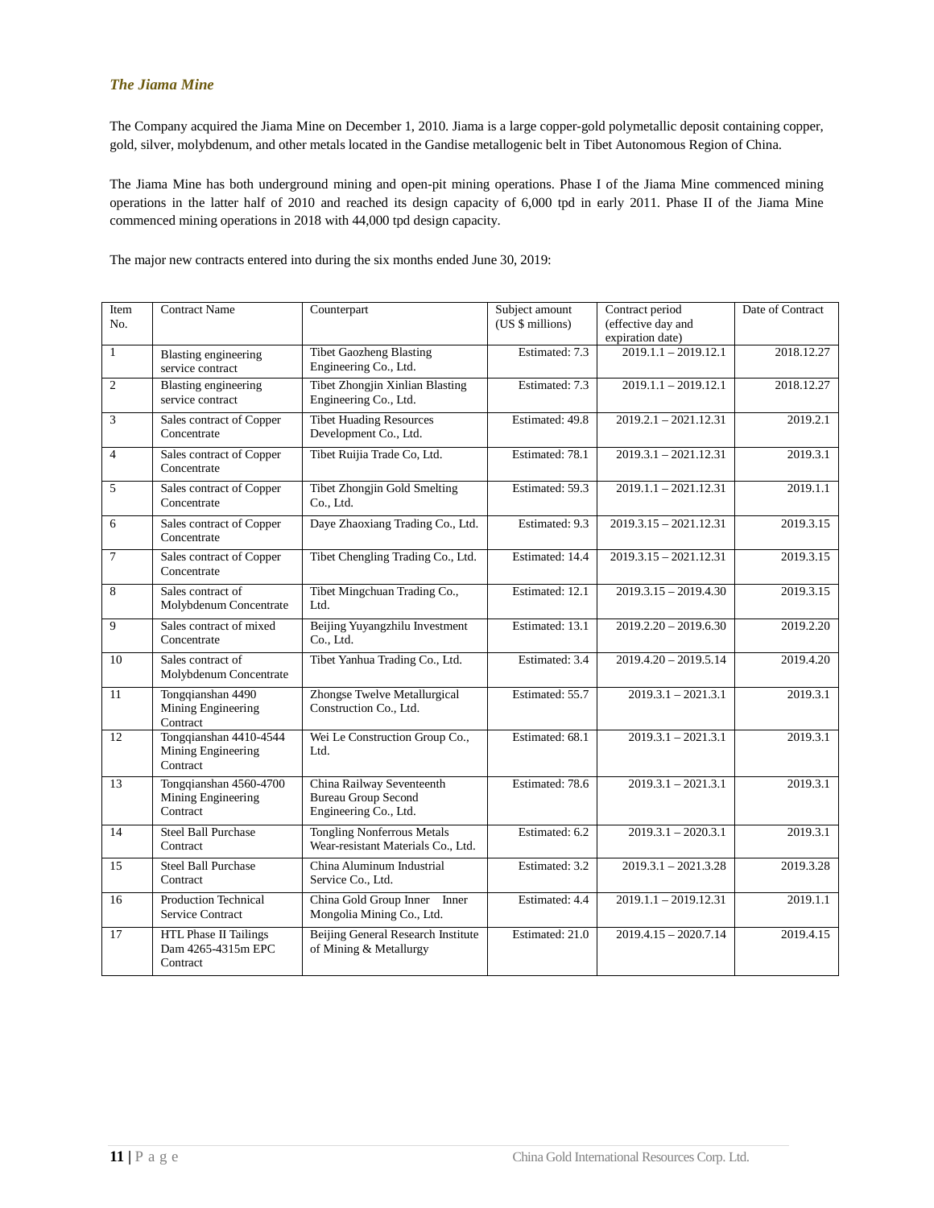### *The Jiama Mine*

The Company acquired the Jiama Mine on December 1, 2010. Jiama is a large copper-gold polymetallic deposit containing copper, gold, silver, molybdenum, and other metals located in the Gandise metallogenic belt in Tibet Autonomous Region of China.

The Jiama Mine has both underground mining and open-pit mining operations. Phase I of the Jiama Mine commenced mining operations in the latter half of 2010 and reached its design capacity of 6,000 tpd in early 2011. Phase II of the Jiama Mine commenced mining operations in 2018 with 44,000 tpd design capacity.

The major new contracts entered into during the six months ended June 30, 2019:

| Item No. | Contract Name | Counterpart | Subject amount (US $ millions) | Contract period (effective day and expiration date) | Date of Contract |
|---|---|---|---|---|---|
| 1 | Blasting engineering service contract | Tibet Gaozheng Blasting Engineering Co., Ltd. | Estimated: 7.3 | 2019.1.1 – 2019.12.1 | 2018.12.27 |
| 2 | Blasting engineering service contract | Tibet Zhongjin Xinlian Blasting Engineering Co., Ltd. | Estimated: 7.3 | 2019.1.1 – 2019.12.1 | 2018.12.27 |
| 3 | Sales contract of Copper Concentrate | Tibet Huading Resources Development Co., Ltd. | Estimated: 49.8 | 2019.2.1 – 2021.12.31 | 2019.2.1 |
| 4 | Sales contract of Copper Concentrate | Tibet Ruijia Trade Co, Ltd. | Estimated: 78.1 | 2019.3.1 – 2021.12.31 | 2019.3.1 |
| 5 | Sales contract of Copper Concentrate | Tibet Zhongjin Gold Smelting Co., Ltd. | Estimated: 59.3 | 2019.1.1 – 2021.12.31 | 2019.1.1 |
| 6 | Sales contract of Copper Concentrate | Daye Zhaoxiang Trading Co., Ltd. | Estimated: 9.3 | 2019.3.15 – 2021.12.31 | 2019.3.15 |
| 7 | Sales contract of Copper Concentrate | Tibet Chengling Trading Co., Ltd. | Estimated: 14.4 | 2019.3.15 – 2021.12.31 | 2019.3.15 |
| 8 | Sales contract of Molybdenum Concentrate | Tibet Mingchuan Trading Co., Ltd. | Estimated: 12.1 | 2019.3.15 – 2019.4.30 | 2019.3.15 |
| 9 | Sales contract of mixed Concentrate | Beijing Yuyangzhilu Investment Co., Ltd. | Estimated: 13.1 | 2019.2.20 – 2019.6.30 | 2019.2.20 |
| 10 | Sales contract of Molybdenum Concentrate | Tibet Yanhua Trading Co., Ltd. | Estimated: 3.4 | 2019.4.20 – 2019.5.14 | 2019.4.20 |
| 11 | Tongqianshan 4490 Mining Engineering Contract | Zhongse Twelve Metallurgical Construction Co., Ltd. | Estimated: 55.7 | 2019.3.1 – 2021.3.1 | 2019.3.1 |
| 12 | Tongqianshan 4410-4544 Mining Engineering Contract | Wei Le Construction Group Co., Ltd. | Estimated: 68.1 | 2019.3.1 – 2021.3.1 | 2019.3.1 |
| 13 | Tongqianshan 4560-4700 Mining Engineering Contract | China Railway Seventeenth Bureau Group Second Engineering Co., Ltd. | Estimated: 78.6 | 2019.3.1 – 2021.3.1 | 2019.3.1 |
| 14 | Steel Ball Purchase Contract | Tongling Nonferrous Metals Wear-resistant Materials Co., Ltd. | Estimated: 6.2 | 2019.3.1 – 2020.3.1 | 2019.3.1 |
| 15 | Steel Ball Purchase Contract | China Aluminum Industrial Service Co., Ltd. | Estimated: 3.2 | 2019.3.1 – 2021.3.28 | 2019.3.28 |
| 16 | Production Technical Service Contract | China Gold Group Inner Inner Mongolia Mining Co., Ltd. | Estimated: 4.4 | 2019.1.1 – 2019.12.31 | 2019.1.1 |
| 17 | HTL Phase II Tailings Dam 4265-4315m EPC Contract | Beijing General Research Institute of Mining & Metallurgy | Estimated: 21.0 | 2019.4.15 – 2020.7.14 | 2019.4.15 |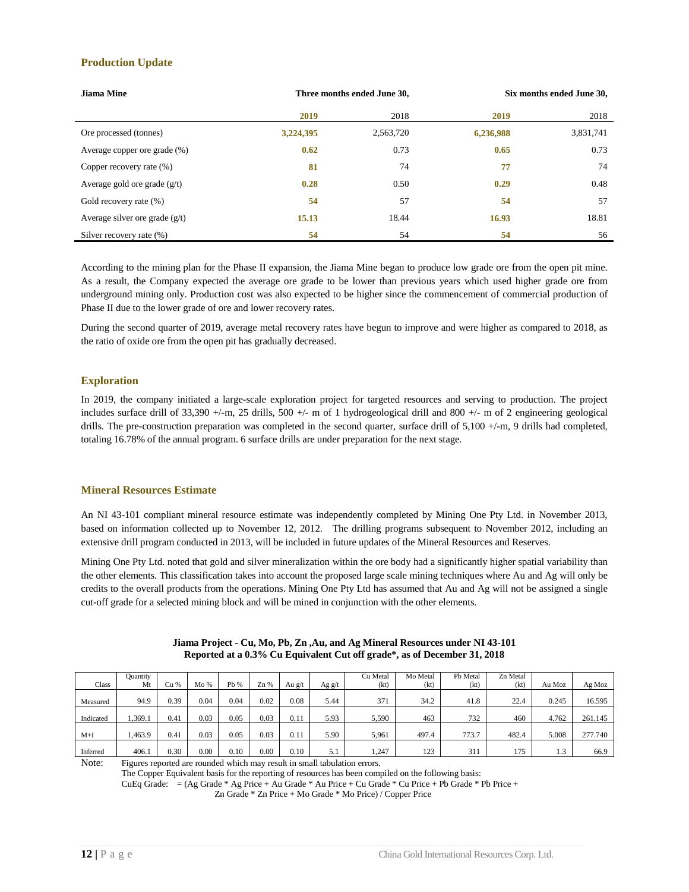## Production Update

| Jiama Mine | Three months ended June 30, | | Six months ended June 30, | |
|---|---|---|---|---|
| | **2019** | 2018 | **2019** | 2018 |
| Ore processed (tonnes) | **3,224,395** | 2,563,720 | **6,236,988** | 3,831,741 |
| Average copper ore grade (%) | **0.62** | 0.73 | **0.65** | 0.73 |
| Copper recovery rate (%) | **81** | 74 | **77** | 74 |
| Average gold ore grade (g/t) | **0.28** | 0.50 | **0.29** | 0.48 |
| Gold recovery rate (%) | **54** | 57 | **54** | 57 |
| Average silver ore grade (g/t) | **15.13** | 18.44 | **16.93** | 18.81 |
| Silver recovery rate (%) | **54** | 54 | **54** | 56 |

According to the mining plan for the Phase II expansion, the Jiama Mine began to produce low grade ore from the open pit mine. As a result, the Company expected the average ore grade to be lower than previous years which used higher grade ore from underground mining only. Production cost was also expected to be higher since the commencement of commercial production of Phase II due to the lower grade of ore and lower recovery rates.

During the second quarter of 2019, average metal recovery rates have begun to improve and were higher as compared to 2018, as the ratio of oxide ore from the open pit has gradually decreased.

## Exploration

In 2019, the company initiated a large-scale exploration project for targeted resources and serving to production. The project includes surface drill of 33,390 +/-m, 25 drills, 500 +/- m of 1 hydrogeological drill and 800 +/- m of 2 engineering geological drills. The pre-construction preparation was completed in the second quarter, surface drill of 5,100 +/-m, 9 drills had completed, totaling 16.78% of the annual program. 6 surface drills are under preparation for the next stage.

## Mineral Resources Estimate

An NI 43-101 compliant mineral resource estimate was independently completed by Mining One Pty Ltd. in November 2013, based on information collected up to November 12, 2012. The drilling programs subsequent to November 2012, including an extensive drill program conducted in 2013, will be included in future updates of the Mineral Resources and Reserves.

Mining One Pty Ltd. noted that gold and silver mineralization within the ore body had a significantly higher spatial variability than the other elements. This classification takes into account the proposed large scale mining techniques where Au and Ag will only be credits to the overall products from the operations. Mining One Pty Ltd has assumed that Au and Ag will not be assigned a single cut-off grade for a selected mining block and will be mined in conjunction with the other elements.

**Jiama Project - Cu, Mo, Pb, Zn ,Au, and Ag Mineral Resources under NI 43-101**
**Reported at a 0.3% Cu Equivalent Cut off grade\*, as of December 31, 2018**

| Class | Quantity Mt | Cu % | Mo % | Pb % | Zn % | Au g/t | Ag g/t | Cu Metal (kt) | Mo Metal (kt) | Pb Metal (kt) | Zn Metal (kt) | Au Moz | Ag Moz |
|---|---|---|---|---|---|---|---|---|---|---|---|---|---|
| Measured | 94.9 | 0.39 | 0.04 | 0.04 | 0.02 | 0.08 | 5.44 | 371 | 34.2 | 41.8 | 22.4 | 0.245 | 16.595 |
| Indicated | 1,369.1 | 0.41 | 0.03 | 0.05 | 0.03 | 0.11 | 5.93 | 5,590 | 463 | 732 | 460 | 4.762 | 261.145 |
| M+I | 1,463.9 | 0.41 | 0.03 | 0.05 | 0.03 | 0.11 | 5.90 | 5,961 | 497.4 | 773.7 | 482.4 | 5.008 | 277.740 |
| Inferred | 406.1 | 0.30 | 0.00 | 0.10 | 0.00 | 0.10 | 5.1 | 1,247 | 123 | 311 | 175 | 1.3 | 66.9 |

Note: Figures reported are rounded which may result in small tabulation errors.
The Copper Equivalent basis for the reporting of resources has been compiled on the following basis:
CuEq Grade: = (Ag Grade * Ag Price + Au Grade * Au Price + Cu Grade * Cu Price + Pb Grade * Pb Price + Zn Grade * Zn Price + Mo Grade * Mo Price) / Copper Price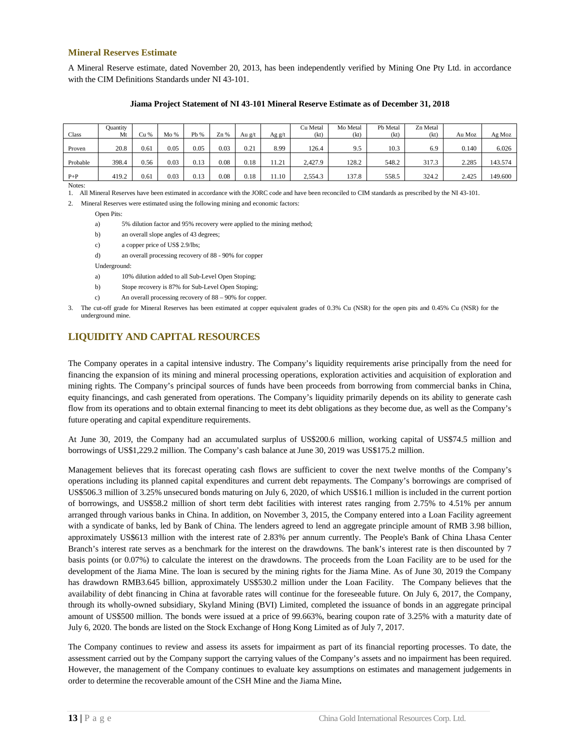### Mineral Reserves Estimate

A Mineral Reserve estimate, dated November 20, 2013, has been independently verified by Mining One Pty Ltd. in accordance with the CIM Definitions Standards under NI 43-101.

**Jiama Project Statement of NI 43-101 Mineral Reserve Estimate as of December 31, 2018**

| Class | Quantity Mt | Cu % | Mo % | Pb % | Zn % | Au g/t | Ag g/t | Cu Metal (kt) | Mo Metal (kt) | Pb Metal (kt) | Zn Metal (kt) | Au Moz | Ag Moz |
|---|---|---|---|---|---|---|---|---|---|---|---|---|---|
| Proven | 20.8 | 0.61 | 0.05 | 0.05 | 0.03 | 0.21 | 8.99 | 126.4 | 9.5 | 10.3 | 6.9 | 0.140 | 6.026 |
| Probable | 398.4 | 0.56 | 0.03 | 0.13 | 0.08 | 0.18 | 11.21 | 2,427.9 | 128.2 | 548.2 | 317.3 | 2.285 | 143.574 |
| P+P | 419.2 | 0.61 | 0.03 | 0.13 | 0.08 | 0.18 | 11.10 | 2,554.3 | 137.8 | 558.5 | 324.2 | 2.425 | 149.600 |

Notes:

1. All Mineral Reserves have been estimated in accordance with the JORC code and have been reconciled to CIM standards as prescribed by the NI 43-101.
2. Mineral Reserves were estimated using the following mining and economic factors:

   Open Pits:

   a) 5% dilution factor and 95% recovery were applied to the mining method;

   b) an overall slope angles of 43 degrees;

   c) a copper price of US$ 2.9/lbs;

   d) an overall processing recovery of 88 - 90% for copper

   Underground:

   a) 10% dilution added to all Sub-Level Open Stoping;

   b) Stope recovery is 87% for Sub-Level Open Stoping;

   c) An overall processing recovery of 88 – 90% for copper.
3. The cut-off grade for Mineral Reserves has been estimated at copper equivalent grades of 0.3% Cu (NSR) for the open pits and 0.45% Cu (NSR) for the underground mine.

## LIQUIDITY AND CAPITAL RESOURCES

The Company operates in a capital intensive industry. The Company's liquidity requirements arise principally from the need for financing the expansion of its mining and mineral processing operations, exploration activities and acquisition of exploration and mining rights. The Company's principal sources of funds have been proceeds from borrowing from commercial banks in China, equity financings, and cash generated from operations. The Company's liquidity primarily depends on its ability to generate cash flow from its operations and to obtain external financing to meet its debt obligations as they become due, as well as the Company's future operating and capital expenditure requirements.

At June 30, 2019, the Company had an accumulated surplus of US$200.6 million, working capital of US$74.5 million and borrowings of US$1,229.2 million. The Company's cash balance at June 30, 2019 was US$175.2 million.

Management believes that its forecast operating cash flows are sufficient to cover the next twelve months of the Company's operations including its planned capital expenditures and current debt repayments. The Company's borrowings are comprised of US$506.3 million of 3.25% unsecured bonds maturing on July 6, 2020, of which US$16.1 million is included in the current portion of borrowings, and US$58.2 million of short term debt facilities with interest rates ranging from 2.75% to 4.51% per annum arranged through various banks in China. In addition, on November 3, 2015, the Company entered into a Loan Facility agreement with a syndicate of banks, led by Bank of China. The lenders agreed to lend an aggregate principle amount of RMB 3.98 billion, approximately US$613 million with the interest rate of 2.83% per annum currently. The People's Bank of China Lhasa Center Branch's interest rate serves as a benchmark for the interest on the drawdowns. The bank's interest rate is then discounted by 7 basis points (or 0.07%) to calculate the interest on the drawdowns. The proceeds from the Loan Facility are to be used for the development of the Jiama Mine. The loan is secured by the mining rights for the Jiama Mine. As of June 30, 2019 the Company has drawdown RMB3.645 billion, approximately US$530.2 million under the Loan Facility. The Company believes that the availability of debt financing in China at favorable rates will continue for the foreseeable future. On July 6, 2017, the Company, through its wholly-owned subsidiary, Skyland Mining (BVI) Limited, completed the issuance of bonds in an aggregate principal amount of US$500 million. The bonds were issued at a price of 99.663%, bearing coupon rate of 3.25% with a maturity date of July 6, 2020. The bonds are listed on the Stock Exchange of Hong Kong Limited as of July 7, 2017.

The Company continues to review and assess its assets for impairment as part of its financial reporting processes. To date, the assessment carried out by the Company support the carrying values of the Company's assets and no impairment has been required. However, the management of the Company continues to evaluate key assumptions on estimates and management judgements in order to determine the recoverable amount of the CSH Mine and the Jiama Mine**.**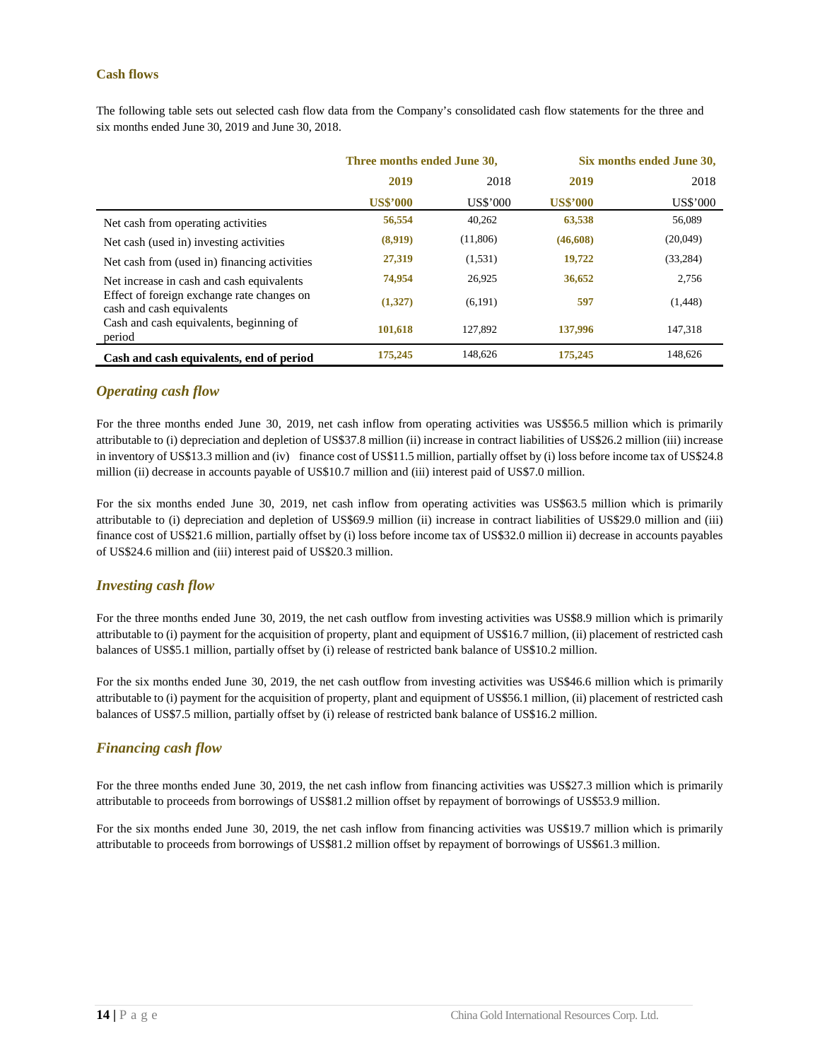### Cash flows

The following table sets out selected cash flow data from the Company's consolidated cash flow statements for the three and six months ended June 30, 2019 and June 30, 2018.

| | Three months ended June 30, | | Six months ended June 30, | |
|---|---|---|---|---|
| | **2019** | 2018 | **2019** | 2018 |
| | **US$'000** | US$'000 | **US$'000** | US$'000 |
| Net cash from operating activities | **56,554** | 40,262 | **63,538** | 56,089 |
| Net cash (used in) investing activities | **(8,919)** | (11,806) | **(46,608)** | (20,049) |
| Net cash from (used in) financing activities | **27,319** | (1,531) | **19,722** | (33,284) |
| Net increase in cash and cash equivalents | **74,954** | 26,925 | **36,652** | 2,756 |
| Effect of foreign exchange rate changes on cash and cash equivalents | **(1,327)** | (6,191) | **597** | (1,448) |
| Cash and cash equivalents, beginning of period | **101,618** | 127,892 | **137,996** | 147,318 |
| **Cash and cash equivalents, end of period** | **175,245** | 148,626 | **175,245** | 148,626 |

### *Operating cash flow*

For the three months ended June 30, 2019, net cash inflow from operating activities was US$56.5 million which is primarily attributable to (i) depreciation and depletion of US$37.8 million (ii) increase in contract liabilities of US$26.2 million (iii) increase in inventory of US$13.3 million and (iv) finance cost of US$11.5 million, partially offset by (i) loss before income tax of US$24.8 million (ii) decrease in accounts payable of US$10.7 million and (iii) interest paid of US$7.0 million.

For the six months ended June 30, 2019, net cash inflow from operating activities was US$63.5 million which is primarily attributable to (i) depreciation and depletion of US$69.9 million (ii) increase in contract liabilities of US$29.0 million and (iii) finance cost of US$21.6 million, partially offset by (i) loss before income tax of US$32.0 million ii) decrease in accounts payables of US$24.6 million and (iii) interest paid of US$20.3 million.

### *Investing cash flow*

For the three months ended June 30, 2019, the net cash outflow from investing activities was US$8.9 million which is primarily attributable to (i) payment for the acquisition of property, plant and equipment of US$16.7 million, (ii) placement of restricted cash balances of US$5.1 million, partially offset by (i) release of restricted bank balance of US$10.2 million.

For the six months ended June 30, 2019, the net cash outflow from investing activities was US$46.6 million which is primarily attributable to (i) payment for the acquisition of property, plant and equipment of US$56.1 million, (ii) placement of restricted cash balances of US$7.5 million, partially offset by (i) release of restricted bank balance of US$16.2 million.

### *Financing cash flow*

For the three months ended June 30, 2019, the net cash inflow from financing activities was US$27.3 million which is primarily attributable to proceeds from borrowings of US$81.2 million offset by repayment of borrowings of US$53.9 million.

For the six months ended June 30, 2019, the net cash inflow from financing activities was US$19.7 million which is primarily attributable to proceeds from borrowings of US$81.2 million offset by repayment of borrowings of US$61.3 million.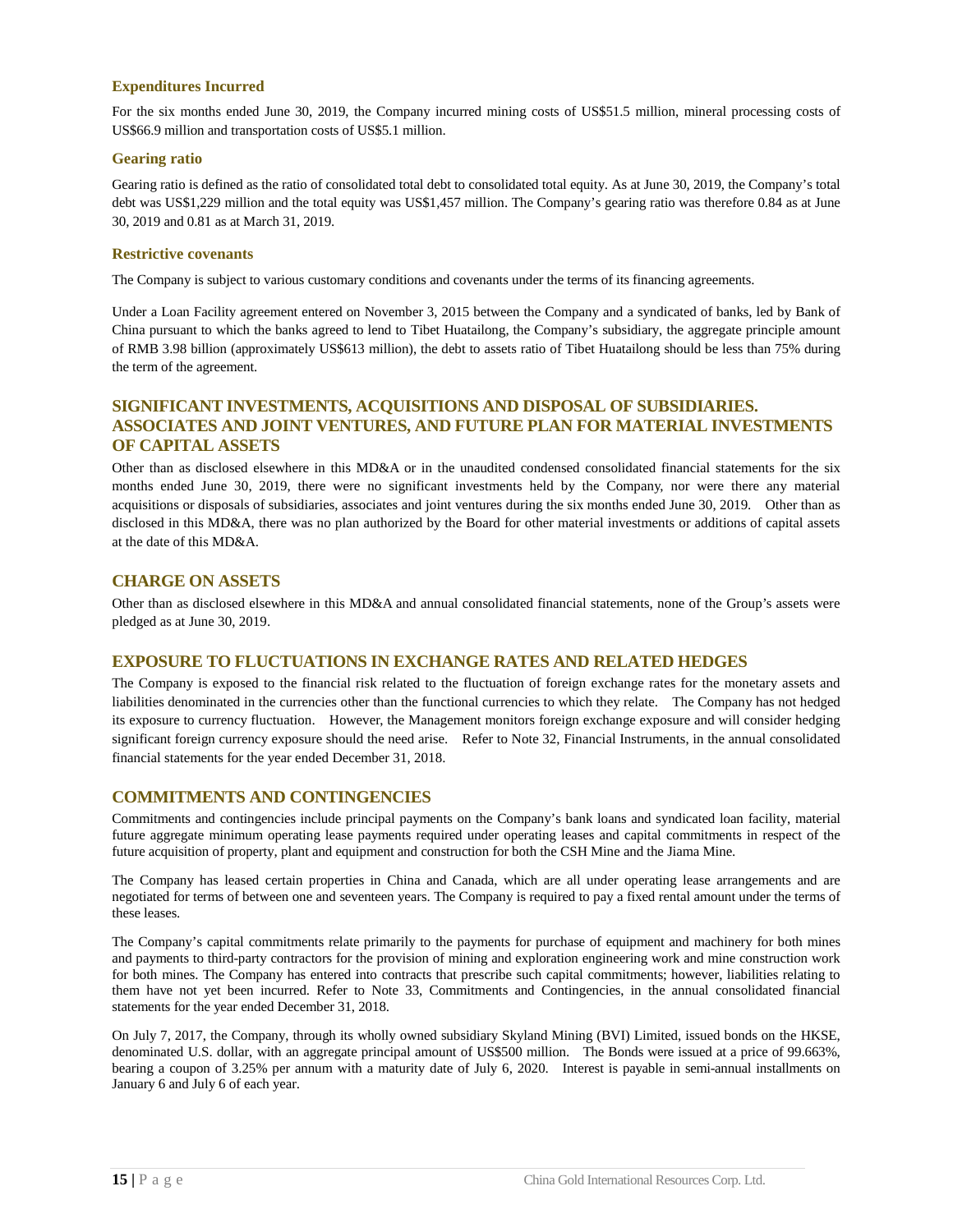### Expenditures Incurred

For the six months ended June 30, 2019, the Company incurred mining costs of US$51.5 million, mineral processing costs of US$66.9 million and transportation costs of US$5.1 million.

### Gearing ratio

Gearing ratio is defined as the ratio of consolidated total debt to consolidated total equity. As at June 30, 2019, the Company's total debt was US$1,229 million and the total equity was US$1,457 million. The Company's gearing ratio was therefore 0.84 as at June 30, 2019 and 0.81 as at March 31, 2019.

### Restrictive covenants

The Company is subject to various customary conditions and covenants under the terms of its financing agreements.

Under a Loan Facility agreement entered on November 3, 2015 between the Company and a syndicated of banks, led by Bank of China pursuant to which the banks agreed to lend to Tibet Huatailong, the Company's subsidiary, the aggregate principle amount of RMB 3.98 billion (approximately US$613 million), the debt to assets ratio of Tibet Huatailong should be less than 75% during the term of the agreement.

## SIGNIFICANT INVESTMENTS, ACQUISITIONS AND DISPOSAL OF SUBSIDIARIES. ASSOCIATES AND JOINT VENTURES, AND FUTURE PLAN FOR MATERIAL INVESTMENTS OF CAPITAL ASSETS

Other than as disclosed elsewhere in this MD&A or in the unaudited condensed consolidated financial statements for the six months ended June 30, 2019, there were no significant investments held by the Company, nor were there any material acquisitions or disposals of subsidiaries, associates and joint ventures during the six months ended June 30, 2019. Other than as disclosed in this MD&A, there was no plan authorized by the Board for other material investments or additions of capital assets at the date of this MD&A.

## CHARGE ON ASSETS

Other than as disclosed elsewhere in this MD&A and annual consolidated financial statements, none of the Group's assets were pledged as at June 30, 2019.

## EXPOSURE TO FLUCTUATIONS IN EXCHANGE RATES AND RELATED HEDGES

The Company is exposed to the financial risk related to the fluctuation of foreign exchange rates for the monetary assets and liabilities denominated in the currencies other than the functional currencies to which they relate. The Company has not hedged its exposure to currency fluctuation. However, the Management monitors foreign exchange exposure and will consider hedging significant foreign currency exposure should the need arise. Refer to Note 32, Financial Instruments, in the annual consolidated financial statements for the year ended December 31, 2018.

## COMMITMENTS AND CONTINGENCIES

Commitments and contingencies include principal payments on the Company's bank loans and syndicated loan facility, material future aggregate minimum operating lease payments required under operating leases and capital commitments in respect of the future acquisition of property, plant and equipment and construction for both the CSH Mine and the Jiama Mine.

The Company has leased certain properties in China and Canada, which are all under operating lease arrangements and are negotiated for terms of between one and seventeen years. The Company is required to pay a fixed rental amount under the terms of these leases.

The Company's capital commitments relate primarily to the payments for purchase of equipment and machinery for both mines and payments to third-party contractors for the provision of mining and exploration engineering work and mine construction work for both mines. The Company has entered into contracts that prescribe such capital commitments; however, liabilities relating to them have not yet been incurred. Refer to Note 33, Commitments and Contingencies, in the annual consolidated financial statements for the year ended December 31, 2018.

On July 7, 2017, the Company, through its wholly owned subsidiary Skyland Mining (BVI) Limited, issued bonds on the HKSE, denominated U.S. dollar, with an aggregate principal amount of US$500 million. The Bonds were issued at a price of 99.663%, bearing a coupon of 3.25% per annum with a maturity date of July 6, 2020. Interest is payable in semi-annual installments on January 6 and July 6 of each year.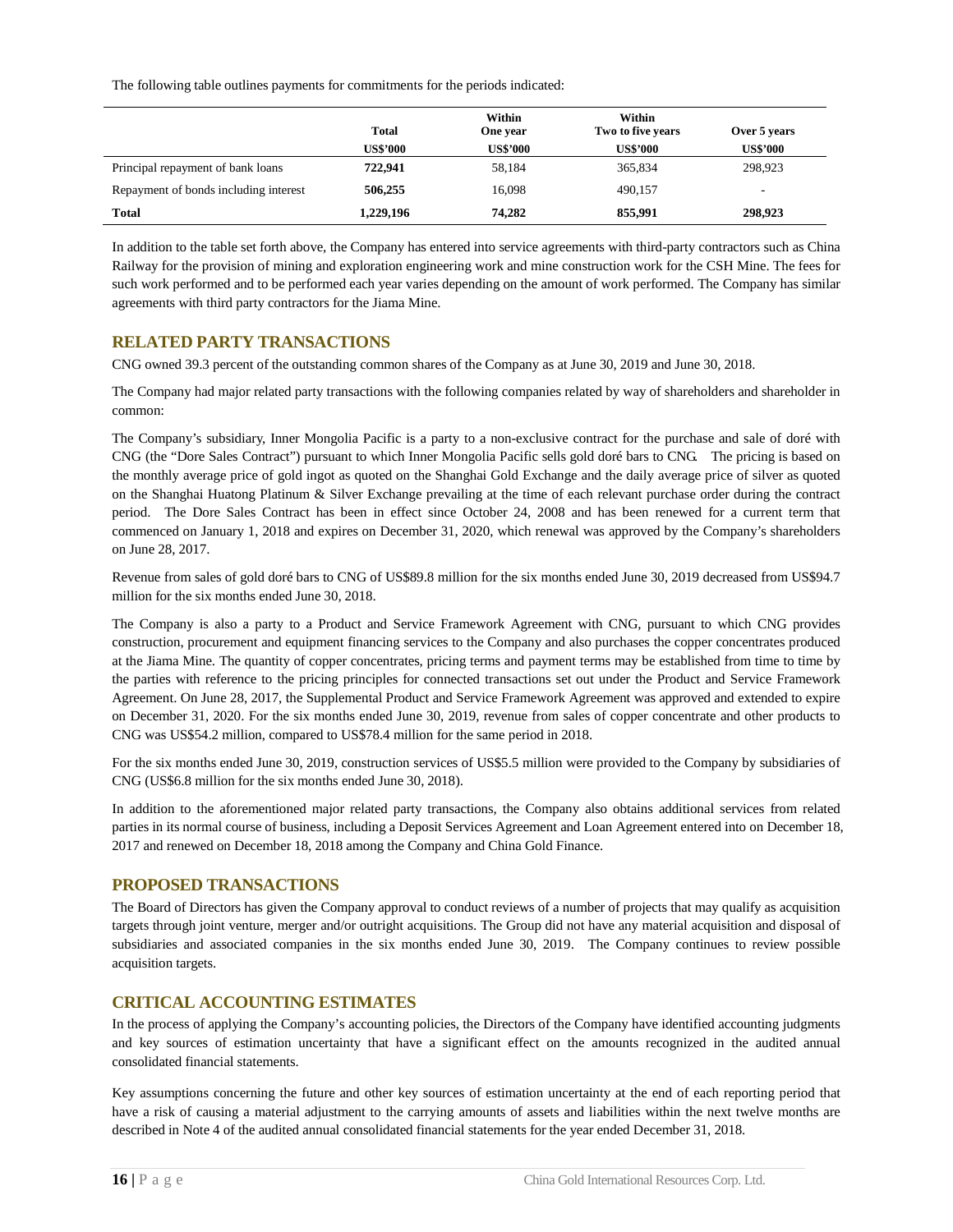The following table outlines payments for commitments for the periods indicated:

| | Total | Within One year | Within Two to five years | Over 5 years |
|---|---|---|---|---|
| | US$'000 | US$'000 | US$'000 | US$'000 |
| Principal repayment of bank loans | **722,941** | 58,184 | 365,834 | 298,923 |
| Repayment of bonds including interest | **506,255** | 16,098 | 490,157 | - |
| **Total** | **1,229,196** | **74,282** | **855,991** | **298,923** |

In addition to the table set forth above, the Company has entered into service agreements with third-party contractors such as China Railway for the provision of mining and exploration engineering work and mine construction work for the CSH Mine. The fees for such work performed and to be performed each year varies depending on the amount of work performed. The Company has similar agreements with third party contractors for the Jiama Mine.

## RELATED PARTY TRANSACTIONS

CNG owned 39.3 percent of the outstanding common shares of the Company as at June 30, 2019 and June 30, 2018.

The Company had major related party transactions with the following companies related by way of shareholders and shareholder in common:

The Company's subsidiary, Inner Mongolia Pacific is a party to a non-exclusive contract for the purchase and sale of doré with CNG (the "Dore Sales Contract") pursuant to which Inner Mongolia Pacific sells gold doré bars to CNG. The pricing is based on the monthly average price of gold ingot as quoted on the Shanghai Gold Exchange and the daily average price of silver as quoted on the Shanghai Huatong Platinum & Silver Exchange prevailing at the time of each relevant purchase order during the contract period. The Dore Sales Contract has been in effect since October 24, 2008 and has been renewed for a current term that commenced on January 1, 2018 and expires on December 31, 2020, which renewal was approved by the Company's shareholders on June 28, 2017.

Revenue from sales of gold doré bars to CNG of US$89.8 million for the six months ended June 30, 2019 decreased from US$94.7 million for the six months ended June 30, 2018.

The Company is also a party to a Product and Service Framework Agreement with CNG, pursuant to which CNG provides construction, procurement and equipment financing services to the Company and also purchases the copper concentrates produced at the Jiama Mine. The quantity of copper concentrates, pricing terms and payment terms may be established from time to time by the parties with reference to the pricing principles for connected transactions set out under the Product and Service Framework Agreement. On June 28, 2017, the Supplemental Product and Service Framework Agreement was approved and extended to expire on December 31, 2020. For the six months ended June 30, 2019, revenue from sales of copper concentrate and other products to CNG was US$54.2 million, compared to US$78.4 million for the same period in 2018.

For the six months ended June 30, 2019, construction services of US$5.5 million were provided to the Company by subsidiaries of CNG (US$6.8 million for the six months ended June 30, 2018).

In addition to the aforementioned major related party transactions, the Company also obtains additional services from related parties in its normal course of business, including a Deposit Services Agreement and Loan Agreement entered into on December 18, 2017 and renewed on December 18, 2018 among the Company and China Gold Finance.

## PROPOSED TRANSACTIONS

The Board of Directors has given the Company approval to conduct reviews of a number of projects that may qualify as acquisition targets through joint venture, merger and/or outright acquisitions. The Group did not have any material acquisition and disposal of subsidiaries and associated companies in the six months ended June 30, 2019. The Company continues to review possible acquisition targets.

## CRITICAL ACCOUNTING ESTIMATES

In the process of applying the Company's accounting policies, the Directors of the Company have identified accounting judgments and key sources of estimation uncertainty that have a significant effect on the amounts recognized in the audited annual consolidated financial statements.

Key assumptions concerning the future and other key sources of estimation uncertainty at the end of each reporting period that have a risk of causing a material adjustment to the carrying amounts of assets and liabilities within the next twelve months are described in Note 4 of the audited annual consolidated financial statements for the year ended December 31, 2018.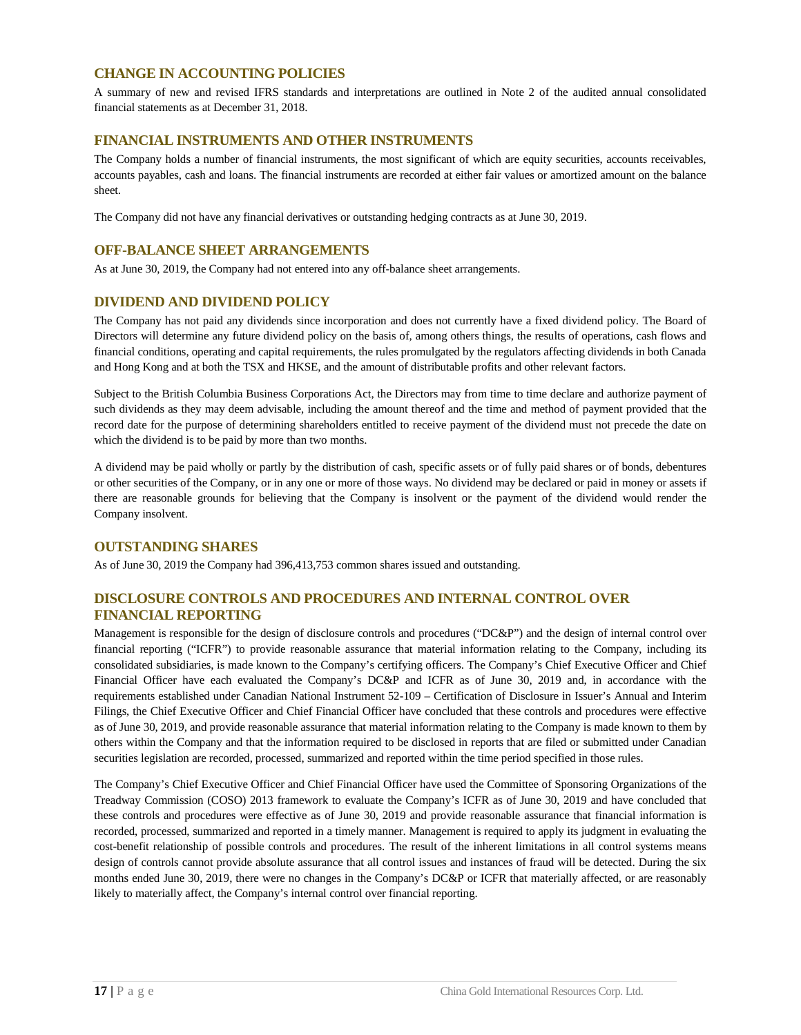## CHANGE IN ACCOUNTING POLICIES

A summary of new and revised IFRS standards and interpretations are outlined in Note 2 of the audited annual consolidated financial statements as at December 31, 2018.

## FINANCIAL INSTRUMENTS AND OTHER INSTRUMENTS

The Company holds a number of financial instruments, the most significant of which are equity securities, accounts receivables, accounts payables, cash and loans. The financial instruments are recorded at either fair values or amortized amount on the balance sheet.

The Company did not have any financial derivatives or outstanding hedging contracts as at June 30, 2019.

## OFF-BALANCE SHEET ARRANGEMENTS

As at June 30, 2019, the Company had not entered into any off-balance sheet arrangements.

## DIVIDEND AND DIVIDEND POLICY

The Company has not paid any dividends since incorporation and does not currently have a fixed dividend policy. The Board of Directors will determine any future dividend policy on the basis of, among others things, the results of operations, cash flows and financial conditions, operating and capital requirements, the rules promulgated by the regulators affecting dividends in both Canada and Hong Kong and at both the TSX and HKSE, and the amount of distributable profits and other relevant factors.

Subject to the British Columbia Business Corporations Act, the Directors may from time to time declare and authorize payment of such dividends as they may deem advisable, including the amount thereof and the time and method of payment provided that the record date for the purpose of determining shareholders entitled to receive payment of the dividend must not precede the date on which the dividend is to be paid by more than two months.

A dividend may be paid wholly or partly by the distribution of cash, specific assets or of fully paid shares or of bonds, debentures or other securities of the Company, or in any one or more of those ways. No dividend may be declared or paid in money or assets if there are reasonable grounds for believing that the Company is insolvent or the payment of the dividend would render the Company insolvent.

## OUTSTANDING SHARES

As of June 30, 2019 the Company had 396,413,753 common shares issued and outstanding.

## DISCLOSURE CONTROLS AND PROCEDURES AND INTERNAL CONTROL OVER FINANCIAL REPORTING

Management is responsible for the design of disclosure controls and procedures ("DC&P") and the design of internal control over financial reporting ("ICFR") to provide reasonable assurance that material information relating to the Company, including its consolidated subsidiaries, is made known to the Company's certifying officers. The Company's Chief Executive Officer and Chief Financial Officer have each evaluated the Company's DC&P and ICFR as of June 30, 2019 and, in accordance with the requirements established under Canadian National Instrument 52-109 – Certification of Disclosure in Issuer's Annual and Interim Filings, the Chief Executive Officer and Chief Financial Officer have concluded that these controls and procedures were effective as of June 30, 2019, and provide reasonable assurance that material information relating to the Company is made known to them by others within the Company and that the information required to be disclosed in reports that are filed or submitted under Canadian securities legislation are recorded, processed, summarized and reported within the time period specified in those rules.

The Company's Chief Executive Officer and Chief Financial Officer have used the Committee of Sponsoring Organizations of the Treadway Commission (COSO) 2013 framework to evaluate the Company's ICFR as of June 30, 2019 and have concluded that these controls and procedures were effective as of June 30, 2019 and provide reasonable assurance that financial information is recorded, processed, summarized and reported in a timely manner. Management is required to apply its judgment in evaluating the cost-benefit relationship of possible controls and procedures. The result of the inherent limitations in all control systems means design of controls cannot provide absolute assurance that all control issues and instances of fraud will be detected. During the six months ended June 30, 2019, there were no changes in the Company's DC&P or ICFR that materially affected, or are reasonably likely to materially affect, the Company's internal control over financial reporting.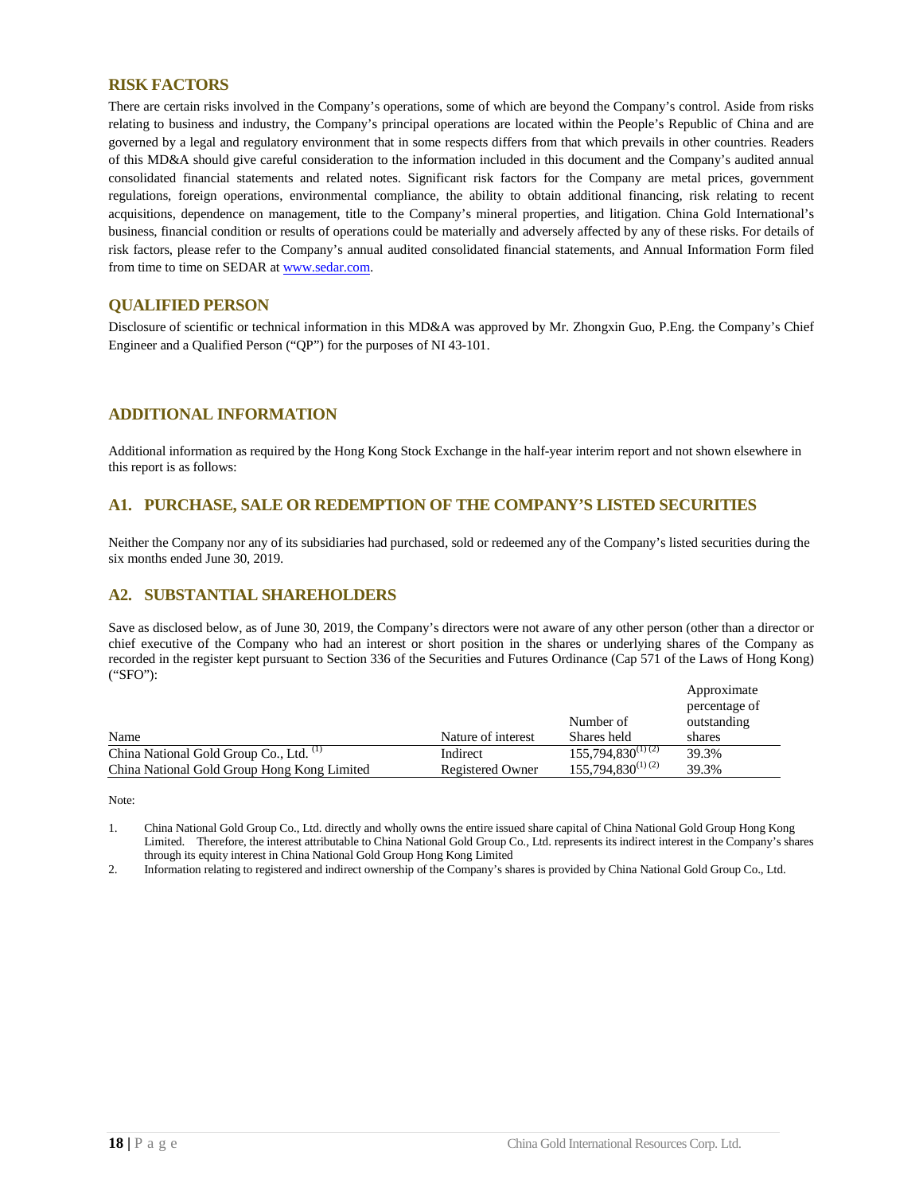## RISK FACTORS

There are certain risks involved in the Company's operations, some of which are beyond the Company's control. Aside from risks relating to business and industry, the Company's principal operations are located within the People's Republic of China and are governed by a legal and regulatory environment that in some respects differs from that which prevails in other countries. Readers of this MD&A should give careful consideration to the information included in this document and the Company's audited annual consolidated financial statements and related notes. Significant risk factors for the Company are metal prices, government regulations, foreign operations, environmental compliance, the ability to obtain additional financing, risk relating to recent acquisitions, dependence on management, title to the Company's mineral properties, and litigation. China Gold International's business, financial condition or results of operations could be materially and adversely affected by any of these risks. For details of risk factors, please refer to the Company's annual audited consolidated financial statements, and Annual Information Form filed from time to time on SEDAR at www.sedar.com.

## QUALIFIED PERSON

Disclosure of scientific or technical information in this MD&A was approved by Mr. Zhongxin Guo, P.Eng. the Company's Chief Engineer and a Qualified Person ("QP") for the purposes of NI 43-101.

## ADDITIONAL INFORMATION

Additional information as required by the Hong Kong Stock Exchange in the half-year interim report and not shown elsewhere in this report is as follows:

### A1. PURCHASE, SALE OR REDEMPTION OF THE COMPANY'S LISTED SECURITIES

Neither the Company nor any of its subsidiaries had purchased, sold or redeemed any of the Company's listed securities during the six months ended June 30, 2019.

### A2. SUBSTANTIAL SHAREHOLDERS

Save as disclosed below, as of June 30, 2019, the Company's directors were not aware of any other person (other than a director or chief executive of the Company who had an interest or short position in the shares or underlying shares of the Company as recorded in the register kept pursuant to Section 336 of the Securities and Futures Ordinance (Cap 571 of the Laws of Hong Kong) ("SFO"):

| Name | Nature of interest | Number of Shares held | Approximate percentage of outstanding shares |
|---|---|---|---|
| China National Gold Group Co., Ltd. (1) | Indirect | 155,794,830 (1) (2) | 39.3% |
| China National Gold Group Hong Kong Limited | Registered Owner | 155,794,830 (1) (2) | 39.3% |

Note:

1. China National Gold Group Co., Ltd. directly and wholly owns the entire issued share capital of China National Gold Group Hong Kong Limited. Therefore, the interest attributable to China National Gold Group Co., Ltd. represents its indirect interest in the Company's shares through its equity interest in China National Gold Group Hong Kong Limited
2. Information relating to registered and indirect ownership of the Company's shares is provided by China National Gold Group Co., Ltd.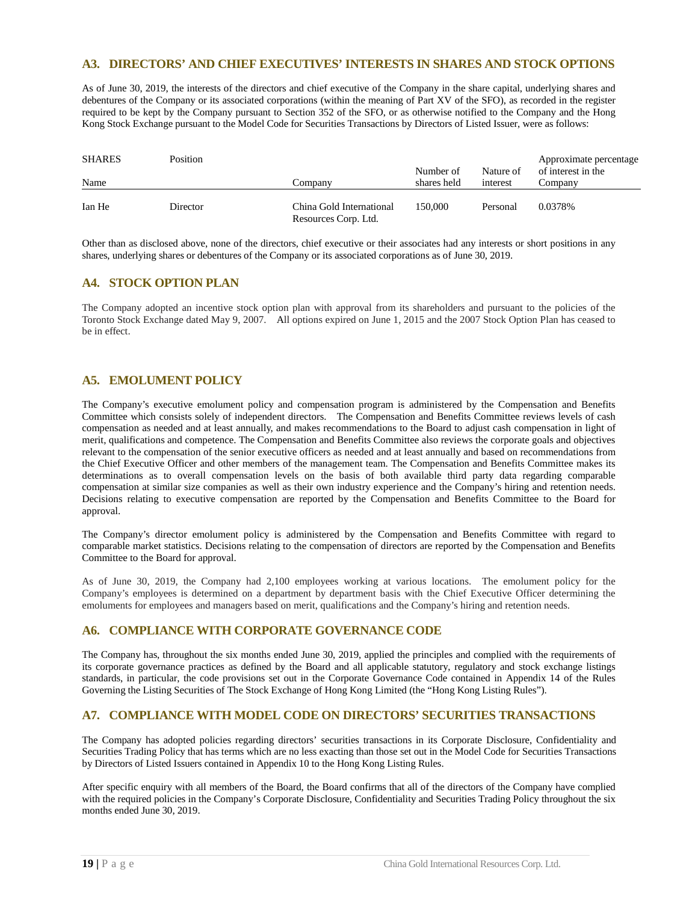## A3. DIRECTORS' AND CHIEF EXECUTIVES' INTERESTS IN SHARES AND STOCK OPTIONS

As of June 30, 2019, the interests of the directors and chief executive of the Company in the share capital, underlying shares and debentures of the Company or its associated corporations (within the meaning of Part XV of the SFO), as recorded in the register required to be kept by the Company pursuant to Section 352 of the SFO, or as otherwise notified to the Company and the Hong Kong Stock Exchange pursuant to the Model Code for Securities Transactions by Directors of Listed Issuer, were as follows:

| SHARES Name | Position | Company | Number of shares held | Nature of interest | Approximate percentage of interest in the Company |
|---|---|---|---|---|---|
| Ian He | Director | China Gold International Resources Corp. Ltd. | 150,000 | Personal | 0.0378% |

Other than as disclosed above, none of the directors, chief executive or their associates had any interests or short positions in any shares, underlying shares or debentures of the Company or its associated corporations as of June 30, 2019.

## A4. STOCK OPTION PLAN

The Company adopted an incentive stock option plan with approval from its shareholders and pursuant to the policies of the Toronto Stock Exchange dated May 9, 2007. All options expired on June 1, 2015 and the 2007 Stock Option Plan has ceased to be in effect.

## A5. EMOLUMENT POLICY

The Company's executive emolument policy and compensation program is administered by the Compensation and Benefits Committee which consists solely of independent directors. The Compensation and Benefits Committee reviews levels of cash compensation as needed and at least annually, and makes recommendations to the Board to adjust cash compensation in light of merit, qualifications and competence. The Compensation and Benefits Committee also reviews the corporate goals and objectives relevant to the compensation of the senior executive officers as needed and at least annually and based on recommendations from the Chief Executive Officer and other members of the management team. The Compensation and Benefits Committee makes its determinations as to overall compensation levels on the basis of both available third party data regarding comparable compensation at similar size companies as well as their own industry experience and the Company's hiring and retention needs. Decisions relating to executive compensation are reported by the Compensation and Benefits Committee to the Board for approval.

The Company's director emolument policy is administered by the Compensation and Benefits Committee with regard to comparable market statistics. Decisions relating to the compensation of directors are reported by the Compensation and Benefits Committee to the Board for approval.

As of June 30, 2019, the Company had 2,100 employees working at various locations. The emolument policy for the Company's employees is determined on a department by department basis with the Chief Executive Officer determining the emoluments for employees and managers based on merit, qualifications and the Company's hiring and retention needs.

## A6. COMPLIANCE WITH CORPORATE GOVERNANCE CODE

The Company has, throughout the six months ended June 30, 2019, applied the principles and complied with the requirements of its corporate governance practices as defined by the Board and all applicable statutory, regulatory and stock exchange listings standards, in particular, the code provisions set out in the Corporate Governance Code contained in Appendix 14 of the Rules Governing the Listing Securities of The Stock Exchange of Hong Kong Limited (the "Hong Kong Listing Rules").

## A7. COMPLIANCE WITH MODEL CODE ON DIRECTORS' SECURITIES TRANSACTIONS

The Company has adopted policies regarding directors' securities transactions in its Corporate Disclosure, Confidentiality and Securities Trading Policy that has terms which are no less exacting than those set out in the Model Code for Securities Transactions by Directors of Listed Issuers contained in Appendix 10 to the Hong Kong Listing Rules.

After specific enquiry with all members of the Board, the Board confirms that all of the directors of the Company have complied with the required policies in the Company's Corporate Disclosure, Confidentiality and Securities Trading Policy throughout the six months ended June 30, 2019.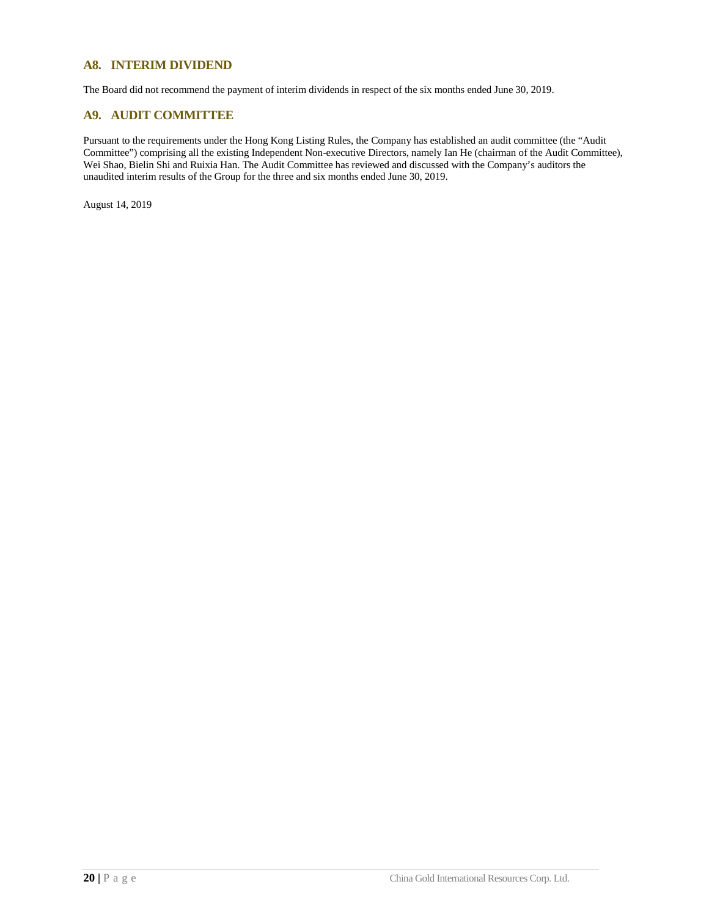## A8. INTERIM DIVIDEND

The Board did not recommend the payment of interim dividends in respect of the six months ended June 30, 2019.

## A9. AUDIT COMMITTEE

Pursuant to the requirements under the Hong Kong Listing Rules, the Company has established an audit committee (the "Audit Committee") comprising all the existing Independent Non-executive Directors, namely Ian He (chairman of the Audit Committee), Wei Shao, Bielin Shi and Ruixia Han. The Audit Committee has reviewed and discussed with the Company's auditors the unaudited interim results of the Group for the three and six months ended June 30, 2019.

August 14, 2019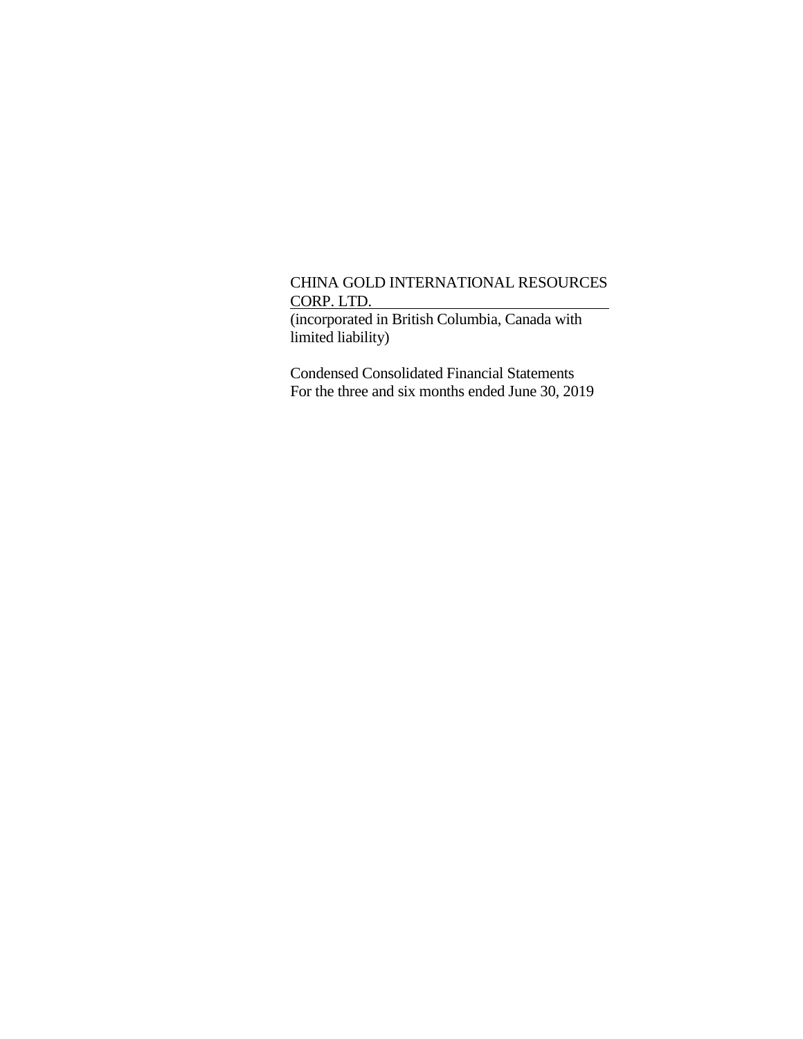CHINA GOLD INTERNATIONAL RESOURCES CORP. LTD.

(incorporated in British Columbia, Canada with limited liability)

Condensed Consolidated Financial Statements
For the three and six months ended June 30, 2019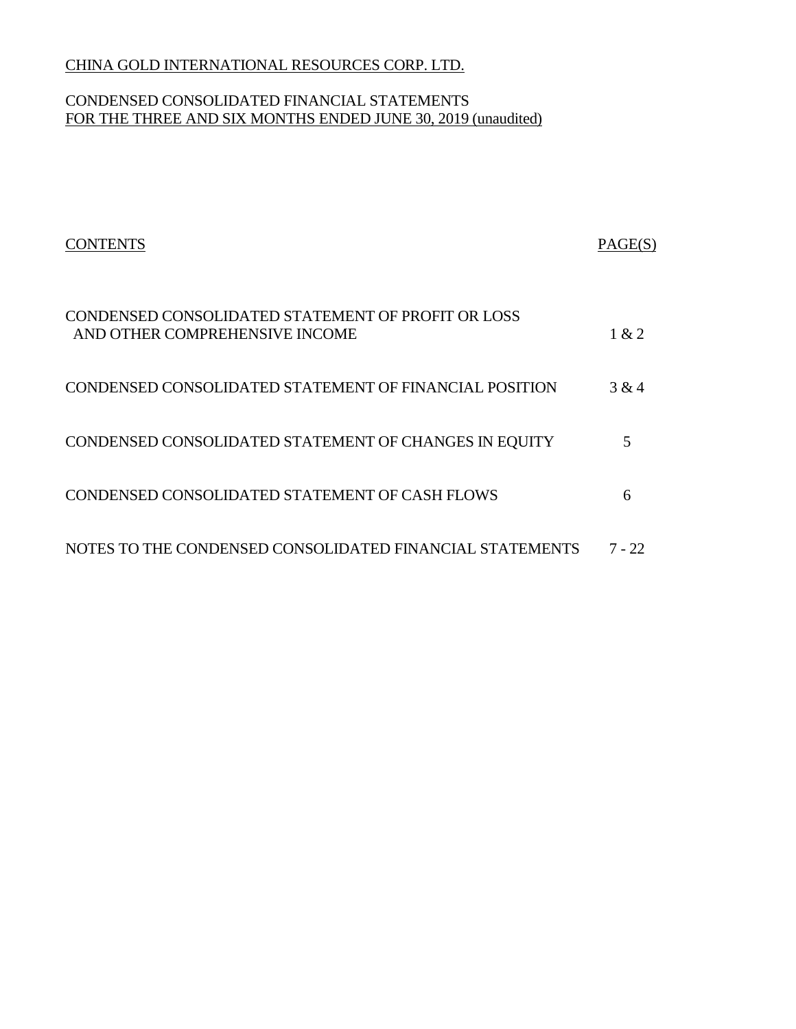CHINA GOLD INTERNATIONAL RESOURCES CORP. LTD.

CONDENSED CONSOLIDATED FINANCIAL STATEMENTS
FOR THE THREE AND SIX MONTHS ENDED JUNE 30, 2019 (unaudited)

| CONTENTS | PAGE(S) |
|---|---|
| CONDENSED CONSOLIDATED STATEMENT OF PROFIT OR LOSS AND OTHER COMPREHENSIVE INCOME | 1 & 2 |
| CONDENSED CONSOLIDATED STATEMENT OF FINANCIAL POSITION | 3 & 4 |
| CONDENSED CONSOLIDATED STATEMENT OF CHANGES IN EQUITY | 5 |
| CONDENSED CONSOLIDATED STATEMENT OF CASH FLOWS | 6 |
| NOTES TO THE CONDENSED CONSOLIDATED FINANCIAL STATEMENTS | 7 - 22 |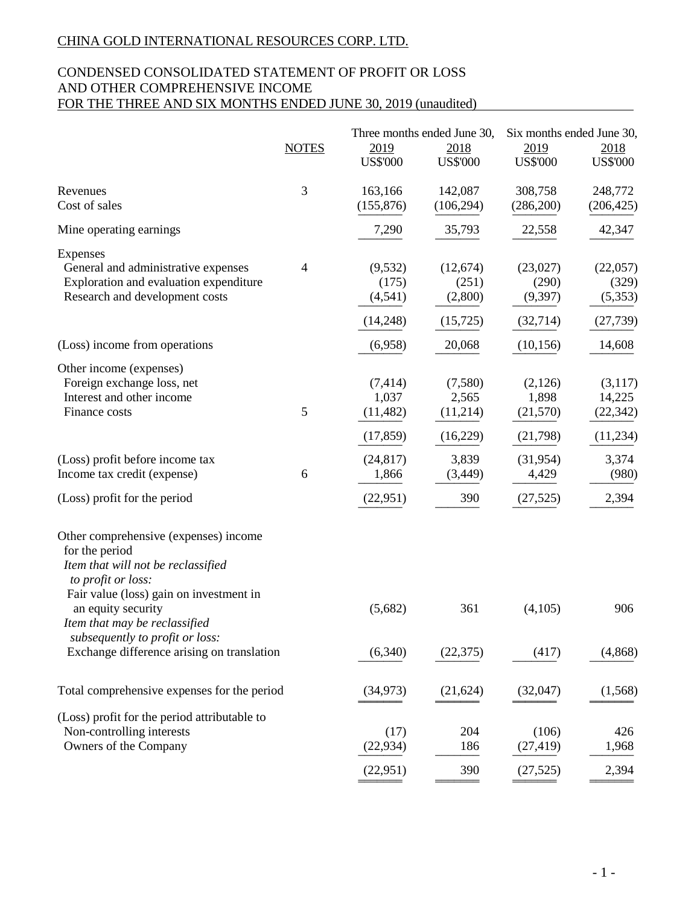CHINA GOLD INTERNATIONAL RESOURCES CORP. LTD.

CONDENSED CONSOLIDATED STATEMENT OF PROFIT OR LOSS AND OTHER COMPREHENSIVE INCOME FOR THE THREE AND SIX MONTHS ENDED JUNE 30, 2019 (unaudited)

| | NOTES | Three months ended June 30, 2019 US$'000 | Three months ended June 30, 2018 US$'000 | Six months ended June 30, 2019 US$'000 | Six months ended June 30, 2018 US$'000 |
|---|---|---|---|---|---|
| Revenues | 3 | 163,166 | 142,087 | 308,758 | 248,772 |
| Cost of sales | | (155,876) | (106,294) | (286,200) | (206,425) |
| Mine operating earnings | | 7,290 | 35,793 | 22,558 | 42,347 |
| Expenses | | | | | |
| General and administrative expenses | 4 | (9,532) | (12,674) | (23,027) | (22,057) |
| Exploration and evaluation expenditure | | (175) | (251) | (290) | (329) |
| Research and development costs | | (4,541) | (2,800) | (9,397) | (5,353) |
| | | (14,248) | (15,725) | (32,714) | (27,739) |
| (Loss) income from operations | | (6,958) | 20,068 | (10,156) | 14,608 |
| Other income (expenses) | | | | | |
| Foreign exchange loss, net | | (7,414) | (7,580) | (2,126) | (3,117) |
| Interest and other income | | 1,037 | 2,565 | 1,898 | 14,225 |
| Finance costs | 5 | (11,482) | (11,214) | (21,570) | (22,342) |
| | | (17,859) | (16,229) | (21,798) | (11,234) |
| (Loss) profit before income tax | | (24,817) | 3,839 | (31,954) | 3,374 |
| Income tax credit (expense) | 6 | 1,866 | (3,449) | 4,429 | (980) |
| (Loss) profit for the period | | (22,951) | 390 | (27,525) | 2,394 |
| Other comprehensive (expenses) income for the period | | | | | |
| *Item that will not be reclassified to profit or loss:* | | | | | |
| Fair value (loss) gain on investment in an equity security | | (5,682) | 361 | (4,105) | 906 |
| *Item that may be reclassified subsequently to profit or loss:* | | | | | |
| Exchange difference arising on translation | | (6,340) | (22,375) | (417) | (4,868) |
| Total comprehensive expenses for the period | | (34,973) | (21,624) | (32,047) | (1,568) |
| (Loss) profit for the period attributable to | | | | | |
| Non-controlling interests | | (17) | 204 | (106) | 426 |
| Owners of the Company | | (22,934) | 186 | (27,419) | 1,968 |
| | | (22,951) | 390 | (27,525) | 2,394 |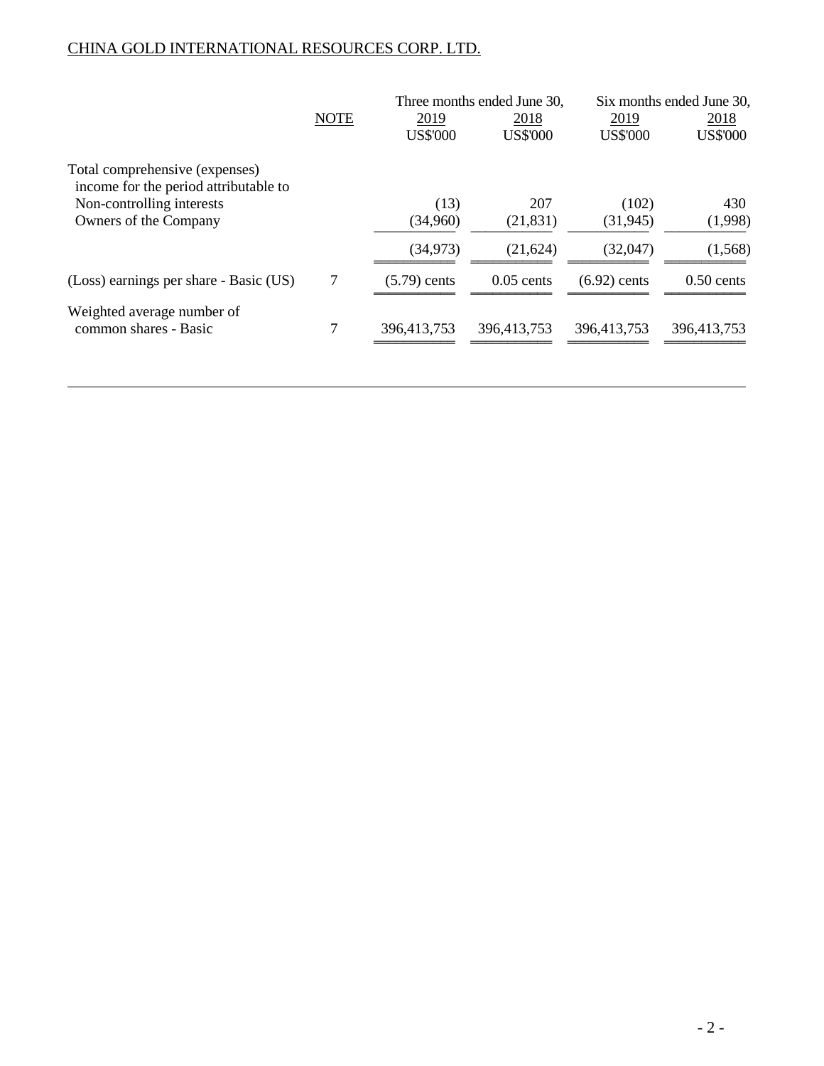CHINA GOLD INTERNATIONAL RESOURCES CORP. LTD.

| | NOTE | Three months ended June 30, | | Six months ended June 30, | |
|---|---|---|---|---|---|
| | | 2019 | 2018 | 2019 | 2018 |
| | | US$'000 | US$'000 | US$'000 | US$'000 |
| Total comprehensive (expenses) income for the period attributable to | | | | | |
| Non-controlling interests | | (13) | 207 | (102) | 430 |
| Owners of the Company | | (34,960) | (21,831) | (31,945) | (1,998) |
| | | (34,973) | (21,624) | (32,047) | (1,568) |
| (Loss) earnings per share - Basic (US) | 7 | (5.79) cents | 0.05 cents | (6.92) cents | 0.50 cents |
| Weighted average number of common shares - Basic | 7 | 396,413,753 | 396,413,753 | 396,413,753 | 396,413,753 |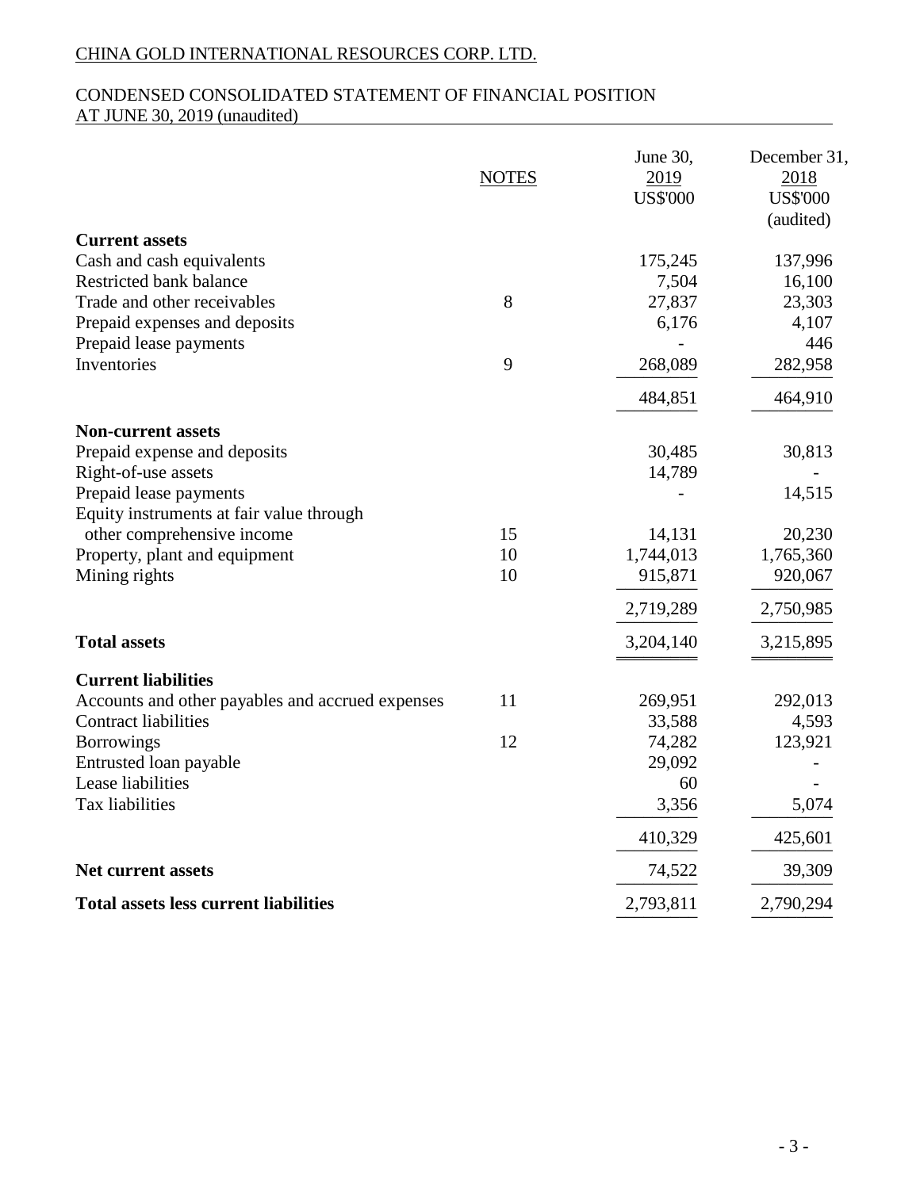CHINA GOLD INTERNATIONAL RESOURCES CORP. LTD.

CONDENSED CONSOLIDATED STATEMENT OF FINANCIAL POSITION
AT JUNE 30, 2019 (unaudited)

| | NOTES | June 30, 2019 US$'000 | December 31, 2018 US$'000 (audited) |
|---|---|---|---|
| **Current assets** | | | |
| Cash and cash equivalents | | 175,245 | 137,996 |
| Restricted bank balance | | 7,504 | 16,100 |
| Trade and other receivables | 8 | 27,837 | 23,303 |
| Prepaid expenses and deposits | | 6,176 | 4,107 |
| Prepaid lease payments | | - | 446 |
| Inventories | 9 | 268,089 | 282,958 |
| | | 484,851 | 464,910 |
| **Non-current assets** | | | |
| Prepaid expense and deposits | | 30,485 | 30,813 |
| Right-of-use assets | | 14,789 | - |
| Prepaid lease payments | | - | 14,515 |
| Equity instruments at fair value through other comprehensive income | 15 | 14,131 | 20,230 |
| Property, plant and equipment | 10 | 1,744,013 | 1,765,360 |
| Mining rights | 10 | 915,871 | 920,067 |
| | | 2,719,289 | 2,750,985 |
| **Total assets** | | 3,204,140 | 3,215,895 |
| **Current liabilities** | | | |
| Accounts and other payables and accrued expenses | 11 | 269,951 | 292,013 |
| Contract liabilities | | 33,588 | 4,593 |
| Borrowings | 12 | 74,282 | 123,921 |
| Entrusted loan payable | | 29,092 | - |
| Lease liabilities | | 60 | - |
| Tax liabilities | | 3,356 | 5,074 |
| | | 410,329 | 425,601 |
| **Net current assets** | | 74,522 | 39,309 |
| **Total assets less current liabilities** | | 2,793,811 | 2,790,294 |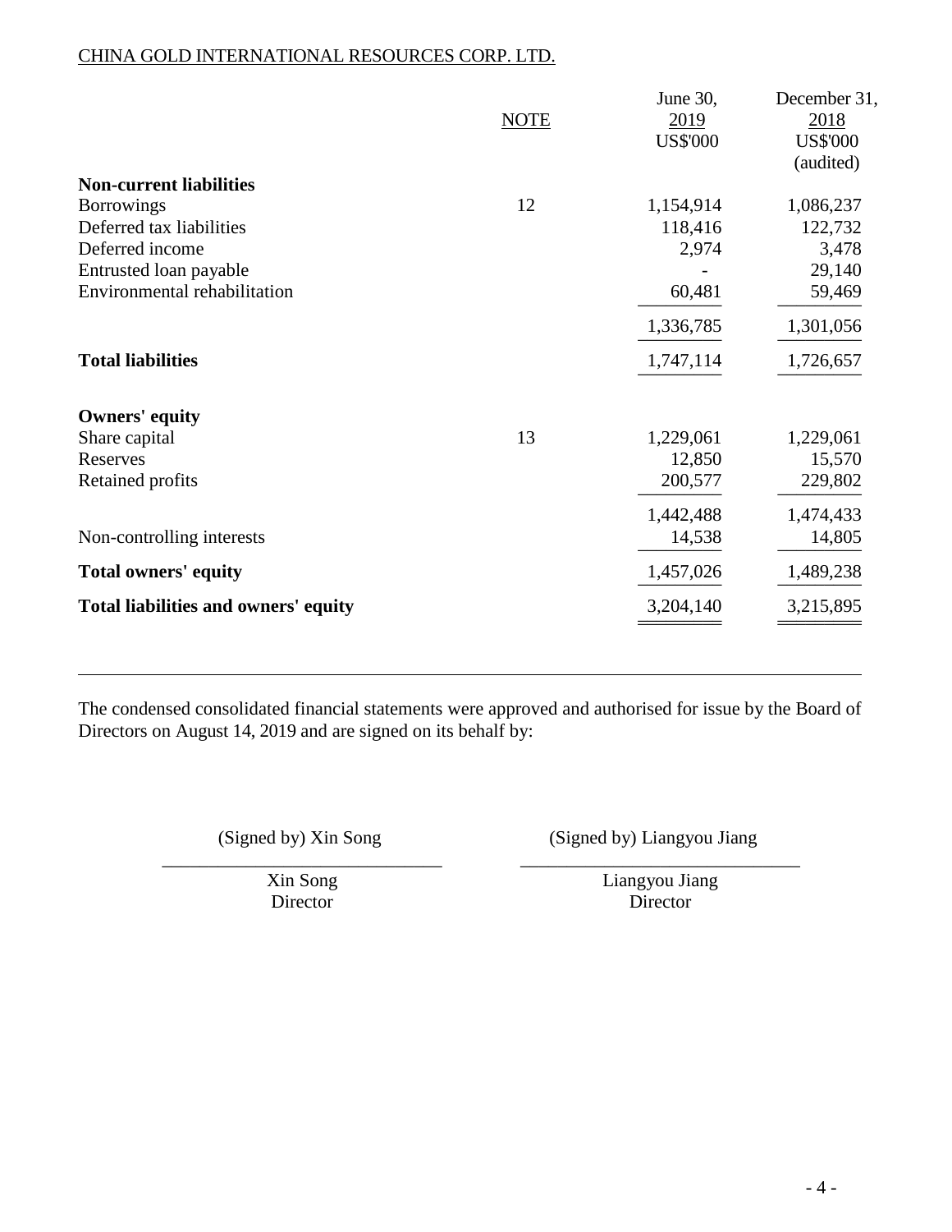CHINA GOLD INTERNATIONAL RESOURCES CORP. LTD.

| | NOTE | June 30, 2019 US$'000 | December 31, 2018 US$'000 (audited) |
|---|---|---|---|
| **Non-current liabilities** | | | |
| Borrowings | 12 | 1,154,914 | 1,086,237 |
| Deferred tax liabilities | | 118,416 | 122,732 |
| Deferred income | | 2,974 | 3,478 |
| Entrusted loan payable | | - | 29,140 |
| Environmental rehabilitation | | 60,481 | 59,469 |
| | | 1,336,785 | 1,301,056 |
| **Total liabilities** | | 1,747,114 | 1,726,657 |
| **Owners' equity** | | | |
| Share capital | 13 | 1,229,061 | 1,229,061 |
| Reserves | | 12,850 | 15,570 |
| Retained profits | | 200,577 | 229,802 |
| | | 1,442,488 | 1,474,433 |
| Non-controlling interests | | 14,538 | 14,805 |
| **Total owners' equity** | | 1,457,026 | 1,489,238 |
| **Total liabilities and owners' equity** | | 3,204,140 | 3,215,895 |

The condensed consolidated financial statements were approved and authorised for issue by the Board of Directors on August 14, 2019 and are signed on its behalf by:

(Signed by) Xin Song
Xin Song
Director

(Signed by) Liangyou Jiang
Liangyou Jiang
Director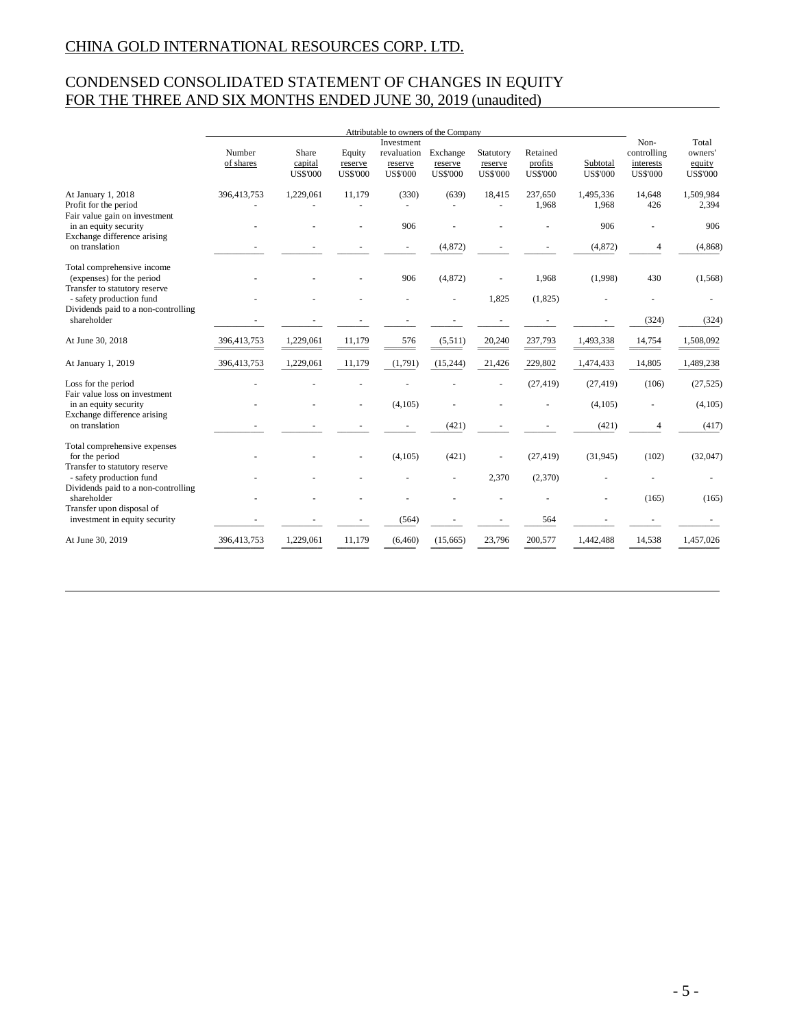# CHINA GOLD INTERNATIONAL RESOURCES CORP. LTD.

## CONDENSED CONSOLIDATED STATEMENT OF CHANGES IN EQUITY FOR THE THREE AND SIX MONTHS ENDED JUNE 30, 2019 (unaudited)

| | Attributable to owners of the Company | | | | | | | | | | |
|---|---|---|---|---|---|---|---|---|---|---|---|
| | Number of shares | Share capital US$'000 | Equity reserve US$'000 | Investment revaluation reserve US$'000 | Exchange reserve US$'000 | Statutory reserve US$'000 | Retained profits US$'000 | Subtotal US$'000 | Non-controlling interests US$'000 | Total owners' equity US$'000 |
| At January 1, 2018 | 396,413,753 | 1,229,061 | 11,179 | (330) | (639) | 18,415 | 237,650 | 1,495,336 | 14,648 | 1,509,984 |
| Profit for the period | - | - | - | - | - | - | 1,968 | 1,968 | 426 | 2,394 |
| Fair value gain on investment in an equity security | - | - | - | 906 | - | - | - | 906 | - | 906 |
| Exchange difference arising on translation | - | - | - | - | (4,872) | - | - | (4,872) | 4 | (4,868) |
| Total comprehensive income (expenses) for the period | - | - | - | 906 | (4,872) | - | 1,968 | (1,998) | 430 | (1,568) |
| Transfer to statutory reserve - safety production fund | - | - | - | - | - | 1,825 | (1,825) | - | - | - |
| Dividends paid to a non-controlling shareholder | - | - | - | - | - | - | - | - | (324) | (324) |
| At June 30, 2018 | 396,413,753 | 1,229,061 | 11,179 | 576 | (5,511) | 20,240 | 237,793 | 1,493,338 | 14,754 | 1,508,092 |
| At January 1, 2019 | 396,413,753 | 1,229,061 | 11,179 | (1,791) | (15,244) | 21,426 | 229,802 | 1,474,433 | 14,805 | 1,489,238 |
| Loss for the period | - | - | - | - | - | - | (27,419) | (27,419) | (106) | (27,525) |
| Fair value loss on investment in an equity security | - | - | - | (4,105) | - | - | - | (4,105) | - | (4,105) |
| Exchange difference arising on translation | - | - | - | - | (421) | - | - | (421) | 4 | (417) |
| Total comprehensive expenses for the period | - | - | - | (4,105) | (421) | - | (27,419) | (31,945) | (102) | (32,047) |
| Transfer to statutory reserve - safety production fund | - | - | - | - | - | 2,370 | (2,370) | - | - | - |
| Dividends paid to a non-controlling shareholder | - | - | - | - | - | - | - | - | (165) | (165) |
| Transfer upon disposal of investment in equity security | - | - | - | (564) | - | - | 564 | - | - | - |
| At June 30, 2019 | 396,413,753 | 1,229,061 | 11,179 | (6,460) | (15,665) | 23,796 | 200,577 | 1,442,488 | 14,538 | 1,457,026 |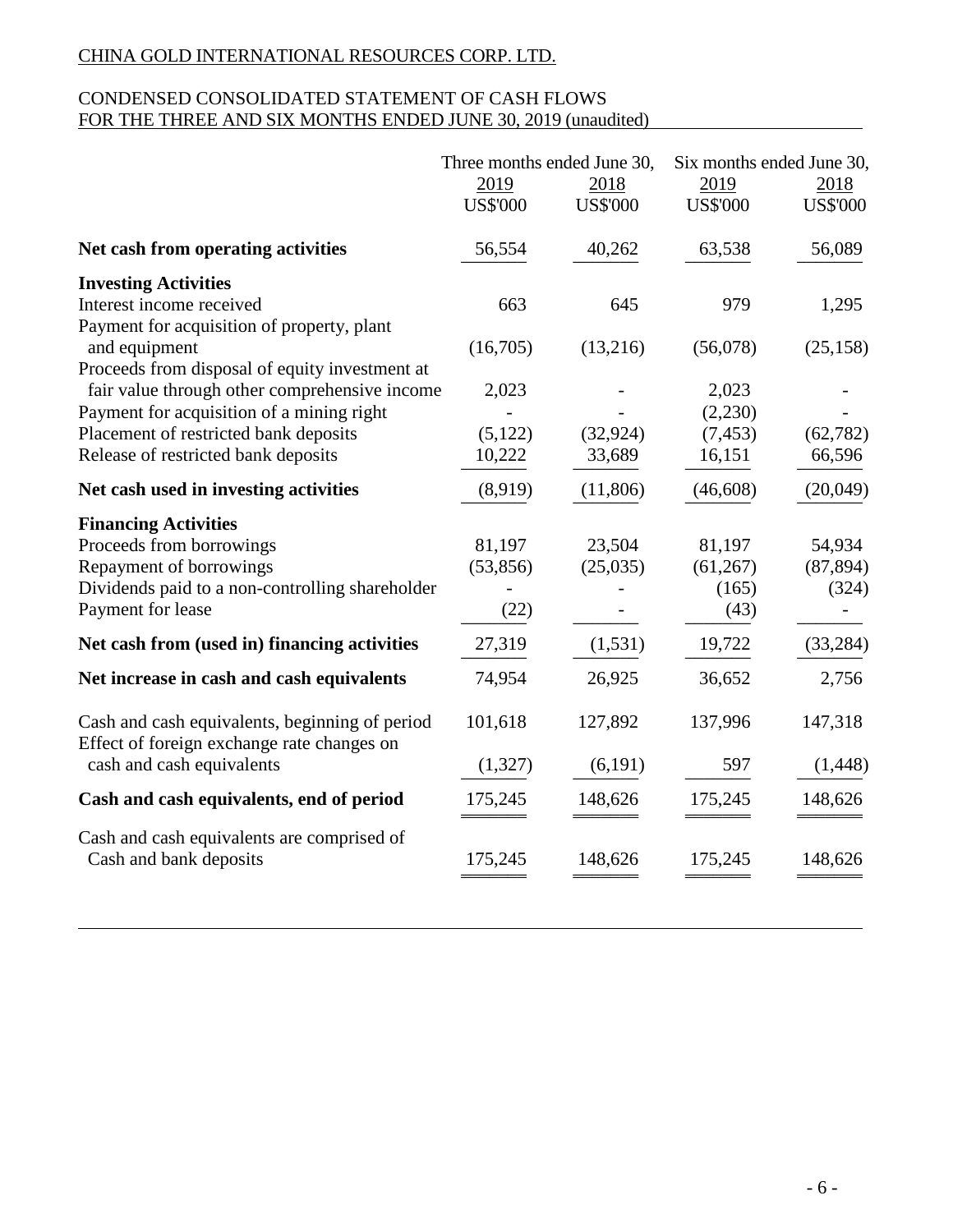CHINA GOLD INTERNATIONAL RESOURCES CORP. LTD.

## CONDENSED CONSOLIDATED STATEMENT OF CASH FLOWS
## FOR THE THREE AND SIX MONTHS ENDED JUNE 30, 2019 (unaudited)

| | Three months ended June 30, | | Six months ended June 30, | |
|---|---|---|---|---|
| | 2019 | 2018 | 2019 | 2018 |
| | US$'000 | US$'000 | US$'000 | US$'000 |
| **Net cash from operating activities** | 56,554 | 40,262 | 63,538 | 56,089 |
| **Investing Activities** | | | | |
| Interest income received | 663 | 645 | 979 | 1,295 |
| Payment for acquisition of property, plant and equipment | (16,705) | (13,216) | (56,078) | (25,158) |
| Proceeds from disposal of equity investment at fair value through other comprehensive income | 2,023 | - | 2,023 | - |
| Payment for acquisition of a mining right | - | - | (2,230) | - |
| Placement of restricted bank deposits | (5,122) | (32,924) | (7,453) | (62,782) |
| Release of restricted bank deposits | 10,222 | 33,689 | 16,151 | 66,596 |
| **Net cash used in investing activities** | (8,919) | (11,806) | (46,608) | (20,049) |
| **Financing Activities** | | | | |
| Proceeds from borrowings | 81,197 | 23,504 | 81,197 | 54,934 |
| Repayment of borrowings | (53,856) | (25,035) | (61,267) | (87,894) |
| Dividends paid to a non-controlling shareholder | - | - | (165) | (324) |
| Payment for lease | (22) | - | (43) | - |
| **Net cash from (used in) financing activities** | 27,319 | (1,531) | 19,722 | (33,284) |
| **Net increase in cash and cash equivalents** | 74,954 | 26,925 | 36,652 | 2,756 |
| Cash and cash equivalents, beginning of period | 101,618 | 127,892 | 137,996 | 147,318 |
| Effect of foreign exchange rate changes on cash and cash equivalents | (1,327) | (6,191) | 597 | (1,448) |
| **Cash and cash equivalents, end of period** | 175,245 | 148,626 | 175,245 | 148,626 |
| Cash and cash equivalents are comprised of Cash and bank deposits | 175,245 | 148,626 | 175,245 | 148,626 |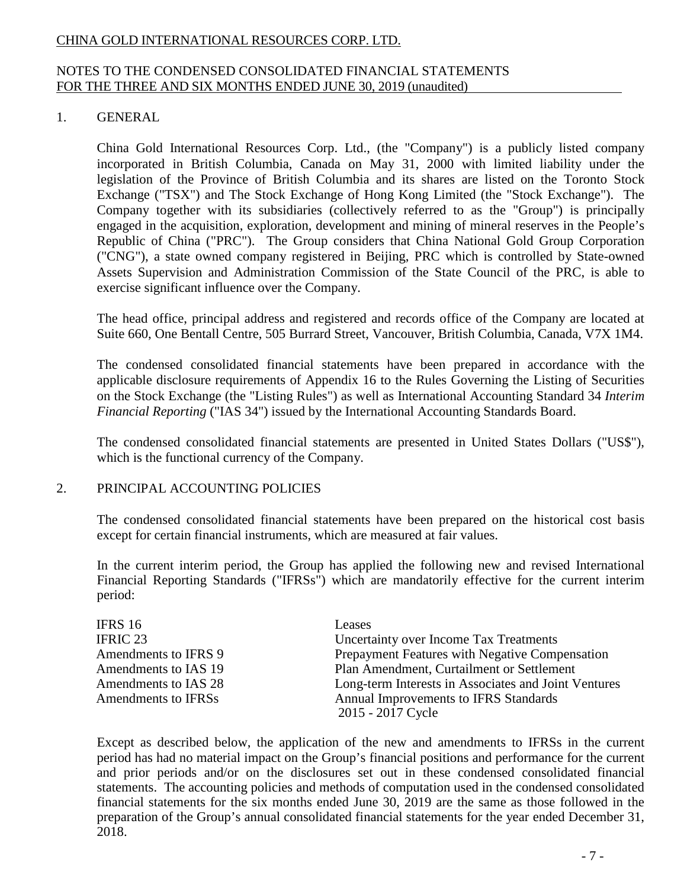## 1. GENERAL

China Gold International Resources Corp. Ltd., (the "Company") is a publicly listed company incorporated in British Columbia, Canada on May 31, 2000 with limited liability under the legislation of the Province of British Columbia and its shares are listed on the Toronto Stock Exchange ("TSX") and The Stock Exchange of Hong Kong Limited (the "Stock Exchange"). The Company together with its subsidiaries (collectively referred to as the "Group") is principally engaged in the acquisition, exploration, development and mining of mineral reserves in the People's Republic of China ("PRC"). The Group considers that China National Gold Group Corporation ("CNG"), a state owned company registered in Beijing, PRC which is controlled by State-owned Assets Supervision and Administration Commission of the State Council of the PRC, is able to exercise significant influence over the Company.

The head office, principal address and registered and records office of the Company are located at Suite 660, One Bentall Centre, 505 Burrard Street, Vancouver, British Columbia, Canada, V7X 1M4.

The condensed consolidated financial statements have been prepared in accordance with the applicable disclosure requirements of Appendix 16 to the Rules Governing the Listing of Securities on the Stock Exchange (the "Listing Rules") as well as International Accounting Standard 34 *Interim Financial Reporting* ("IAS 34") issued by the International Accounting Standards Board.

The condensed consolidated financial statements are presented in United States Dollars ("US$"), which is the functional currency of the Company.

## 2. PRINCIPAL ACCOUNTING POLICIES

The condensed consolidated financial statements have been prepared on the historical cost basis except for certain financial instruments, which are measured at fair values.

In the current interim period, the Group has applied the following new and revised International Financial Reporting Standards ("IFRSs") which are mandatorily effective for the current interim period:

| | |
|---|---|
| IFRS 16 | Leases |
| IFRIC 23 | Uncertainty over Income Tax Treatments |
| Amendments to IFRS 9 | Prepayment Features with Negative Compensation |
| Amendments to IAS 19 | Plan Amendment, Curtailment or Settlement |
| Amendments to IAS 28 | Long-term Interests in Associates and Joint Ventures |
| Amendments to IFRSs | Annual Improvements to IFRS Standards 2015 - 2017 Cycle |

Except as described below, the application of the new and amendments to IFRSs in the current period has had no material impact on the Group's financial positions and performance for the current and prior periods and/or on the disclosures set out in these condensed consolidated financial statements. The accounting policies and methods of computation used in the condensed consolidated financial statements for the six months ended June 30, 2019 are the same as those followed in the preparation of the Group's annual consolidated financial statements for the year ended December 31, 2018.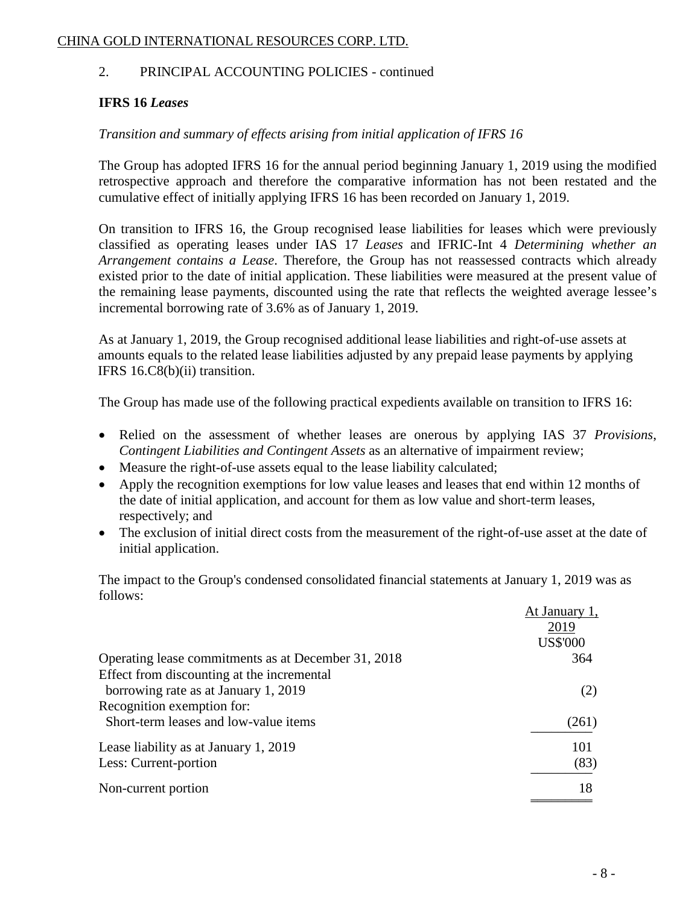2. PRINCIPAL ACCOUNTING POLICIES - continued

**IFRS 16 *Leases***

*Transition and summary of effects arising from initial application of IFRS 16*

The Group has adopted IFRS 16 for the annual period beginning January 1, 2019 using the modified retrospective approach and therefore the comparative information has not been restated and the cumulative effect of initially applying IFRS 16 has been recorded on January 1, 2019.

On transition to IFRS 16, the Group recognised lease liabilities for leases which were previously classified as operating leases under IAS 17 *Leases* and IFRIC-Int 4 *Determining whether an Arrangement contains a Lease*. Therefore, the Group has not reassessed contracts which already existed prior to the date of initial application. These liabilities were measured at the present value of the remaining lease payments, discounted using the rate that reflects the weighted average lessee's incremental borrowing rate of 3.6% as of January 1, 2019.

As at January 1, 2019, the Group recognised additional lease liabilities and right-of-use assets at amounts equals to the related lease liabilities adjusted by any prepaid lease payments by applying IFRS 16.C8(b)(ii) transition.

The Group has made use of the following practical expedients available on transition to IFRS 16:

- Relied on the assessment of whether leases are onerous by applying IAS 37 *Provisions, Contingent Liabilities and Contingent Assets* as an alternative of impairment review;
- Measure the right-of-use assets equal to the lease liability calculated;
- Apply the recognition exemptions for low value leases and leases that end within 12 months of the date of initial application, and account for them as low value and short-term leases, respectively; and
- The exclusion of initial direct costs from the measurement of the right-of-use asset at the date of initial application.

The impact to the Group's condensed consolidated financial statements at January 1, 2019 was as follows:

| | At January 1, 2019 US$'000 |
|---|---|
| Operating lease commitments as at December 31, 2018 | 364 |
| Effect from discounting at the incremental borrowing rate as at January 1, 2019 | (2) |
| Recognition exemption for: | |
| Short-term leases and low-value items | (261) |
| Lease liability as at January 1, 2019 | 101 |
| Less: Current-portion | (83) |
| Non-current portion | 18 |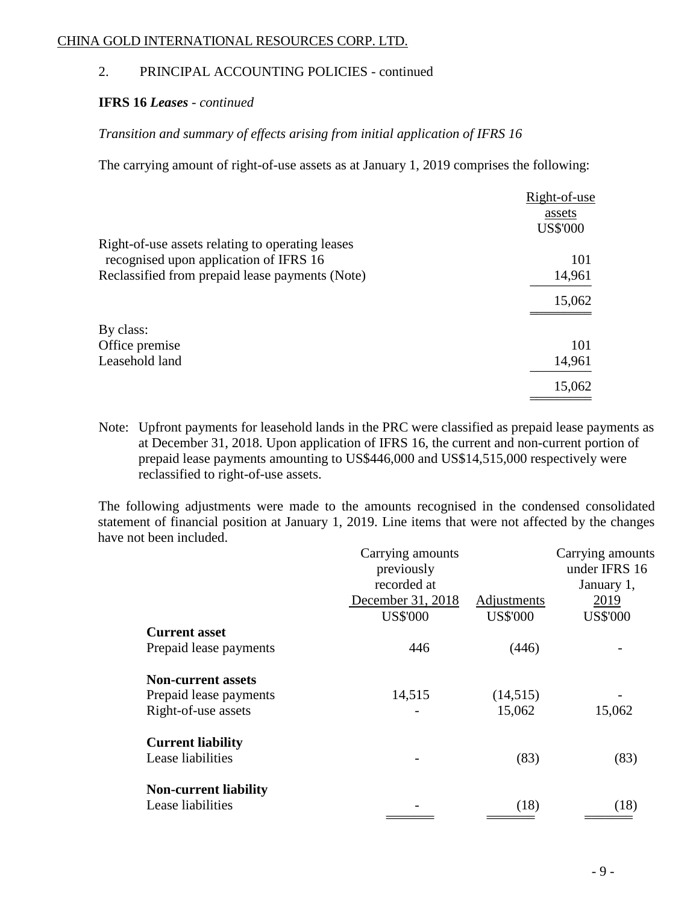2. PRINCIPAL ACCOUNTING POLICIES - continued

**IFRS 16 *Leases*** - *continued*

*Transition and summary of effects arising from initial application of IFRS 16*

The carrying amount of right-of-use assets as at January 1, 2019 comprises the following:

| | Right-of-use assets US$'000 |
|---|---|
| Right-of-use assets relating to operating leases recognised upon application of IFRS 16 | 101 |
| Reclassified from prepaid lease payments (Note) | 14,961 |
| | 15,062 |
| By class: | |
| Office premise | 101 |
| Leasehold land | 14,961 |
| | 15,062 |

Note: Upfront payments for leasehold lands in the PRC were classified as prepaid lease payments as at December 31, 2018. Upon application of IFRS 16, the current and non-current portion of prepaid lease payments amounting to US$446,000 and US$14,515,000 respectively were reclassified to right-of-use assets.

The following adjustments were made to the amounts recognised in the condensed consolidated statement of financial position at January 1, 2019. Line items that were not affected by the changes have not been included.

| | Carrying amounts previously recorded at December 31, 2018 US$'000 | Adjustments US$'000 | Carrying amounts under IFRS 16 January 1, 2019 US$'000 |
|---|---|---|---|
| **Current asset** | | | |
| Prepaid lease payments | 446 | (446) | - |
| **Non-current assets** | | | |
| Prepaid lease payments | 14,515 | (14,515) | - |
| Right-of-use assets | - | 15,062 | 15,062 |
| **Current liability** | | | |
| Lease liabilities | - | (83) | (83) |
| **Non-current liability** | | | |
| Lease liabilities | - | (18) | (18) |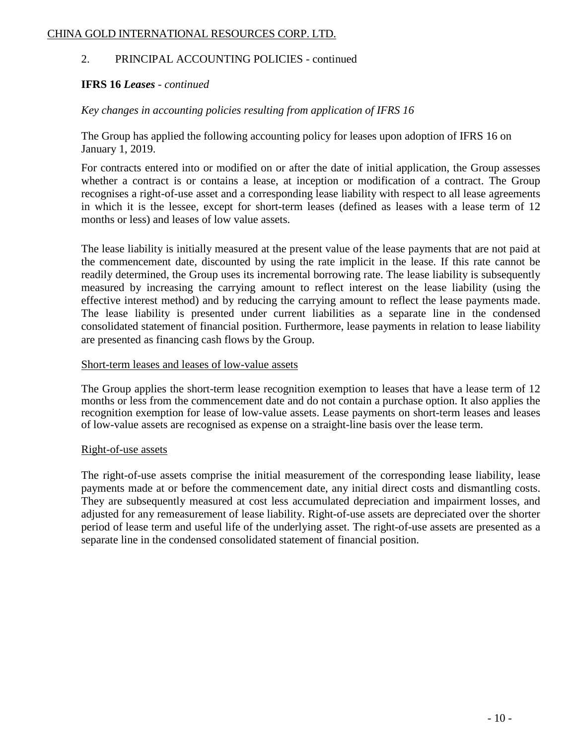## 2. PRINCIPAL ACCOUNTING POLICIES - continued

### IFRS 16 *Leases - continued*

*Key changes in accounting policies resulting from application of IFRS 16*

The Group has applied the following accounting policy for leases upon adoption of IFRS 16 on January 1, 2019.

For contracts entered into or modified on or after the date of initial application, the Group assesses whether a contract is or contains a lease, at inception or modification of a contract. The Group recognises a right-of-use asset and a corresponding lease liability with respect to all lease agreements in which it is the lessee, except for short-term leases (defined as leases with a lease term of 12 months or less) and leases of low value assets.

The lease liability is initially measured at the present value of the lease payments that are not paid at the commencement date, discounted by using the rate implicit in the lease. If this rate cannot be readily determined, the Group uses its incremental borrowing rate. The lease liability is subsequently measured by increasing the carrying amount to reflect interest on the lease liability (using the effective interest method) and by reducing the carrying amount to reflect the lease payments made. The lease liability is presented under current liabilities as a separate line in the condensed consolidated statement of financial position. Furthermore, lease payments in relation to lease liability are presented as financing cash flows by the Group.

Short-term leases and leases of low-value assets

The Group applies the short-term lease recognition exemption to leases that have a lease term of 12 months or less from the commencement date and do not contain a purchase option. It also applies the recognition exemption for lease of low-value assets. Lease payments on short-term leases and leases of low-value assets are recognised as expense on a straight-line basis over the lease term.

Right-of-use assets

The right-of-use assets comprise the initial measurement of the corresponding lease liability, lease payments made at or before the commencement date, any initial direct costs and dismantling costs. They are subsequently measured at cost less accumulated depreciation and impairment losses, and adjusted for any remeasurement of lease liability. Right-of-use assets are depreciated over the shorter period of lease term and useful life of the underlying asset. The right-of-use assets are presented as a separate line in the condensed consolidated statement of financial position.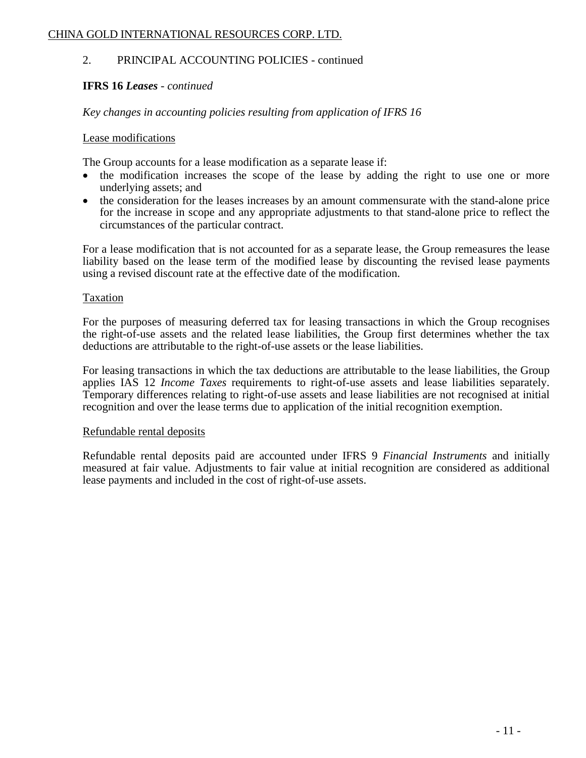## 2. PRINCIPAL ACCOUNTING POLICIES - continued

### IFRS 16 *Leases - continued*

*Key changes in accounting policies resulting from application of IFRS 16*

Lease modifications

The Group accounts for a lease modification as a separate lease if:

- the modification increases the scope of the lease by adding the right to use one or more underlying assets; and
- the consideration for the leases increases by an amount commensurate with the stand-alone price for the increase in scope and any appropriate adjustments to that stand-alone price to reflect the circumstances of the particular contract.

For a lease modification that is not accounted for as a separate lease, the Group remeasures the lease liability based on the lease term of the modified lease by discounting the revised lease payments using a revised discount rate at the effective date of the modification.

Taxation

For the purposes of measuring deferred tax for leasing transactions in which the Group recognises the right-of-use assets and the related lease liabilities, the Group first determines whether the tax deductions are attributable to the right-of-use assets or the lease liabilities.

For leasing transactions in which the tax deductions are attributable to the lease liabilities, the Group applies IAS 12 *Income Taxes* requirements to right-of-use assets and lease liabilities separately. Temporary differences relating to right-of-use assets and lease liabilities are not recognised at initial recognition and over the lease terms due to application of the initial recognition exemption.

Refundable rental deposits

Refundable rental deposits paid are accounted under IFRS 9 *Financial Instruments* and initially measured at fair value. Adjustments to fair value at initial recognition are considered as additional lease payments and included in the cost of right-of-use assets.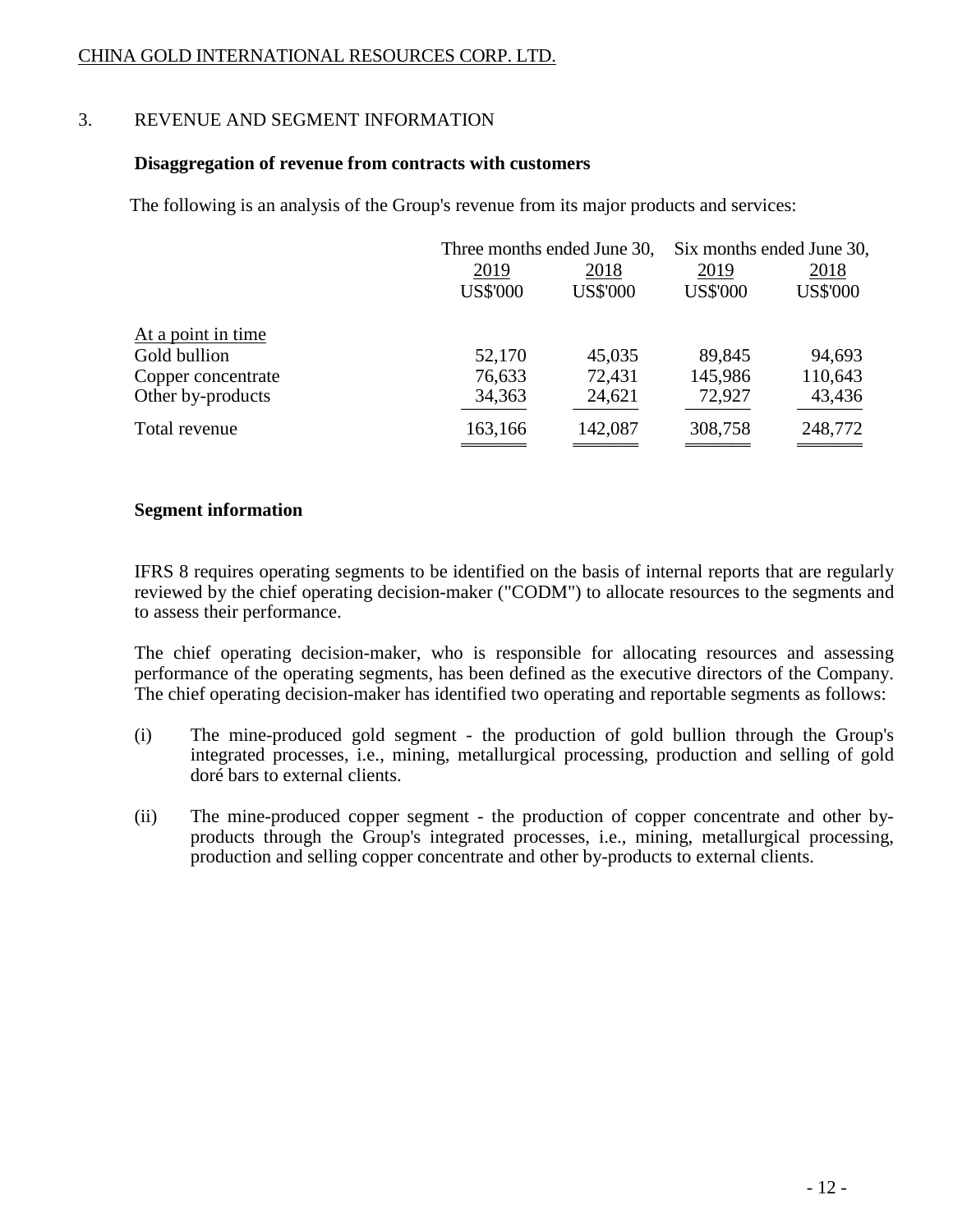## 3. REVENUE AND SEGMENT INFORMATION

### Disaggregation of revenue from contracts with customers

The following is an analysis of the Group's revenue from its major products and services:

| | Three months ended June 30, | | Six months ended June 30, | |
|---|---|---|---|---|
| | 2019 | 2018 | 2019 | 2018 |
| | US$'000 | US$'000 | US$'000 | US$'000 |
| At a point in time | | | | |
| Gold bullion | 52,170 | 45,035 | 89,845 | 94,693 |
| Copper concentrate | 76,633 | 72,431 | 145,986 | 110,643 |
| Other by-products | 34,363 | 24,621 | 72,927 | 43,436 |
| Total revenue | 163,166 | 142,087 | 308,758 | 248,772 |

### Segment information

IFRS 8 requires operating segments to be identified on the basis of internal reports that are regularly reviewed by the chief operating decision-maker ("CODM") to allocate resources to the segments and to assess their performance.

The chief operating decision-maker, who is responsible for allocating resources and assessing performance of the operating segments, has been defined as the executive directors of the Company. The chief operating decision-maker has identified two operating and reportable segments as follows:

(i) The mine-produced gold segment - the production of gold bullion through the Group's integrated processes, i.e., mining, metallurgical processing, production and selling of gold doré bars to external clients.

(ii) The mine-produced copper segment - the production of copper concentrate and other by-products through the Group's integrated processes, i.e., mining, metallurgical processing, production and selling copper concentrate and other by-products to external clients.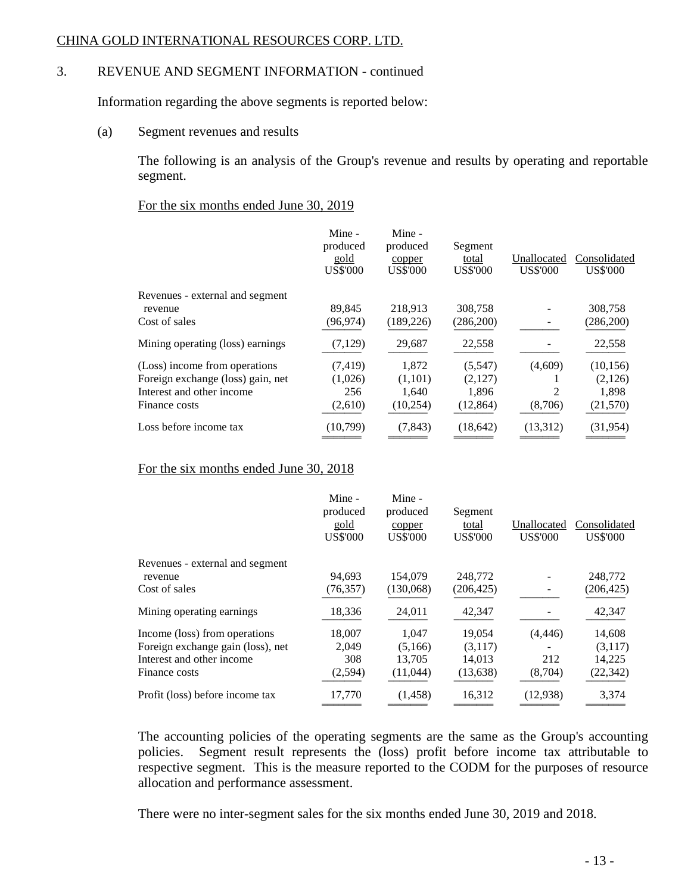CHINA GOLD INTERNATIONAL RESOURCES CORP. LTD.

3. REVENUE AND SEGMENT INFORMATION - continued

Information regarding the above segments is reported below:

(a) Segment revenues and results

The following is an analysis of the Group's revenue and results by operating and reportable segment.

For the six months ended June 30, 2019

| | Mine - produced gold US$'000 | Mine - produced copper US$'000 | Segment total US$'000 | Unallocated US$'000 | Consolidated US$'000 |
|---|---|---|---|---|---|
| Revenues - external and segment revenue | 89,845 | 218,913 | 308,758 | - | 308,758 |
| Cost of sales | (96,974) | (189,226) | (286,200) | - | (286,200) |
| Mining operating (loss) earnings | (7,129) | 29,687 | 22,558 | - | 22,558 |
| (Loss) income from operations | (7,419) | 1,872 | (5,547) | (4,609) | (10,156) |
| Foreign exchange (loss) gain, net | (1,026) | (1,101) | (2,127) | 1 | (2,126) |
| Interest and other income | 256 | 1,640 | 1,896 | 2 | 1,898 |
| Finance costs | (2,610) | (10,254) | (12,864) | (8,706) | (21,570) |
| Loss before income tax | (10,799) | (7,843) | (18,642) | (13,312) | (31,954) |

For the six months ended June 30, 2018

| | Mine - produced gold US$'000 | Mine - produced copper US$'000 | Segment total US$'000 | Unallocated US$'000 | Consolidated US$'000 |
|---|---|---|---|---|---|
| Revenues - external and segment revenue | 94,693 | 154,079 | 248,772 | - | 248,772 |
| Cost of sales | (76,357) | (130,068) | (206,425) | - | (206,425) |
| Mining operating earnings | 18,336 | 24,011 | 42,347 | - | 42,347 |
| Income (loss) from operations | 18,007 | 1,047 | 19,054 | (4,446) | 14,608 |
| Foreign exchange gain (loss), net | 2,049 | (5,166) | (3,117) | - | (3,117) |
| Interest and other income | 308 | 13,705 | 14,013 | 212 | 14,225 |
| Finance costs | (2,594) | (11,044) | (13,638) | (8,704) | (22,342) |
| Profit (loss) before income tax | 17,770 | (1,458) | 16,312 | (12,938) | 3,374 |

The accounting policies of the operating segments are the same as the Group's accounting policies. Segment result represents the (loss) profit before income tax attributable to respective segment. This is the measure reported to the CODM for the purposes of resource allocation and performance assessment.

There were no inter-segment sales for the six months ended June 30, 2019 and 2018.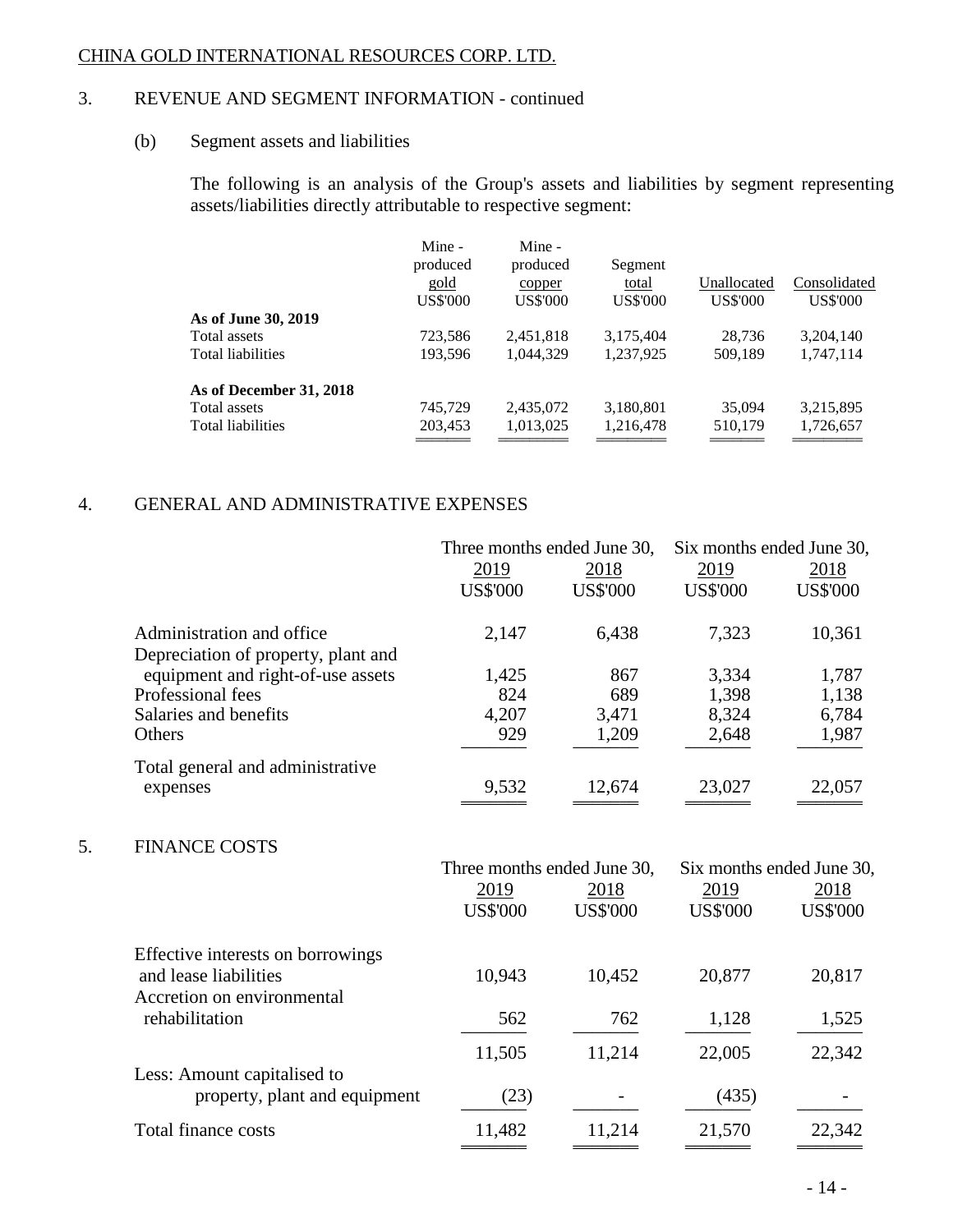CHINA GOLD INTERNATIONAL RESOURCES CORP. LTD.

## 3. REVENUE AND SEGMENT INFORMATION - continued

### (b) Segment assets and liabilities

The following is an analysis of the Group's assets and liabilities by segment representing assets/liabilities directly attributable to respective segment:

| | Mine - produced gold | Mine - produced copper | Segment total | Unallocated | Consolidated |
|---|---|---|---|---|---|
| | US$'000 | US$'000 | US$'000 | US$'000 | US$'000 |
| **As of June 30, 2019** | | | | | |
| Total assets | 723,586 | 2,451,818 | 3,175,404 | 28,736 | 3,204,140 |
| Total liabilities | 193,596 | 1,044,329 | 1,237,925 | 509,189 | 1,747,114 |
| **As of December 31, 2018** | | | | | |
| Total assets | 745,729 | 2,435,072 | 3,180,801 | 35,094 | 3,215,895 |
| Total liabilities | 203,453 | 1,013,025 | 1,216,478 | 510,179 | 1,726,657 |

## 4. GENERAL AND ADMINISTRATIVE EXPENSES

| | Three months ended June 30, | | Six months ended June 30, | |
|---|---|---|---|---|
| | 2019 | 2018 | 2019 | 2018 |
| | US$'000 | US$'000 | US$'000 | US$'000 |
| Administration and office | 2,147 | 6,438 | 7,323 | 10,361 |
| Depreciation of property, plant and equipment and right-of-use assets | 1,425 | 867 | 3,334 | 1,787 |
| Professional fees | 824 | 689 | 1,398 | 1,138 |
| Salaries and benefits | 4,207 | 3,471 | 8,324 | 6,784 |
| Others | 929 | 1,209 | 2,648 | 1,987 |
| Total general and administrative expenses | 9,532 | 12,674 | 23,027 | 22,057 |

## 5. FINANCE COSTS

| | Three months ended June 30, | | Six months ended June 30, | |
|---|---|---|---|---|
| | 2019 | 2018 | 2019 | 2018 |
| | US$'000 | US$'000 | US$'000 | US$'000 |
| Effective interests on borrowings and lease liabilities | 10,943 | 10,452 | 20,877 | 20,817 |
| Accretion on environmental rehabilitation | 562 | 762 | 1,128 | 1,525 |
| | 11,505 | 11,214 | 22,005 | 22,342 |
| Less: Amount capitalised to property, plant and equipment | (23) | - | (435) | - |
| Total finance costs | 11,482 | 11,214 | 21,570 | 22,342 |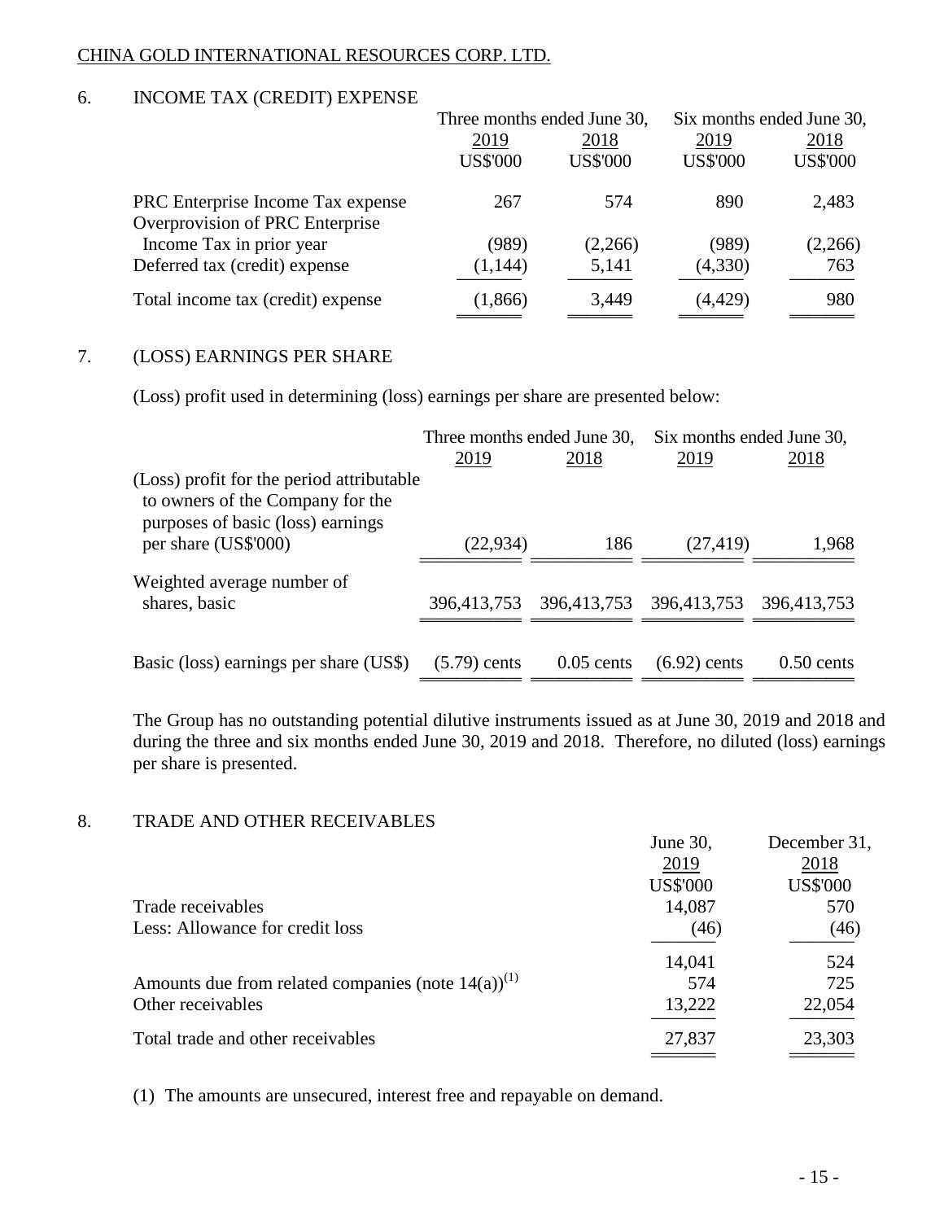## 6. INCOME TAX (CREDIT) EXPENSE

| | Three months ended June 30, | | Six months ended June 30, | |
|---|---|---|---|---|
| | 2019 | 2018 | 2019 | 2018 |
| | US$'000 | US$'000 | US$'000 | US$'000 |
| PRC Enterprise Income Tax expense | 267 | 574 | 890 | 2,483 |
| Overprovision of PRC Enterprise Income Tax in prior year | (989) | (2,266) | (989) | (2,266) |
| Deferred tax (credit) expense | (1,144) | 5,141 | (4,330) | 763 |
| Total income tax (credit) expense | (1,866) | 3,449 | (4,429) | 980 |

## 7. (LOSS) EARNINGS PER SHARE

(Loss) profit used in determining (loss) earnings per share are presented below:

| | Three months ended June 30, | | Six months ended June 30, | |
|---|---|---|---|---|
| | 2019 | 2018 | 2019 | 2018 |
| (Loss) profit for the period attributable to owners of the Company for the purposes of basic (loss) earnings per share (US$'000) | (22,934) | 186 | (27,419) | 1,968 |
| Weighted average number of shares, basic | 396,413,753 | 396,413,753 | 396,413,753 | 396,413,753 |
| Basic (loss) earnings per share (US$) | (5.79) cents | 0.05 cents | (6.92) cents | 0.50 cents |

The Group has no outstanding potential dilutive instruments issued as at June 30, 2019 and 2018 and during the three and six months ended June 30, 2019 and 2018. Therefore, no diluted (loss) earnings per share is presented.

## 8. TRADE AND OTHER RECEIVABLES

| | June 30, 2019 | December 31, 2018 |
|---|---|---|
| | US$'000 | US$'000 |
| Trade receivables | 14,087 | 570 |
| Less: Allowance for credit loss | (46) | (46) |
| | 14,041 | 524 |
| Amounts due from related companies (note 14(a))[(1)] | 574 | 725 |
| Other receivables | 13,222 | 22,054 |
| Total trade and other receivables | 27,837 | 23,303 |

(1) The amounts are unsecured, interest free and repayable on demand.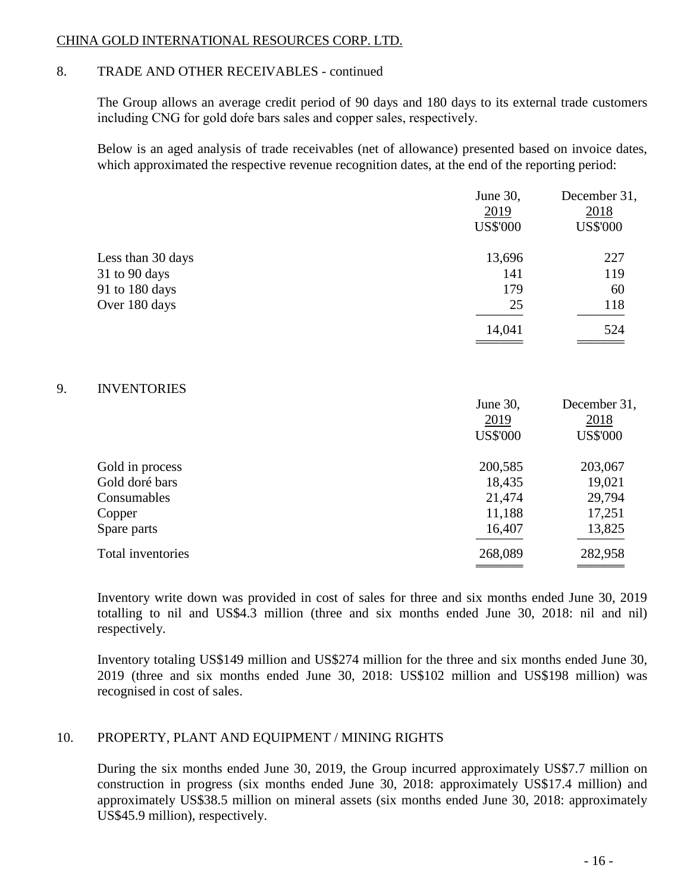CHINA GOLD INTERNATIONAL RESOURCES CORP. LTD.

## 8. TRADE AND OTHER RECEIVABLES - continued

The Group allows an average credit period of 90 days and 180 days to its external trade customers including CNG for gold doŕe bars sales and copper sales, respectively.

Below is an aged analysis of trade receivables (net of allowance) presented based on invoice dates, which approximated the respective revenue recognition dates, at the end of the reporting period:

| | June 30, 2019 US$'000 | December 31, 2018 US$'000 |
|---|---|---|
| Less than 30 days | 13,696 | 227 |
| 31 to 90 days | 141 | 119 |
| 91 to 180 days | 179 | 60 |
| Over 180 days | 25 | 118 |
| | 14,041 | 524 |

## 9. INVENTORIES

| | June 30, 2019 US$'000 | December 31, 2018 US$'000 |
|---|---|---|
| Gold in process | 200,585 | 203,067 |
| Gold doré bars | 18,435 | 19,021 |
| Consumables | 21,474 | 29,794 |
| Copper | 11,188 | 17,251 |
| Spare parts | 16,407 | 13,825 |
| Total inventories | 268,089 | 282,958 |

Inventory write down was provided in cost of sales for three and six months ended June 30, 2019 totalling to nil and US$4.3 million (three and six months ended June 30, 2018: nil and nil) respectively.

Inventory totaling US$149 million and US$274 million for the three and six months ended June 30, 2019 (three and six months ended June 30, 2018: US$102 million and US$198 million) was recognised in cost of sales.

## 10. PROPERTY, PLANT AND EQUIPMENT / MINING RIGHTS

During the six months ended June 30, 2019, the Group incurred approximately US$7.7 million on construction in progress (six months ended June 30, 2018: approximately US$17.4 million) and approximately US$38.5 million on mineral assets (six months ended June 30, 2018: approximately US$45.9 million), respectively.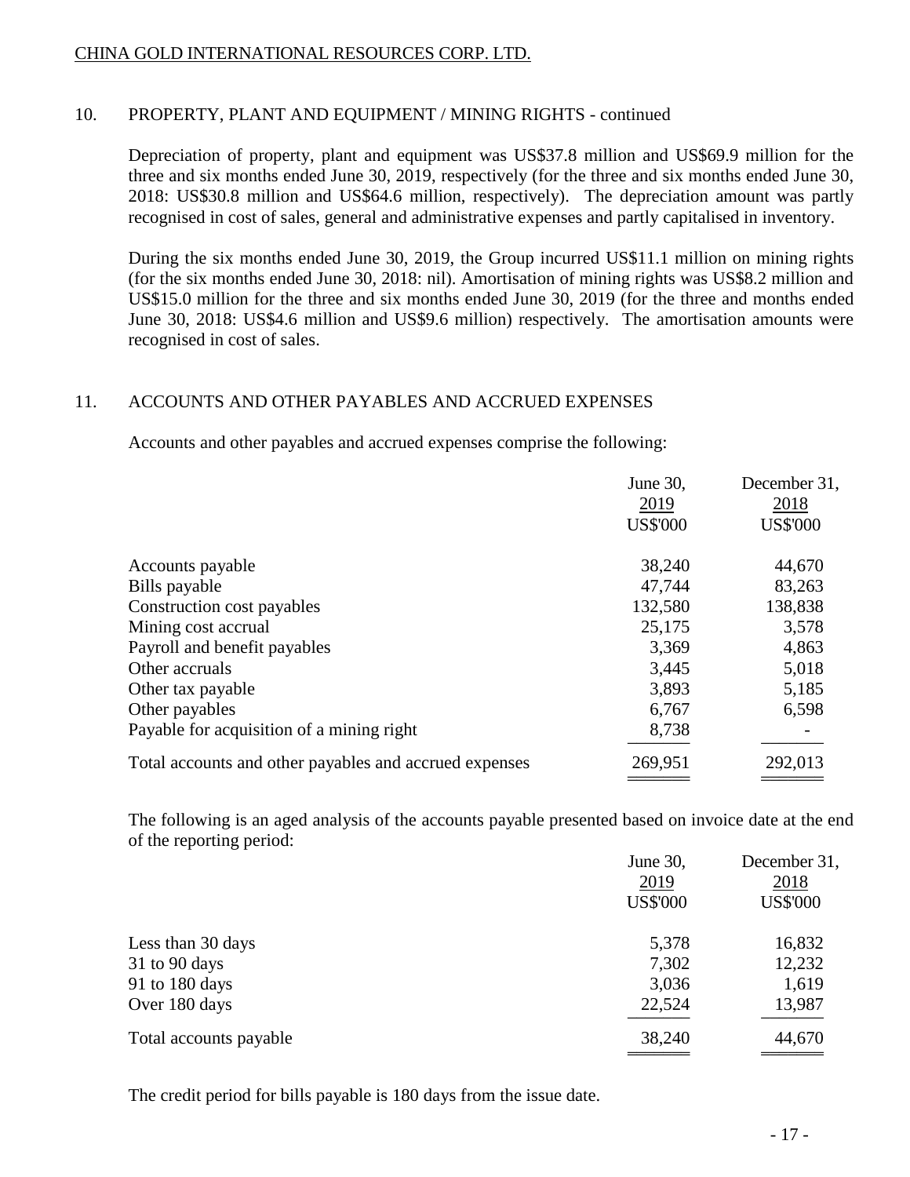## 10. PROPERTY, PLANT AND EQUIPMENT / MINING RIGHTS - continued

Depreciation of property, plant and equipment was US$37.8 million and US$69.9 million for the three and six months ended June 30, 2019, respectively (for the three and six months ended June 30, 2018: US$30.8 million and US$64.6 million, respectively). The depreciation amount was partly recognised in cost of sales, general and administrative expenses and partly capitalised in inventory.

During the six months ended June 30, 2019, the Group incurred US$11.1 million on mining rights (for the six months ended June 30, 2018: nil). Amortisation of mining rights was US$8.2 million and US$15.0 million for the three and six months ended June 30, 2019 (for the three and months ended June 30, 2018: US$4.6 million and US$9.6 million) respectively. The amortisation amounts were recognised in cost of sales.

## 11. ACCOUNTS AND OTHER PAYABLES AND ACCRUED EXPENSES

Accounts and other payables and accrued expenses comprise the following:

| | June 30, 2019 US$'000 | December 31, 2018 US$'000 |
|---|---|---|
| Accounts payable | 38,240 | 44,670 |
| Bills payable | 47,744 | 83,263 |
| Construction cost payables | 132,580 | 138,838 |
| Mining cost accrual | 25,175 | 3,578 |
| Payroll and benefit payables | 3,369 | 4,863 |
| Other accruals | 3,445 | 5,018 |
| Other tax payable | 3,893 | 5,185 |
| Other payables | 6,767 | 6,598 |
| Payable for acquisition of a mining right | 8,738 | - |
| Total accounts and other payables and accrued expenses | 269,951 | 292,013 |

The following is an aged analysis of the accounts payable presented based on invoice date at the end of the reporting period:

| | June 30, 2019 US$'000 | December 31, 2018 US$'000 |
|---|---|---|
| Less than 30 days | 5,378 | 16,832 |
| 31 to 90 days | 7,302 | 12,232 |
| 91 to 180 days | 3,036 | 1,619 |
| Over 180 days | 22,524 | 13,987 |
| Total accounts payable | 38,240 | 44,670 |

The credit period for bills payable is 180 days from the issue date.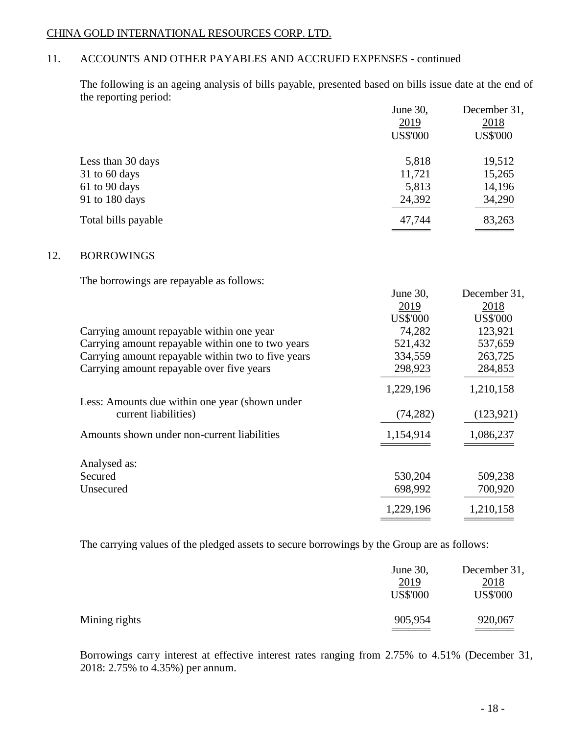## 11. ACCOUNTS AND OTHER PAYABLES AND ACCRUED EXPENSES - continued

The following is an ageing analysis of bills payable, presented based on bills issue date at the end of the reporting period:

| | June 30, 2019 US$'000 | December 31, 2018 US$'000 |
|---|---|---|
| Less than 30 days | 5,818 | 19,512 |
| 31 to 60 days | 11,721 | 15,265 |
| 61 to 90 days | 5,813 | 14,196 |
| 91 to 180 days | 24,392 | 34,290 |
| Total bills payable | 47,744 | 83,263 |

## 12. BORROWINGS

The borrowings are repayable as follows:

| | June 30, 2019 US$'000 | December 31, 2018 US$'000 |
|---|---|---|
| Carrying amount repayable within one year | 74,282 | 123,921 |
| Carrying amount repayable within one to two years | 521,432 | 537,659 |
| Carrying amount repayable within two to five years | 334,559 | 263,725 |
| Carrying amount repayable over five years | 298,923 | 284,853 |
| | 1,229,196 | 1,210,158 |
| Less: Amounts due within one year (shown under current liabilities) | (74,282) | (123,921) |
| Amounts shown under non-current liabilities | 1,154,914 | 1,086,237 |
| Analysed as: | | |
| Secured | 530,204 | 509,238 |
| Unsecured | 698,992 | 700,920 |
| | 1,229,196 | 1,210,158 |

The carrying values of the pledged assets to secure borrowings by the Group are as follows:

| | June 30, 2019 US$'000 | December 31, 2018 US$'000 |
|---|---|---|
| Mining rights | 905,954 | 920,067 |

Borrowings carry interest at effective interest rates ranging from 2.75% to 4.51% (December 31, 2018: 2.75% to 4.35%) per annum.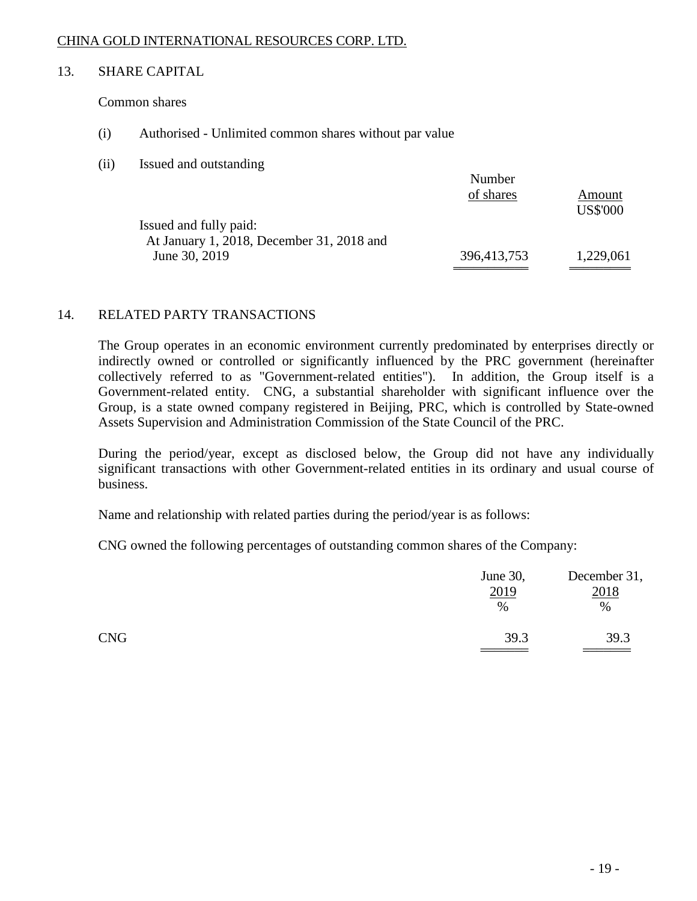CHINA GOLD INTERNATIONAL RESOURCES CORP. LTD.

## 13. SHARE CAPITAL

Common shares

(i) Authorised - Unlimited common shares without par value

(ii) Issued and outstanding

| | Number of shares | Amount |
|---|---|---|
| | | US$'000 |
| Issued and fully paid: | | |
| At January 1, 2018, December 31, 2018 and June 30, 2019 | 396,413,753 | 1,229,061 |

## 14. RELATED PARTY TRANSACTIONS

The Group operates in an economic environment currently predominated by enterprises directly or indirectly owned or controlled or significantly influenced by the PRC government (hereinafter collectively referred to as "Government-related entities"). In addition, the Group itself is a Government-related entity. CNG, a substantial shareholder with significant influence over the Group, is a state owned company registered in Beijing, PRC, which is controlled by State-owned Assets Supervision and Administration Commission of the State Council of the PRC.

During the period/year, except as disclosed below, the Group did not have any individually significant transactions with other Government-related entities in its ordinary and usual course of business.

Name and relationship with related parties during the period/year is as follows:

CNG owned the following percentages of outstanding common shares of the Company:

| | June 30, 2019 | December 31, 2018 |
|---|---|---|
| | % | % |
| CNG | 39.3 | 39.3 |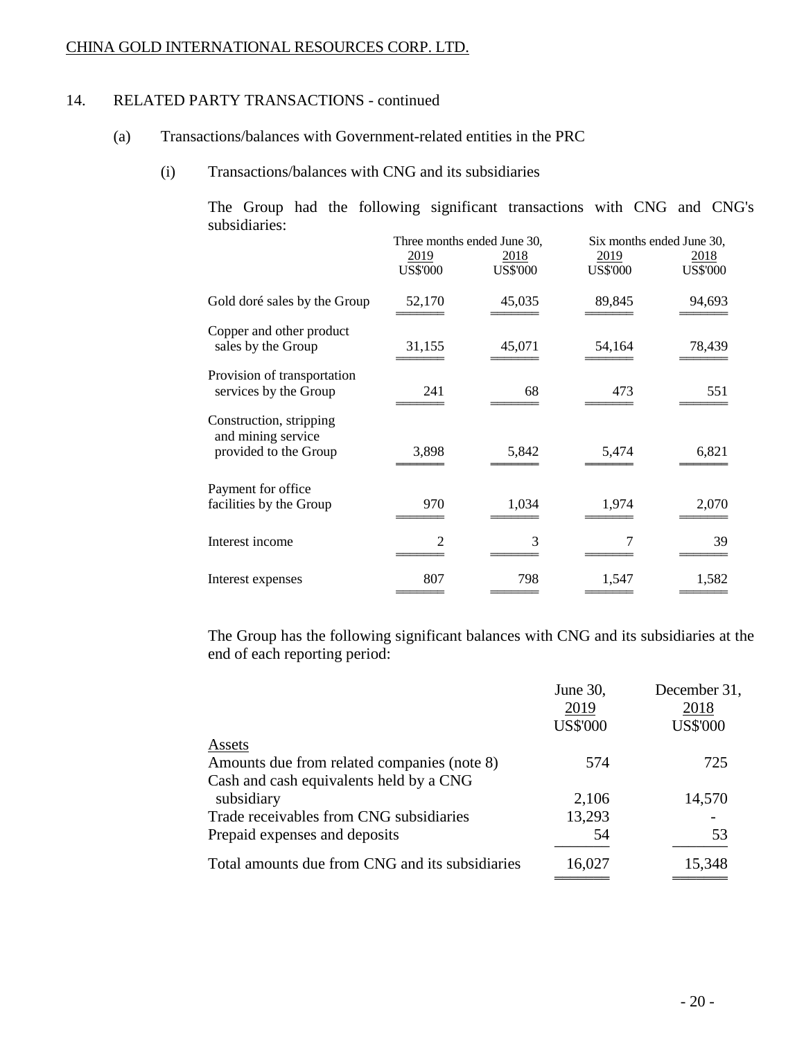CHINA GOLD INTERNATIONAL RESOURCES CORP. LTD.

14. RELATED PARTY TRANSACTIONS - continued

(a) Transactions/balances with Government-related entities in the PRC

(i) Transactions/balances with CNG and its subsidiaries

The Group had the following significant transactions with CNG and CNG's subsidiaries:

| | Three months ended June 30, | | Six months ended June 30, | |
|---|---|---|---|---|
| | 2019 | 2018 | 2019 | 2018 |
| | US$'000 | US$'000 | US$'000 | US$'000 |
| Gold doré sales by the Group | 52,170 | 45,035 | 89,845 | 94,693 |
| Copper and other product sales by the Group | 31,155 | 45,071 | 54,164 | 78,439 |
| Provision of transportation services by the Group | 241 | 68 | 473 | 551 |
| Construction, stripping and mining service provided to the Group | 3,898 | 5,842 | 5,474 | 6,821 |
| Payment for office facilities by the Group | 970 | 1,034 | 1,974 | 2,070 |
| Interest income | 2 | 3 | 7 | 39 |
| Interest expenses | 807 | 798 | 1,547 | 1,582 |

The Group has the following significant balances with CNG and its subsidiaries at the end of each reporting period:

| | June 30, 2019 | December 31, 2018 |
|---|---|---|
| | US$'000 | US$'000 |
| Assets | | |
| Amounts due from related companies (note 8) | 574 | 725 |
| Cash and cash equivalents held by a CNG subsidiary | 2,106 | 14,570 |
| Trade receivables from CNG subsidiaries | 13,293 | - |
| Prepaid expenses and deposits | 54 | 53 |
| Total amounts due from CNG and its subsidiaries | 16,027 | 15,348 |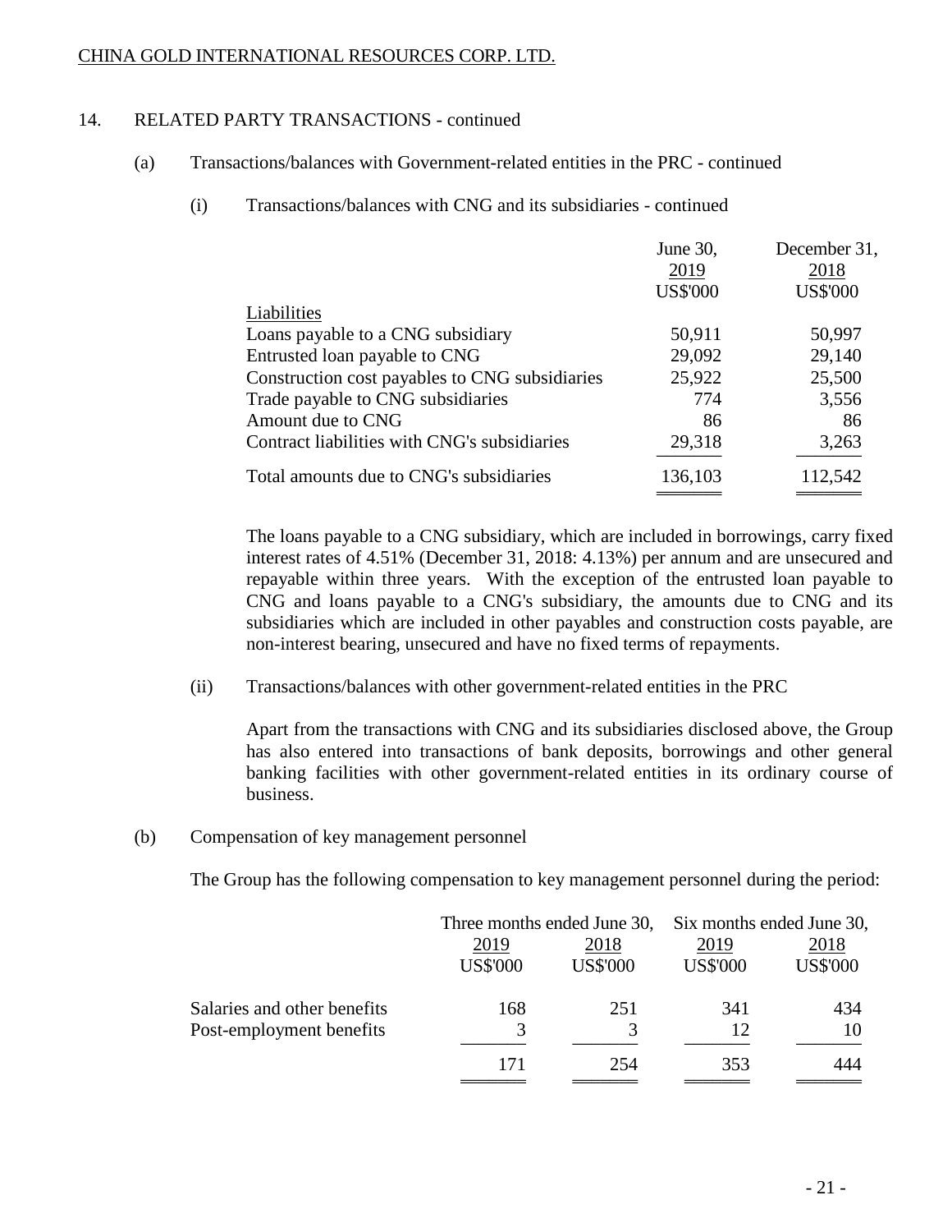## 14. RELATED PARTY TRANSACTIONS - continued

### (a) Transactions/balances with Government-related entities in the PRC - continued

#### (i) Transactions/balances with CNG and its subsidiaries - continued

| | June 30, 2019 US$'000 | December 31, 2018 US$'000 |
|---|---|---|
| Liabilities | | |
| Loans payable to a CNG subsidiary | 50,911 | 50,997 |
| Entrusted loan payable to CNG | 29,092 | 29,140 |
| Construction cost payables to CNG subsidiaries | 25,922 | 25,500 |
| Trade payable to CNG subsidiaries | 774 | 3,556 |
| Amount due to CNG | 86 | 86 |
| Contract liabilities with CNG's subsidiaries | 29,318 | 3,263 |
| Total amounts due to CNG's subsidiaries | 136,103 | 112,542 |

The loans payable to a CNG subsidiary, which are included in borrowings, carry fixed interest rates of 4.51% (December 31, 2018: 4.13%) per annum and are unsecured and repayable within three years. With the exception of the entrusted loan payable to CNG and loans payable to a CNG's subsidiary, the amounts due to CNG and its subsidiaries which are included in other payables and construction costs payable, are non-interest bearing, unsecured and have no fixed terms of repayments.

#### (ii) Transactions/balances with other government-related entities in the PRC

Apart from the transactions with CNG and its subsidiaries disclosed above, the Group has also entered into transactions of bank deposits, borrowings and other general banking facilities with other government-related entities in its ordinary course of business.

### (b) Compensation of key management personnel

The Group has the following compensation to key management personnel during the period:

| | Three months ended June 30, | | Six months ended June 30, | |
|---|---|---|---|---|
| | 2019 US$'000 | 2018 US$'000 | 2019 US$'000 | 2018 US$'000 |
| Salaries and other benefits | 168 | 251 | 341 | 434 |
| Post-employment benefits | 3 | 3 | 12 | 10 |
| | 171 | 254 | 353 | 444 |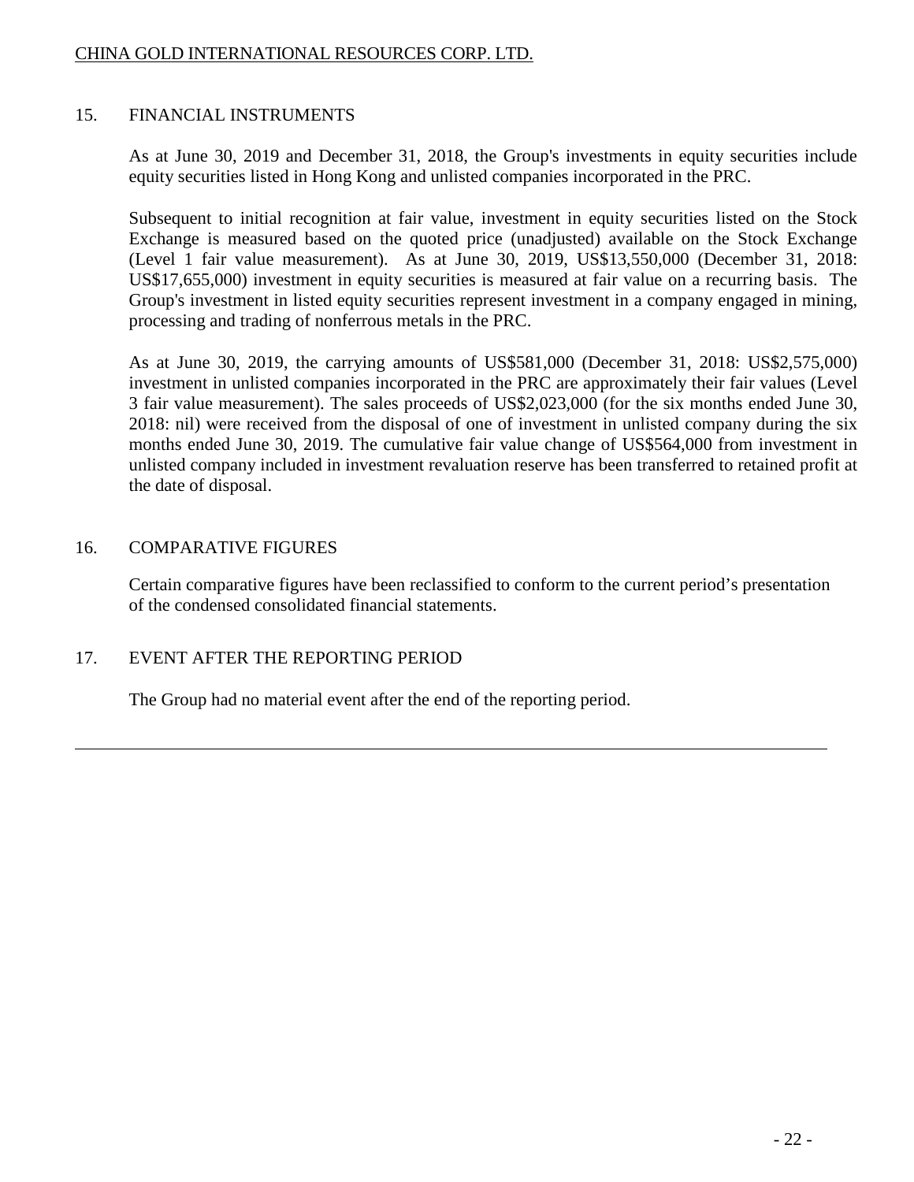## 15. FINANCIAL INSTRUMENTS

As at June 30, 2019 and December 31, 2018, the Group's investments in equity securities include equity securities listed in Hong Kong and unlisted companies incorporated in the PRC.

Subsequent to initial recognition at fair value, investment in equity securities listed on the Stock Exchange is measured based on the quoted price (unadjusted) available on the Stock Exchange (Level 1 fair value measurement). As at June 30, 2019, US$13,550,000 (December 31, 2018: US$17,655,000) investment in equity securities is measured at fair value on a recurring basis. The Group's investment in listed equity securities represent investment in a company engaged in mining, processing and trading of nonferrous metals in the PRC.

As at June 30, 2019, the carrying amounts of US$581,000 (December 31, 2018: US$2,575,000) investment in unlisted companies incorporated in the PRC are approximately their fair values (Level 3 fair value measurement). The sales proceeds of US$2,023,000 (for the six months ended June 30, 2018: nil) were received from the disposal of one of investment in unlisted company during the six months ended June 30, 2019. The cumulative fair value change of US$564,000 from investment in unlisted company included in investment revaluation reserve has been transferred to retained profit at the date of disposal.

## 16. COMPARATIVE FIGURES

Certain comparative figures have been reclassified to conform to the current period's presentation of the condensed consolidated financial statements.

## 17. EVENT AFTER THE REPORTING PERIOD

The Group had no material event after the end of the reporting period.